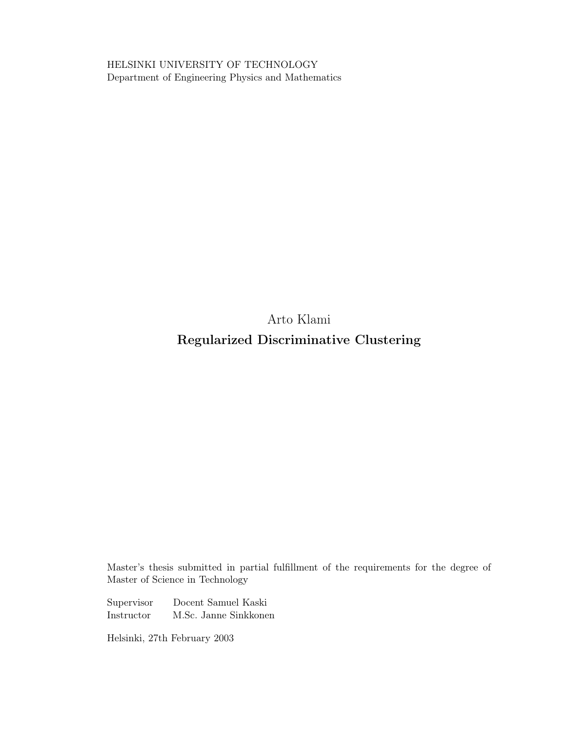HELSINKI UNIVERSITY OF TECHNOLOGY
Department of Engineering Physics and Mathematics

Arto Klami

# Regularized Discriminative Clustering

Master's thesis submitted in partial fulfillment of the requirements for the degree of Master of Science in Technology

Supervisor Docent Samuel Kaski
Instructor M.Sc. Janne Sinkkonen

Helsinki, 27th February 2003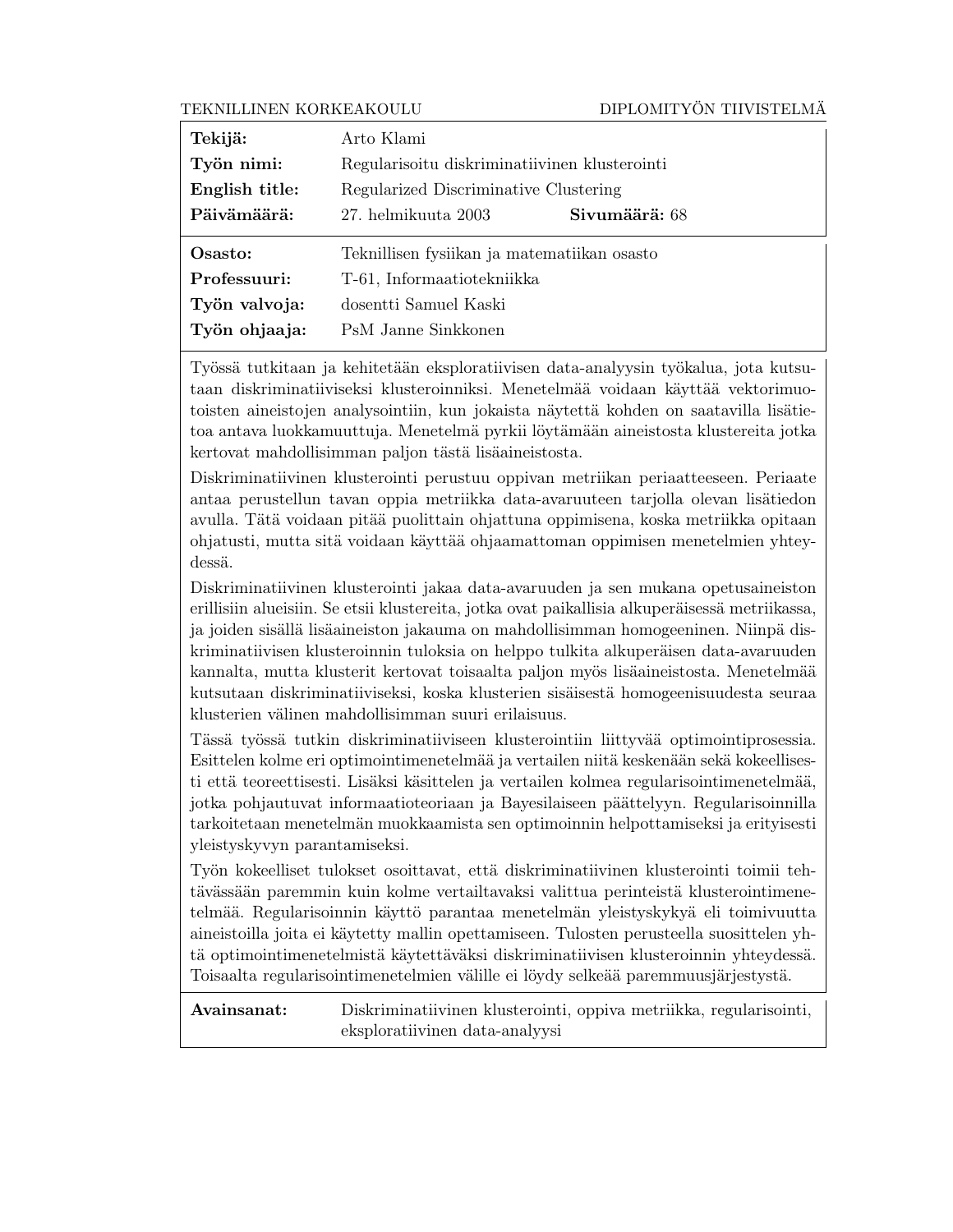TEKNILLINEN KORKEAKOULU — DIPLOMITYÖN TIIVISTELMÄ

| | |
|---|---|
| **Tekijä:** | Arto Klami |
| **Työn nimi:** | Regularisoitu diskriminatiivinen klusterointi |
| **English title:** | Regularized Discriminative Clustering |
| **Päivämäärä:** | 27. helmikuuta 2003 — **Sivumäärä:** 68 |
| **Osasto:** | Teknillisen fysiikan ja matematiikan osasto |
| **Professuuri:** | T-61, Informaatiotekniikka |
| **Työn valvoja:** | dosentti Samuel Kaski |
| **Työn ohjaaja:** | PsM Janne Sinkkonen |

Työssä tutkitaan ja kehitetään eksploratiivisen data-analyysin työkalua, jota kutsutaan diskriminatiiviseksi klusteroinniksi. Menetelmää voidaan käyttää vektorimuotoisten aineistojen analysointiin, kun jokaista näytettä kohden on saatavilla lisätietoa antava luokkamuuttuja. Menetelmä pyrkii löytämään aineistosta klustereita jotka kertovat mahdollisimman paljon tästä lisäaineistosta.

Diskriminatiivinen klusterointi perustuu oppivan metriikan periaatteeseen. Periaate antaa perustellun tavan oppia metriikka data-avaruuteen tarjolla olevan lisätiedon avulla. Tätä voidaan pitää puolittain ohjattuna oppimisena, koska metriikka opitaan ohjatusti, mutta sitä voidaan käyttää ohjaamattoman oppimisen menetelmien yhteydessä.

Diskriminatiivinen klusterointi jakaa data-avaruuden ja sen mukana opetusaineiston erillisiin alueisiin. Se etsii klustereita, jotka ovat paikallisia alkuperäisessä metriikassa, ja joiden sisällä lisäaineiston jakauma on mahdollisimman homogeeninen. Niinpä diskriminatiivisen klusteroinnin tuloksia on helppo tulkita alkuperäisen data-avaruuden kannalta, mutta klusterit kertovat toisaalta paljon myös lisäaineistosta. Menetelmää kutsutaan diskriminatiiviseksi, koska klusterien sisäisestä homogeenisuudesta seuraa klusterien välinen mahdollisimman suuri erilaisuus.

Tässä työssä tutkin diskriminatiiviseen klusterointiin liittyvää optimointiprosessia. Esittelen kolme eri optimointimenetelmää ja vertailen niitä keskenään sekä kokeellisesti että teoreettisesti. Lisäksi käsittelen ja vertailen kolmea regularisointimenetelmää, jotka pohjautuvat informaatioteoriaan ja Bayesilaiseen päättelyyn. Regularisoinnilla tarkoitetaan menetelmän muokkaamista sen optimoinnin helpottamiseksi ja erityisesti yleistyskyvyn parantamiseksi.

Työn kokeelliset tulokset osoittavat, että diskriminatiivinen klusterointi toimii tehtävässään paremmin kuin kolme vertailtavaksi valittua perinteistä klusterointimenetelmää. Regularisoinnin käyttö parantaa menetelmän yleistyskykyä eli toimivuutta aineistoilla joita ei käytetty mallin opettamiseen. Tulosten perusteella suosittelen yhtä optimointimenetelmistä käytettäväksi diskriminatiivisen klusteroinnin yhteydessä. Toisaalta regularisointimenetelmien välille ei löydy selkeää paremmuusjärjestystä.

| | |
|---|---|
| **Avainsanat:** | Diskriminatiivinen klusterointi, oppiva metriikka, regularisointi, eksploratiivinen data-analyysi |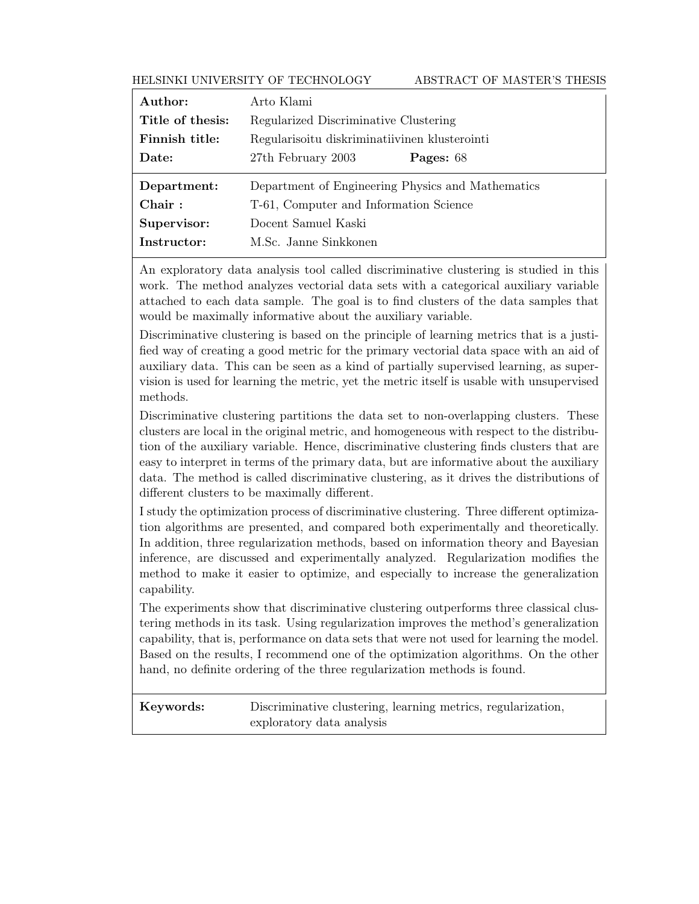HELSINKI UNIVERSITY OF TECHNOLOGY ABSTRACT OF MASTER'S THESIS

| | | |
|---|---|---|
| **Author:** | Arto Klami | |
| **Title of thesis:** | Regularized Discriminative Clustering | |
| **Finnish title:** | Regularisoitu diskriminatiivinen klusterointi | |
| **Date:** | 27th February 2003 | **Pages:** 68 |
| **Department:** | Department of Engineering Physics and Mathematics | |
| **Chair :** | T-61, Computer and Information Science | |
| **Supervisor:** | Docent Samuel Kaski | |
| **Instructor:** | M.Sc. Janne Sinkkonen | |

An exploratory data analysis tool called discriminative clustering is studied in this work. The method analyzes vectorial data sets with a categorical auxiliary variable attached to each data sample. The goal is to find clusters of the data samples that would be maximally informative about the auxiliary variable.

Discriminative clustering is based on the principle of learning metrics that is a justified way of creating a good metric for the primary vectorial data space with an aid of auxiliary data. This can be seen as a kind of partially supervised learning, as supervision is used for learning the metric, yet the metric itself is usable with unsupervised methods.

Discriminative clustering partitions the data set to non-overlapping clusters. These clusters are local in the original metric, and homogeneous with respect to the distribution of the auxiliary variable. Hence, discriminative clustering finds clusters that are easy to interpret in terms of the primary data, but are informative about the auxiliary data. The method is called discriminative clustering, as it drives the distributions of different clusters to be maximally different.

I study the optimization process of discriminative clustering. Three different optimization algorithms are presented, and compared both experimentally and theoretically. In addition, three regularization methods, based on information theory and Bayesian inference, are discussed and experimentally analyzed. Regularization modifies the method to make it easier to optimize, and especially to increase the generalization capability.

The experiments show that discriminative clustering outperforms three classical clustering methods in its task. Using regularization improves the method's generalization capability, that is, performance on data sets that were not used for learning the model. Based on the results, I recommend one of the optimization algorithms. On the other hand, no definite ordering of the three regularization methods is found.

**Keywords:** Discriminative clustering, learning metrics, regularization, exploratory data analysis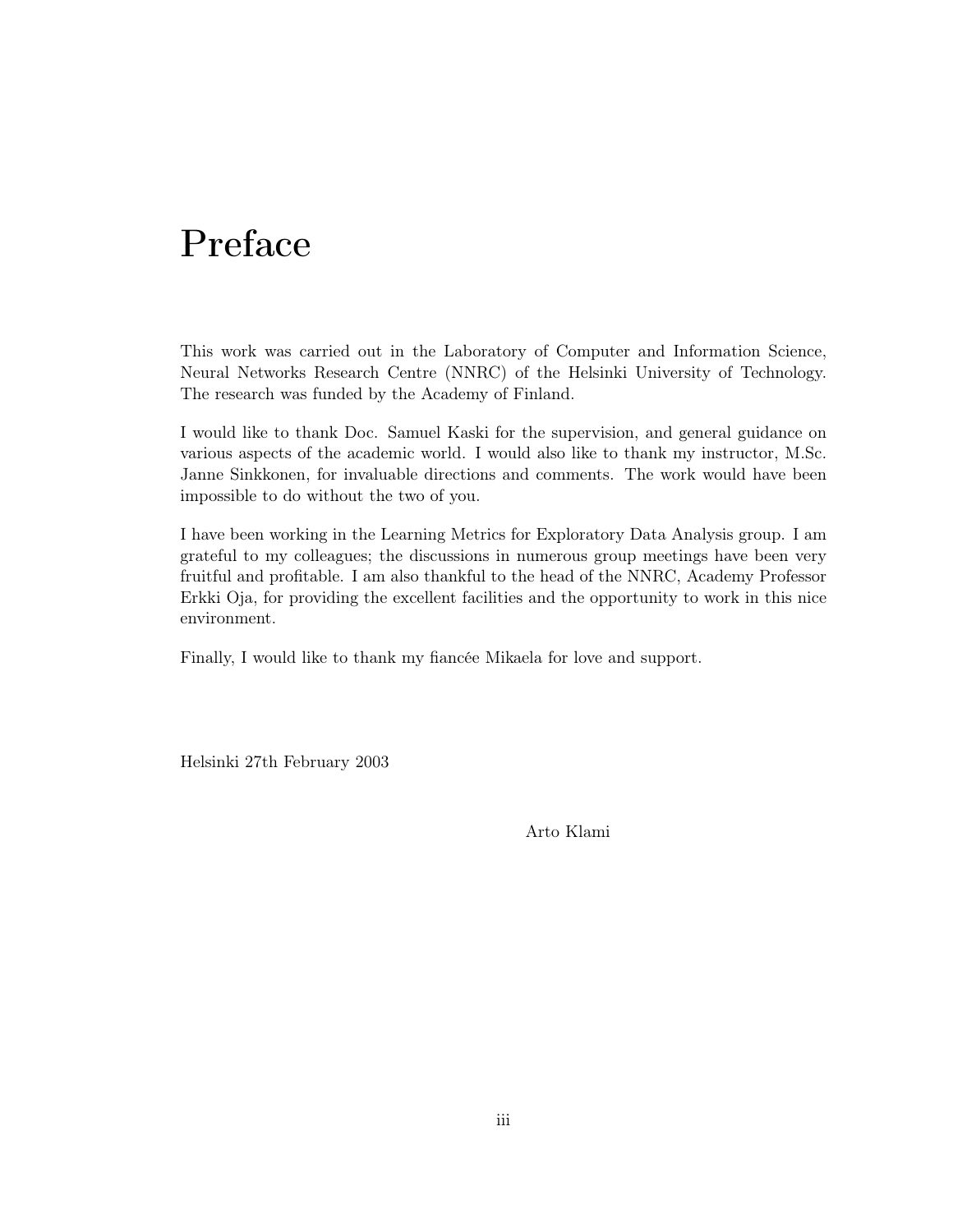# Preface

This work was carried out in the Laboratory of Computer and Information Science, Neural Networks Research Centre (NNRC) of the Helsinki University of Technology. The research was funded by the Academy of Finland.

I would like to thank Doc. Samuel Kaski for the supervision, and general guidance on various aspects of the academic world. I would also like to thank my instructor, M.Sc. Janne Sinkkonen, for invaluable directions and comments. The work would have been impossible to do without the two of you.

I have been working in the Learning Metrics for Exploratory Data Analysis group. I am grateful to my colleagues; the discussions in numerous group meetings have been very fruitful and profitable. I am also thankful to the head of the NNRC, Academy Professor Erkki Oja, for providing the excellent facilities and the opportunity to work in this nice environment.

Finally, I would like to thank my fiancée Mikaela for love and support.

Helsinki 27th February 2003

Arto Klami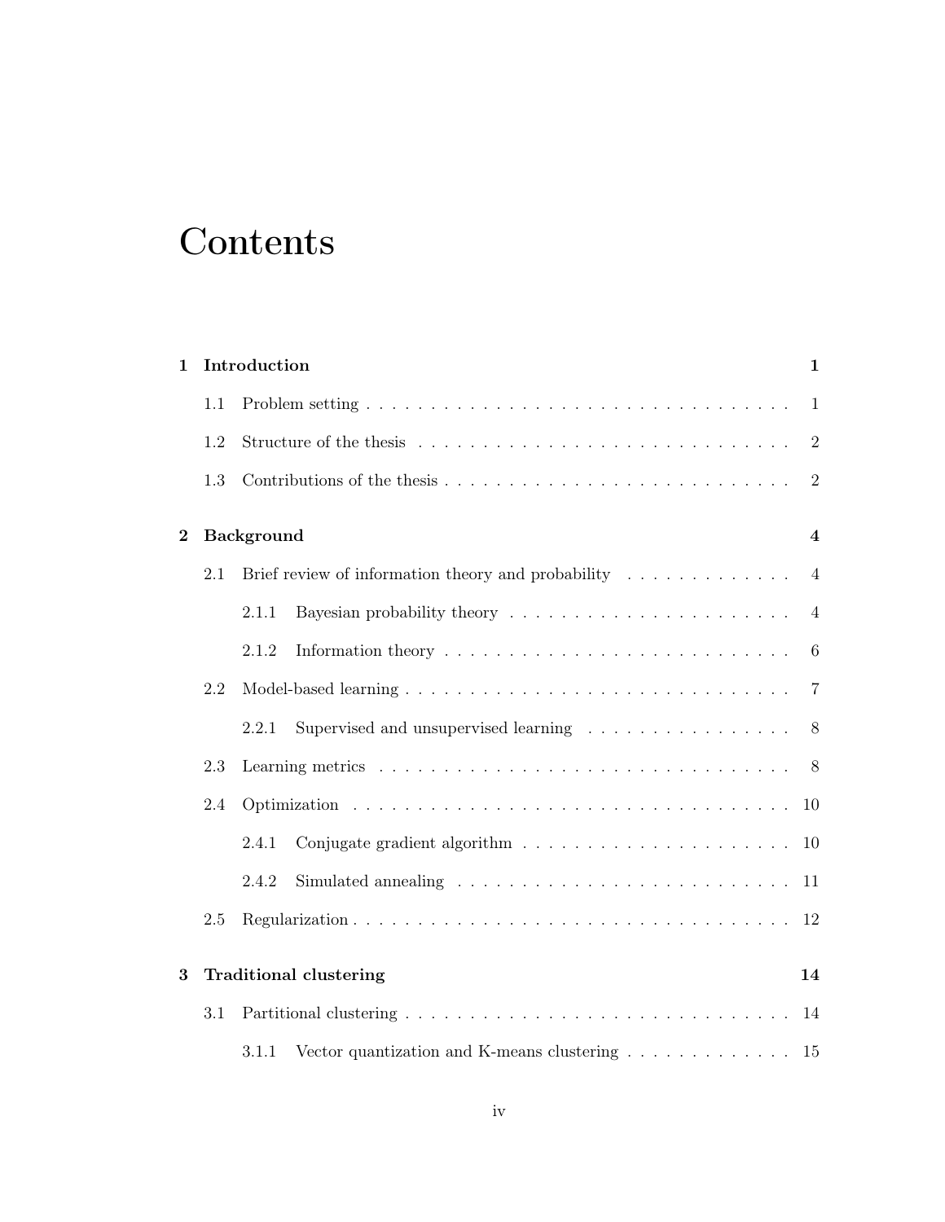# Contents

**1 Introduction** **1**

- 1.1 Problem setting . . . . . . . . . . . . . . . . . . . . . . . . . . . . . . . . . 1
- 1.2 Structure of the thesis . . . . . . . . . . . . . . . . . . . . . . . . . . . . . 2
- 1.3 Contributions of the thesis . . . . . . . . . . . . . . . . . . . . . . . . . . . 2

**2 Background** **4**

- 2.1 Brief review of information theory and probability . . . . . . . . . . . . . 4
  - 2.1.1 Bayesian probability theory . . . . . . . . . . . . . . . . . . . . . . 4
  - 2.1.2 Information theory . . . . . . . . . . . . . . . . . . . . . . . . . . . 6
- 2.2 Model-based learning . . . . . . . . . . . . . . . . . . . . . . . . . . . . . . 7
  - 2.2.1 Supervised and unsupervised learning . . . . . . . . . . . . . . . . 8
- 2.3 Learning metrics . . . . . . . . . . . . . . . . . . . . . . . . . . . . . . . . 8
- 2.4 Optimization . . . . . . . . . . . . . . . . . . . . . . . . . . . . . . . . . . 10
  - 2.4.1 Conjugate gradient algorithm . . . . . . . . . . . . . . . . . . . . . 10
  - 2.4.2 Simulated annealing . . . . . . . . . . . . . . . . . . . . . . . . . . 11
- 2.5 Regularization . . . . . . . . . . . . . . . . . . . . . . . . . . . . . . . . . 12

**3 Traditional clustering** **14**

- 3.1 Partitional clustering . . . . . . . . . . . . . . . . . . . . . . . . . . . . . . 14
  - 3.1.1 Vector quantization and K-means clustering . . . . . . . . . . . . . 15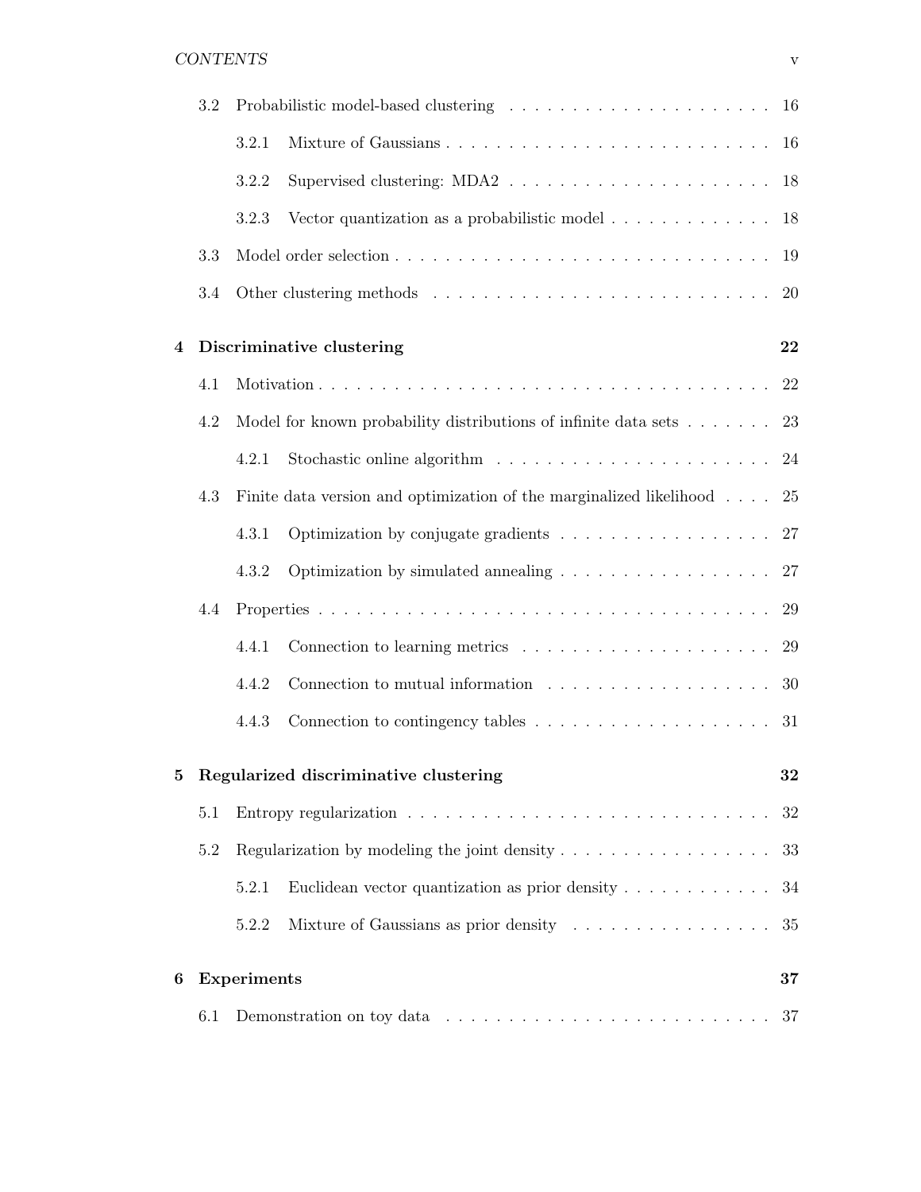3.2 Probabilistic model-based clustering . . . . . . . . . . . . . . . . . . . . . . 16

  3.2.1 Mixture of Gaussians . . . . . . . . . . . . . . . . . . . . . . . . . . 16

  3.2.2 Supervised clustering: MDA2 . . . . . . . . . . . . . . . . . . . . . 18

  3.2.3 Vector quantization as a probabilistic model . . . . . . . . . . . . . 18

3.3 Model order selection . . . . . . . . . . . . . . . . . . . . . . . . . . . . . 19

3.4 Other clustering methods . . . . . . . . . . . . . . . . . . . . . . . . . . . 20

**4 Discriminative clustering** **22**

4.1 Motivation . . . . . . . . . . . . . . . . . . . . . . . . . . . . . . . . . . . 22

4.2 Model for known probability distributions of infinite data sets . . . . . . . 23

  4.2.1 Stochastic online algorithm . . . . . . . . . . . . . . . . . . . . . . 24

4.3 Finite data version and optimization of the marginalized likelihood . . . . 25

  4.3.1 Optimization by conjugate gradients . . . . . . . . . . . . . . . . . 27

  4.3.2 Optimization by simulated annealing . . . . . . . . . . . . . . . . . 27

4.4 Properties . . . . . . . . . . . . . . . . . . . . . . . . . . . . . . . . . . . . 29

  4.4.1 Connection to learning metrics . . . . . . . . . . . . . . . . . . . . 29

  4.4.2 Connection to mutual information . . . . . . . . . . . . . . . . . . 30

  4.4.3 Connection to contingency tables . . . . . . . . . . . . . . . . . . . 31

**5 Regularized discriminative clustering** **32**

5.1 Entropy regularization . . . . . . . . . . . . . . . . . . . . . . . . . . . . . 32

5.2 Regularization by modeling the joint density . . . . . . . . . . . . . . . . . 33

  5.2.1 Euclidean vector quantization as prior density . . . . . . . . . . . . 34

  5.2.2 Mixture of Gaussians as prior density . . . . . . . . . . . . . . . . 35

**6 Experiments** **37**

6.1 Demonstration on toy data . . . . . . . . . . . . . . . . . . . . . . . . . . 37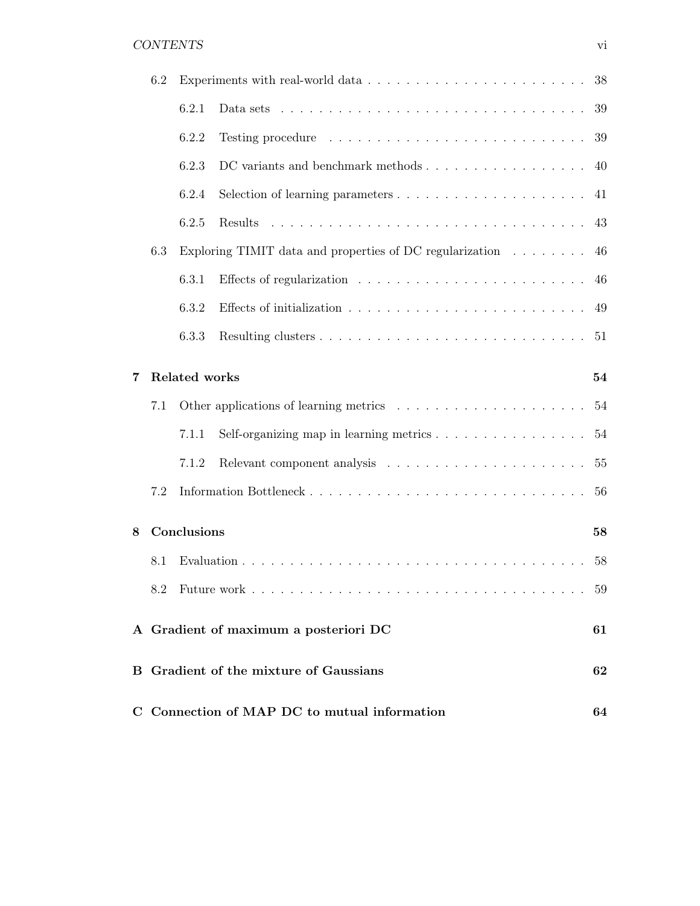| | | | |
|---|---|---|---|
| 6.2 | Experiments with real-world data | | 38 |
| | 6.2.1 | Data sets | 39 |
| | 6.2.2 | Testing procedure | 39 |
| | 6.2.3 | DC variants and benchmark methods | 40 |
| | 6.2.4 | Selection of learning parameters | 41 |
| | 6.2.5 | Results | 43 |
| 6.3 | Exploring TIMIT data and properties of DC regularization | | 46 |
| | 6.3.1 | Effects of regularization | 46 |
| | 6.3.2 | Effects of initialization | 49 |
| | 6.3.3 | Resulting clusters | 51 |

**7 Related works** **54**

| | | | |
|---|---|---|---|
| 7.1 | Other applications of learning metrics | | 54 |
| | 7.1.1 | Self-organizing map in learning metrics | 54 |
| | 7.1.2 | Relevant component analysis | 55 |
| 7.2 | Information Bottleneck | | 56 |

**8 Conclusions** **58**

| | | |
|---|---|---|
| 8.1 | Evaluation | 58 |
| 8.2 | Future work | 59 |

**A Gradient of maximum a posteriori DC** **61**

**B Gradient of the mixture of Gaussians** **62**

**C Connection of MAP DC to mutual information** **64**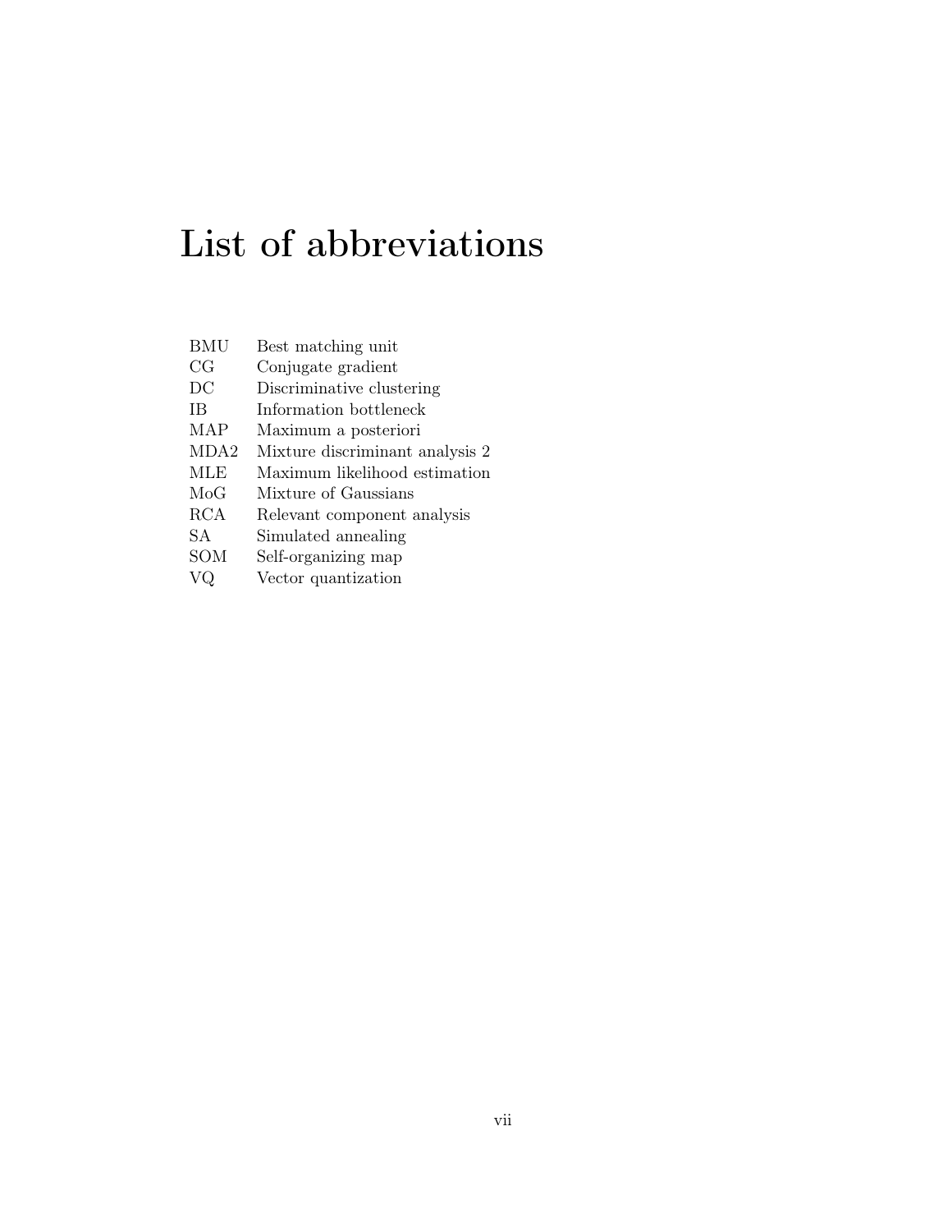# List of abbreviations

| | |
|---|---|
| BMU | Best matching unit |
| CG | Conjugate gradient |
| DC | Discriminative clustering |
| IB | Information bottleneck |
| MAP | Maximum a posteriori |
| MDA2 | Mixture discriminant analysis 2 |
| MLE | Maximum likelihood estimation |
| MoG | Mixture of Gaussians |
| RCA | Relevant component analysis |
| SA | Simulated annealing |
| SOM | Self-organizing map |
| VQ | Vector quantization |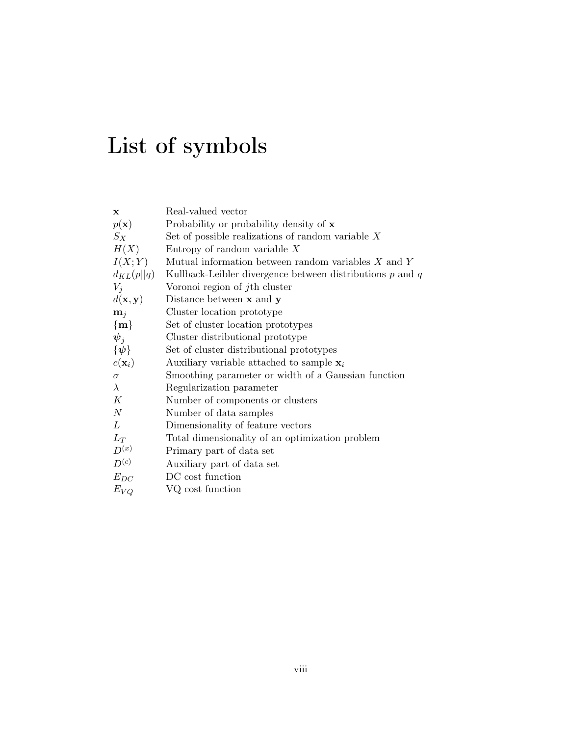# List of symbols

| | |
|---|---|
| $\mathbf{x}$ | Real-valued vector |
| $p(\mathbf{x})$ | Probability or probability density of $\mathbf{x}$ |
| $S_X$ | Set of possible realizations of random variable $X$ |
| $H(X)$ | Entropy of random variable $X$ |
| $I(X;Y)$ | Mutual information between random variables $X$ and $Y$ |
| $d_{KL}(p\|\|q)$ | Kullback-Leibler divergence between distributions $p$ and $q$ |
| $V_j$ | Voronoi region of $j$th cluster |
| $d(\mathbf{x}, \mathbf{y})$ | Distance between $\mathbf{x}$ and $\mathbf{y}$ |
| $\mathbf{m}_j$ | Cluster location prototype |
| $\{\mathbf{m}\}$ | Set of cluster location prototypes |
| $\boldsymbol{\psi}_j$ | Cluster distributional prototype |
| $\{\boldsymbol{\psi}\}$ | Set of cluster distributional prototypes |
| $c(\mathbf{x}_i)$ | Auxiliary variable attached to sample $\mathbf{x}_i$ |
| $\sigma$ | Smoothing parameter or width of a Gaussian function |
| $\lambda$ | Regularization parameter |
| $K$ | Number of components or clusters |
| $N$ | Number of data samples |
| $L$ | Dimensionality of feature vectors |
| $L_T$ | Total dimensionality of an optimization problem |
| $D^{(x)}$ | Primary part of data set |
| $D^{(c)}$ | Auxiliary part of data set |
| $E_{DC}$ | DC cost function |
| $E_{VQ}$ | VQ cost function |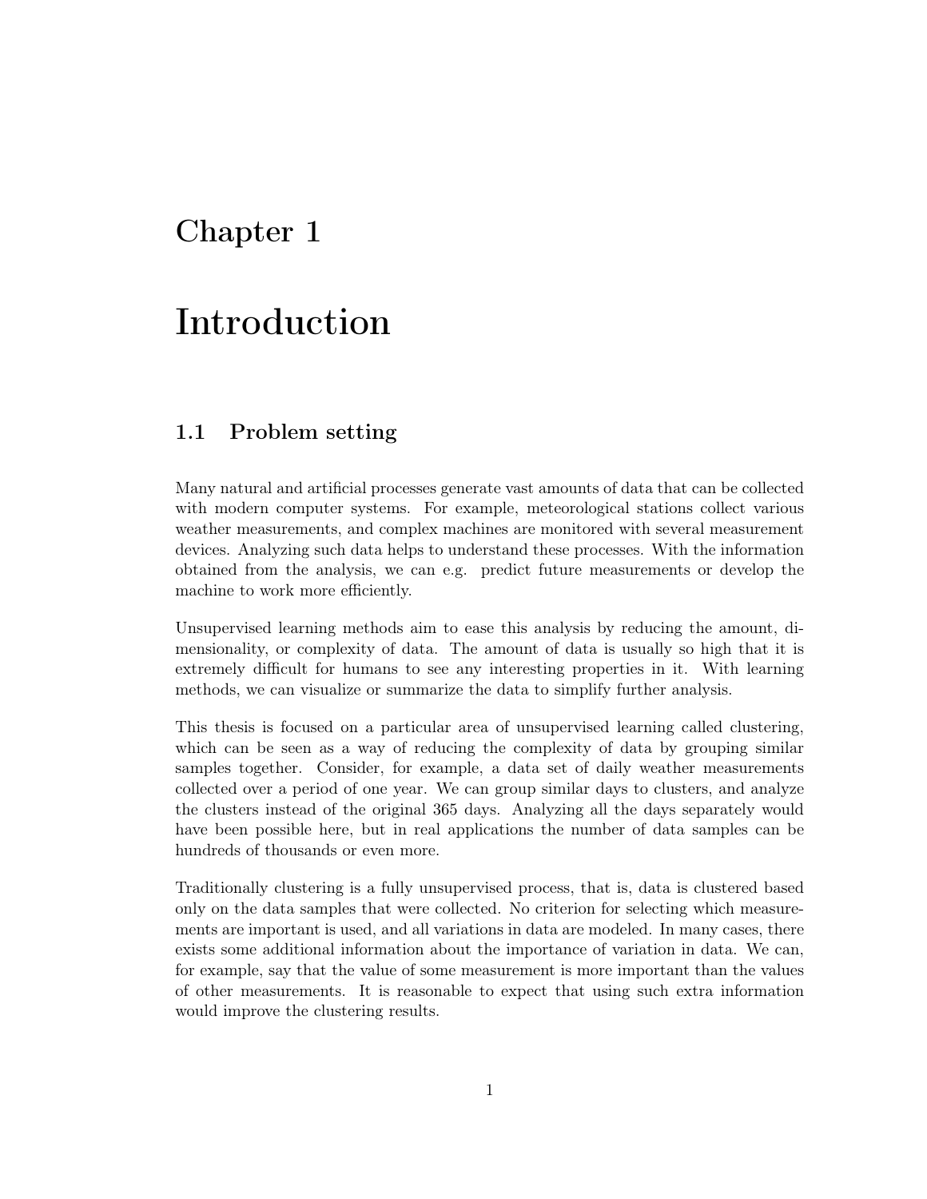# Chapter 1

# Introduction

## 1.1 Problem setting

Many natural and artificial processes generate vast amounts of data that can be collected with modern computer systems. For example, meteorological stations collect various weather measurements, and complex machines are monitored with several measurement devices. Analyzing such data helps to understand these processes. With the information obtained from the analysis, we can e.g. predict future measurements or develop the machine to work more efficiently.

Unsupervised learning methods aim to ease this analysis by reducing the amount, dimensionality, or complexity of data. The amount of data is usually so high that it is extremely difficult for humans to see any interesting properties in it. With learning methods, we can visualize or summarize the data to simplify further analysis.

This thesis is focused on a particular area of unsupervised learning called clustering, which can be seen as a way of reducing the complexity of data by grouping similar samples together. Consider, for example, a data set of daily weather measurements collected over a period of one year. We can group similar days to clusters, and analyze the clusters instead of the original 365 days. Analyzing all the days separately would have been possible here, but in real applications the number of data samples can be hundreds of thousands or even more.

Traditionally clustering is a fully unsupervised process, that is, data is clustered based only on the data samples that were collected. No criterion for selecting which measurements are important is used, and all variations in data are modeled. In many cases, there exists some additional information about the importance of variation in data. We can, for example, say that the value of some measurement is more important than the values of other measurements. It is reasonable to expect that using such extra information would improve the clustering results.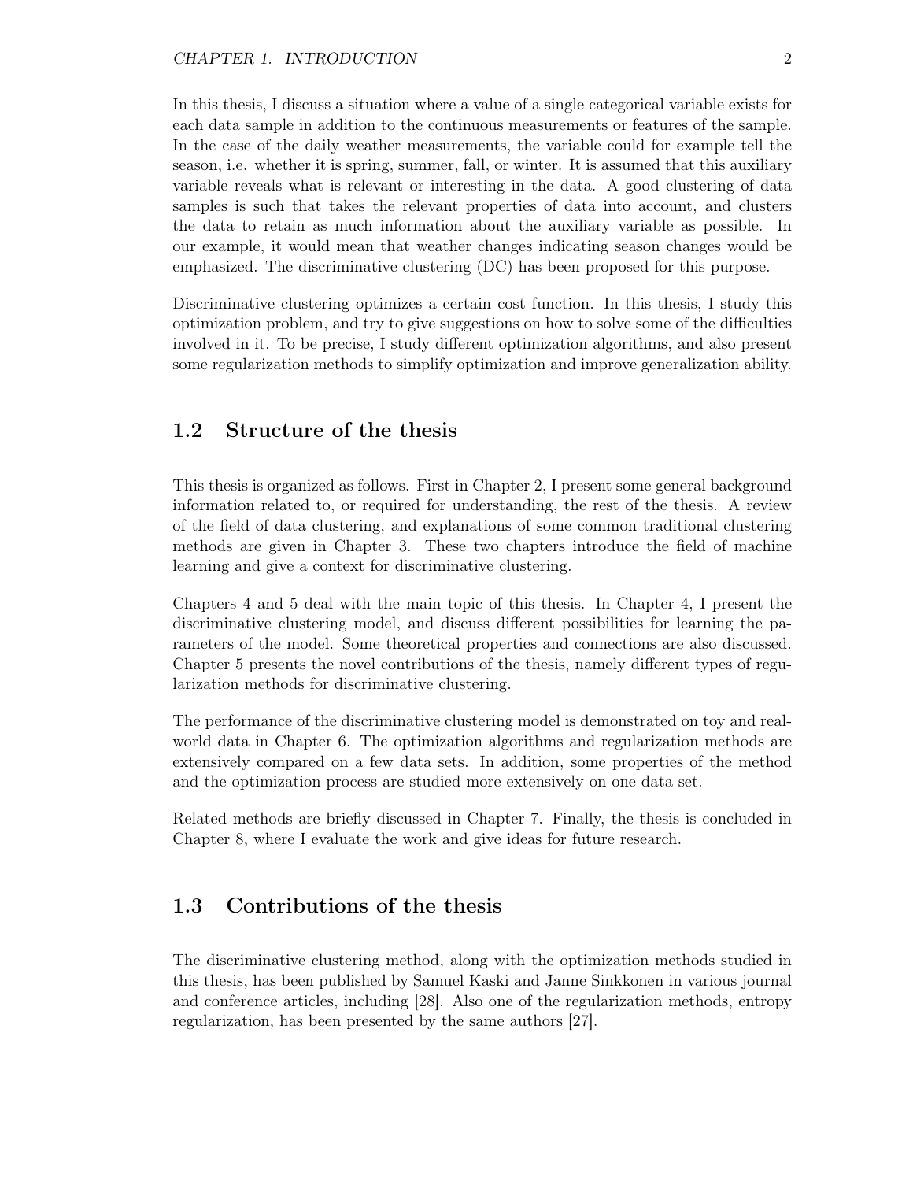In this thesis, I discuss a situation where a value of a single categorical variable exists for each data sample in addition to the continuous measurements or features of the sample. In the case of the daily weather measurements, the variable could for example tell the season, i.e. whether it is spring, summer, fall, or winter. It is assumed that this auxiliary variable reveals what is relevant or interesting in the data. A good clustering of data samples is such that takes the relevant properties of data into account, and clusters the data to retain as much information about the auxiliary variable as possible. In our example, it would mean that weather changes indicating season changes would be emphasized. The discriminative clustering (DC) has been proposed for this purpose.

Discriminative clustering optimizes a certain cost function. In this thesis, I study this optimization problem, and try to give suggestions on how to solve some of the difficulties involved in it. To be precise, I study different optimization algorithms, and also present some regularization methods to simplify optimization and improve generalization ability.

## 1.2 Structure of the thesis

This thesis is organized as follows. First in Chapter 2, I present some general background information related to, or required for understanding, the rest of the thesis. A review of the field of data clustering, and explanations of some common traditional clustering methods are given in Chapter 3. These two chapters introduce the field of machine learning and give a context for discriminative clustering.

Chapters 4 and 5 deal with the main topic of this thesis. In Chapter 4, I present the discriminative clustering model, and discuss different possibilities for learning the parameters of the model. Some theoretical properties and connections are also discussed. Chapter 5 presents the novel contributions of the thesis, namely different types of regularization methods for discriminative clustering.

The performance of the discriminative clustering model is demonstrated on toy and real-world data in Chapter 6. The optimization algorithms and regularization methods are extensively compared on a few data sets. In addition, some properties of the method and the optimization process are studied more extensively on one data set.

Related methods are briefly discussed in Chapter 7. Finally, the thesis is concluded in Chapter 8, where I evaluate the work and give ideas for future research.

## 1.3 Contributions of the thesis

The discriminative clustering method, along with the optimization methods studied in this thesis, has been published by Samuel Kaski and Janne Sinkkonen in various journal and conference articles, including [28]. Also one of the regularization methods, entropy regularization, has been presented by the same authors [27].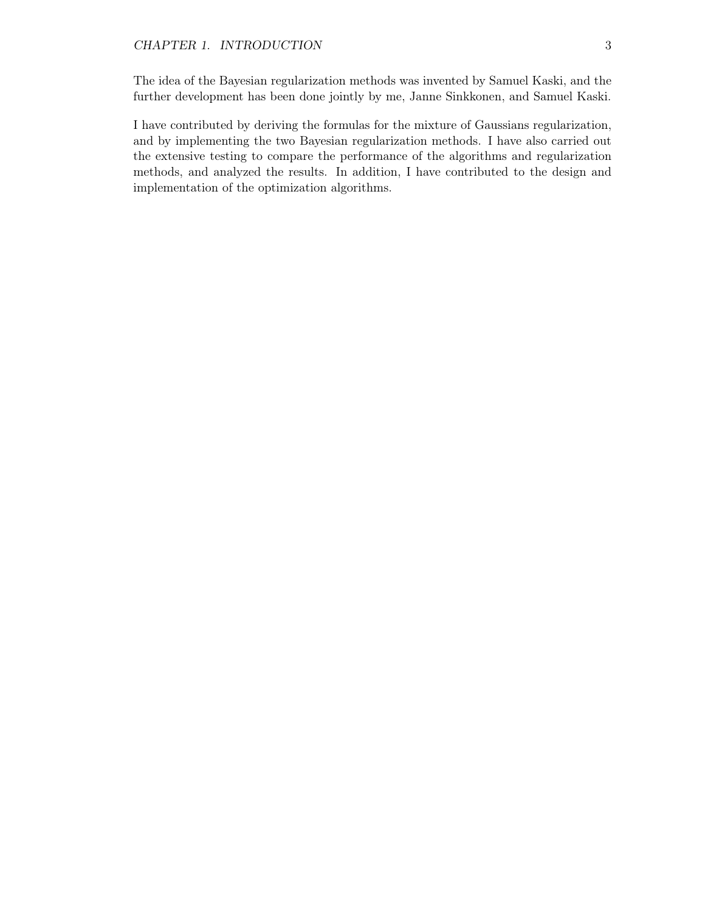The idea of the Bayesian regularization methods was invented by Samuel Kaski, and the further development has been done jointly by me, Janne Sinkkonen, and Samuel Kaski.

I have contributed by deriving the formulas for the mixture of Gaussians regularization, and by implementing the two Bayesian regularization methods. I have also carried out the extensive testing to compare the performance of the algorithms and regularization methods, and analyzed the results. In addition, I have contributed to the design and implementation of the optimization algorithms.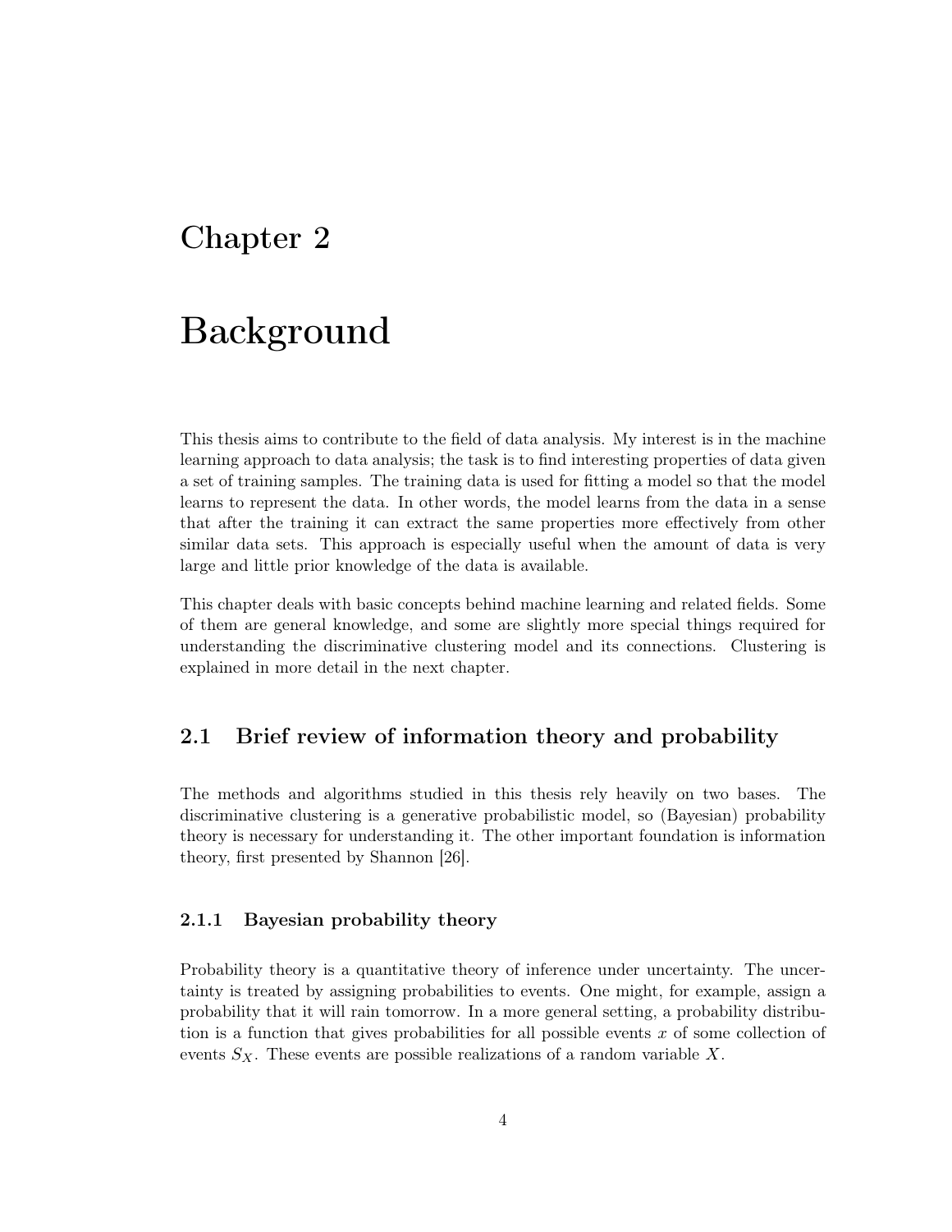# Chapter 2

# Background

This thesis aims to contribute to the field of data analysis. My interest is in the machine learning approach to data analysis; the task is to find interesting properties of data given a set of training samples. The training data is used for fitting a model so that the model learns to represent the data. In other words, the model learns from the data in a sense that after the training it can extract the same properties more effectively from other similar data sets. This approach is especially useful when the amount of data is very large and little prior knowledge of the data is available.

This chapter deals with basic concepts behind machine learning and related fields. Some of them are general knowledge, and some are slightly more special things required for understanding the discriminative clustering model and its connections. Clustering is explained in more detail in the next chapter.

## 2.1 Brief review of information theory and probability

The methods and algorithms studied in this thesis rely heavily on two bases. The discriminative clustering is a generative probabilistic model, so (Bayesian) probability theory is necessary for understanding it. The other important foundation is information theory, first presented by Shannon [26].

### 2.1.1 Bayesian probability theory

Probability theory is a quantitative theory of inference under uncertainty. The uncertainty is treated by assigning probabilities to events. One might, for example, assign a probability that it will rain tomorrow. In a more general setting, a probability distribution is a function that gives probabilities for all possible events $x$ of some collection of events $S_X$. These events are possible realizations of a random variable $X$.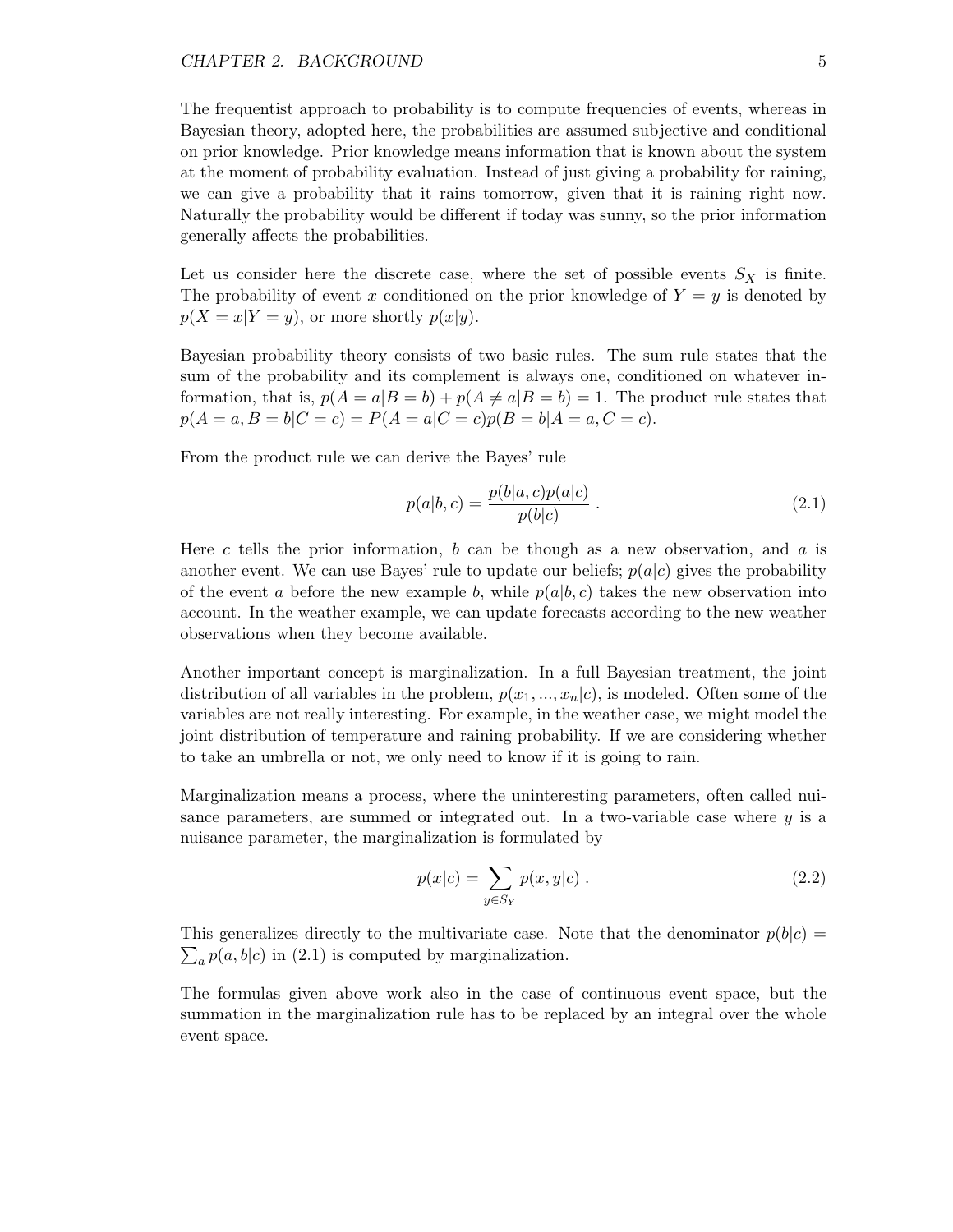The frequentist approach to probability is to compute frequencies of events, whereas in Bayesian theory, adopted here, the probabilities are assumed subjective and conditional on prior knowledge. Prior knowledge means information that is known about the system at the moment of probability evaluation. Instead of just giving a probability for raining, we can give a probability that it rains tomorrow, given that it is raining right now. Naturally the probability would be different if today was sunny, so the prior information generally affects the probabilities.

Let us consider here the discrete case, where the set of possible events $S_X$ is finite. The probability of event $x$ conditioned on the prior knowledge of $Y = y$ is denoted by $p(X = x|Y = y)$, or more shortly $p(x|y)$.

Bayesian probability theory consists of two basic rules. The sum rule states that the sum of the probability and its complement is always one, conditioned on whatever information, that is, $p(A = a|B = b) + p(A \neq a|B = b) = 1$. The product rule states that $p(A = a, B = b|C = c) = P(A = a|C = c)p(B = b|A = a, C = c)$.

From the product rule we can derive the Bayes' rule

$$p(a|b, c) = \frac{p(b|a, c)p(a|c)}{p(b|c)} . \tag{2.1}$$

Here $c$ tells the prior information, $b$ can be though as a new observation, and $a$ is another event. We can use Bayes' rule to update our beliefs; $p(a|c)$ gives the probability of the event $a$ before the new example $b$, while $p(a|b, c)$ takes the new observation into account. In the weather example, we can update forecasts according to the new weather observations when they become available.

Another important concept is marginalization. In a full Bayesian treatment, the joint distribution of all variables in the problem, $p(x_1, ..., x_n|c)$, is modeled. Often some of the variables are not really interesting. For example, in the weather case, we might model the joint distribution of temperature and raining probability. If we are considering whether to take an umbrella or not, we only need to know if it is going to rain.

Marginalization means a process, where the uninteresting parameters, often called nuisance parameters, are summed or integrated out. In a two-variable case where $y$ is a nuisance parameter, the marginalization is formulated by

$$p(x|c) = \sum_{y \in S_Y} p(x, y|c) . \tag{2.2}$$

This generalizes directly to the multivariate case. Note that the denominator $p(b|c) = \sum_a p(a, b|c)$ in (2.1) is computed by marginalization.

The formulas given above work also in the case of continuous event space, but the summation in the marginalization rule has to be replaced by an integral over the whole event space.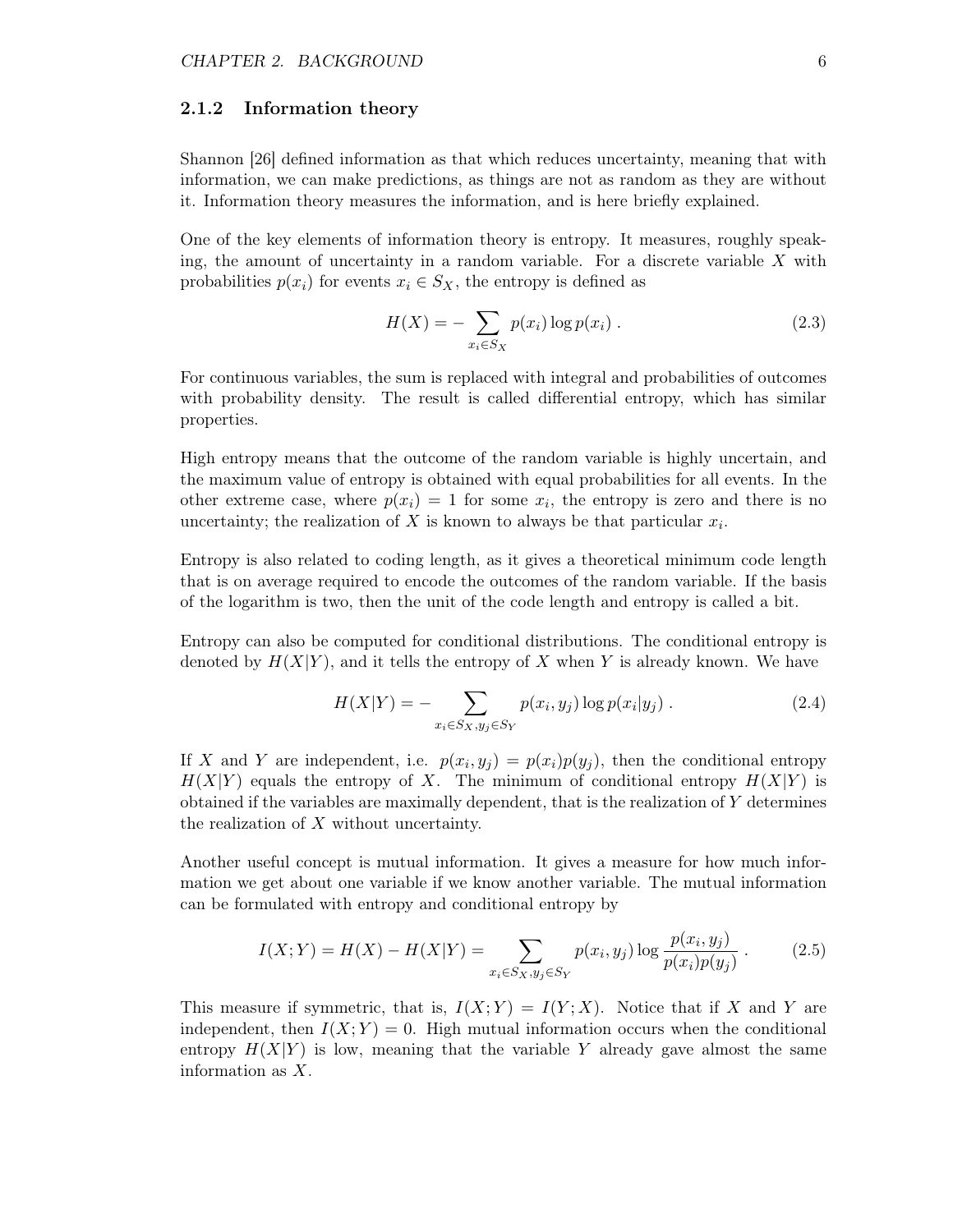### 2.1.2 Information theory

Shannon [26] defined information as that which reduces uncertainty, meaning that with information, we can make predictions, as things are not as random as they are without it. Information theory measures the information, and is here briefly explained.

One of the key elements of information theory is entropy. It measures, roughly speaking, the amount of uncertainty in a random variable. For a discrete variable $X$ with probabilities $p(x_i)$ for events $x_i \in S_X$, the entropy is defined as

$$H(X) = - \sum_{x_i \in S_X} p(x_i) \log p(x_i) \; . \tag{2.3}$$

For continuous variables, the sum is replaced with integral and probabilities of outcomes with probability density. The result is called differential entropy, which has similar properties.

High entropy means that the outcome of the random variable is highly uncertain, and the maximum value of entropy is obtained with equal probabilities for all events. In the other extreme case, where $p(x_i) = 1$ for some $x_i$, the entropy is zero and there is no uncertainty; the realization of $X$ is known to always be that particular $x_i$.

Entropy is also related to coding length, as it gives a theoretical minimum code length that is on average required to encode the outcomes of the random variable. If the basis of the logarithm is two, then the unit of the code length and entropy is called a bit.

Entropy can also be computed for conditional distributions. The conditional entropy is denoted by $H(X|Y)$, and it tells the entropy of $X$ when $Y$ is already known. We have

$$H(X|Y) = - \sum_{x_i \in S_X, y_j \in S_Y} p(x_i, y_j) \log p(x_i|y_j) \; . \tag{2.4}$$

If $X$ and $Y$ are independent, i.e. $p(x_i, y_j) = p(x_i)p(y_j)$, then the conditional entropy $H(X|Y)$ equals the entropy of $X$. The minimum of conditional entropy $H(X|Y)$ is obtained if the variables are maximally dependent, that is the realization of $Y$ determines the realization of $X$ without uncertainty.

Another useful concept is mutual information. It gives a measure for how much information we get about one variable if we know another variable. The mutual information can be formulated with entropy and conditional entropy by

$$I(X;Y) = H(X) - H(X|Y) = \sum_{x_i \in S_X, y_j \in S_Y} p(x_i, y_j) \log \frac{p(x_i, y_j)}{p(x_i)p(y_j)} \; . \tag{2.5}$$

This measure if symmetric, that is, $I(X;Y) = I(Y;X)$. Notice that if $X$ and $Y$ are independent, then $I(X;Y) = 0$. High mutual information occurs when the conditional entropy $H(X|Y)$ is low, meaning that the variable $Y$ already gave almost the same information as $X$.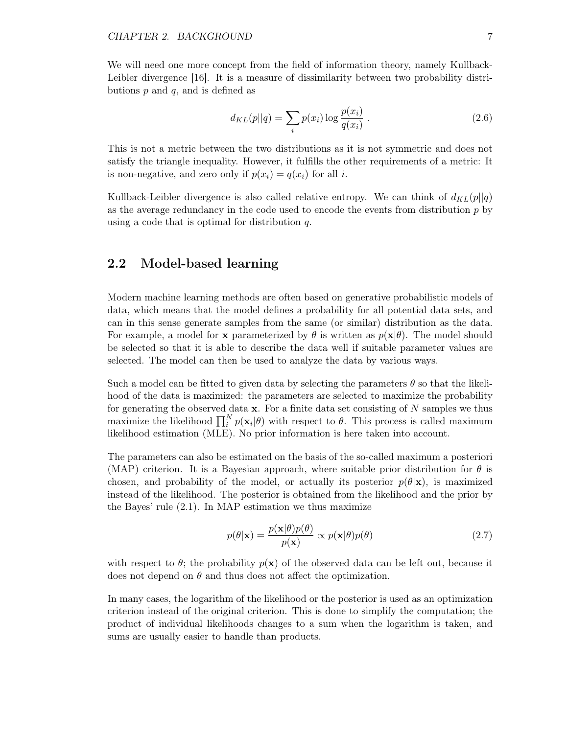We will need one more concept from the field of information theory, namely Kullback-Leibler divergence [16]. It is a measure of dissimilarity between two probability distributions $p$ and $q$, and is defined as

$$d_{KL}(p||q) = \sum_i p(x_i) \log \frac{p(x_i)}{q(x_i)} \ . \tag{2.6}$$

This is not a metric between the two distributions as it is not symmetric and does not satisfy the triangle inequality. However, it fulfills the other requirements of a metric: It is non-negative, and zero only if $p(x_i) = q(x_i)$ for all $i$.

Kullback-Leibler divergence is also called relative entropy. We can think of $d_{KL}(p||q)$ as the average redundancy in the code used to encode the events from distribution $p$ by using a code that is optimal for distribution $q$.

## 2.2 Model-based learning

Modern machine learning methods are often based on generative probabilistic models of data, which means that the model defines a probability for all potential data sets, and can in this sense generate samples from the same (or similar) distribution as the data. For example, a model for $\mathbf{x}$ parameterized by $\theta$ is written as $p(\mathbf{x}|\theta)$. The model should be selected so that it is able to describe the data well if suitable parameter values are selected. The model can then be used to analyze the data by various ways.

Such a model can be fitted to given data by selecting the parameters $\theta$ so that the likelihood of the data is maximized: the parameters are selected to maximize the probability for generating the observed data $\mathbf{x}$. For a finite data set consisting of $N$ samples we thus maximize the likelihood $\prod_i^N p(\mathbf{x}_i|\theta)$ with respect to $\theta$. This process is called maximum likelihood estimation (MLE). No prior information is here taken into account.

The parameters can also be estimated on the basis of the so-called maximum a posteriori (MAP) criterion. It is a Bayesian approach, where suitable prior distribution for $\theta$ is chosen, and probability of the model, or actually its posterior $p(\theta|\mathbf{x})$, is maximized instead of the likelihood. The posterior is obtained from the likelihood and the prior by the Bayes' rule (2.1). In MAP estimation we thus maximize

$$p(\theta|\mathbf{x}) = \frac{p(\mathbf{x}|\theta)p(\theta)}{p(\mathbf{x})} \propto p(\mathbf{x}|\theta)p(\theta) \tag{2.7}$$

with respect to $\theta$; the probability $p(\mathbf{x})$ of the observed data can be left out, because it does not depend on $\theta$ and thus does not affect the optimization.

In many cases, the logarithm of the likelihood or the posterior is used as an optimization criterion instead of the original criterion. This is done to simplify the computation; the product of individual likelihoods changes to a sum when the logarithm is taken, and sums are usually easier to handle than products.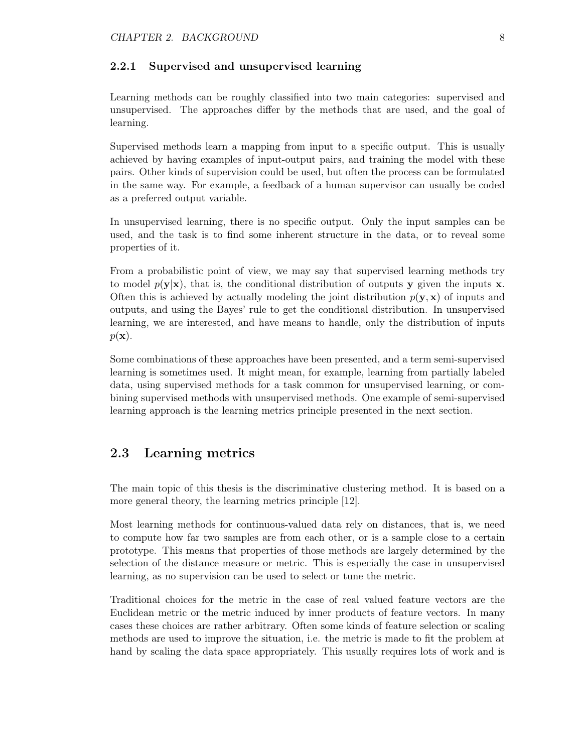### 2.2.1 Supervised and unsupervised learning

Learning methods can be roughly classified into two main categories: supervised and unsupervised. The approaches differ by the methods that are used, and the goal of learning.

Supervised methods learn a mapping from input to a specific output. This is usually achieved by having examples of input-output pairs, and training the model with these pairs. Other kinds of supervision could be used, but often the process can be formulated in the same way. For example, a feedback of a human supervisor can usually be coded as a preferred output variable.

In unsupervised learning, there is no specific output. Only the input samples can be used, and the task is to find some inherent structure in the data, or to reveal some properties of it.

From a probabilistic point of view, we may say that supervised learning methods try to model $p(\mathbf{y}|\mathbf{x})$, that is, the conditional distribution of outputs $\mathbf{y}$ given the inputs $\mathbf{x}$. Often this is achieved by actually modeling the joint distribution $p(\mathbf{y}, \mathbf{x})$ of inputs and outputs, and using the Bayes' rule to get the conditional distribution. In unsupervised learning, we are interested, and have means to handle, only the distribution of inputs $p(\mathbf{x})$.

Some combinations of these approaches have been presented, and a term semi-supervised learning is sometimes used. It might mean, for example, learning from partially labeled data, using supervised methods for a task common for unsupervised learning, or combining supervised methods with unsupervised methods. One example of semi-supervised learning approach is the learning metrics principle presented in the next section.

## 2.3 Learning metrics

The main topic of this thesis is the discriminative clustering method. It is based on a more general theory, the learning metrics principle [12].

Most learning methods for continuous-valued data rely on distances, that is, we need to compute how far two samples are from each other, or is a sample close to a certain prototype. This means that properties of those methods are largely determined by the selection of the distance measure or metric. This is especially the case in unsupervised learning, as no supervision can be used to select or tune the metric.

Traditional choices for the metric in the case of real valued feature vectors are the Euclidean metric or the metric induced by inner products of feature vectors. In many cases these choices are rather arbitrary. Often some kinds of feature selection or scaling methods are used to improve the situation, i.e. the metric is made to fit the problem at hand by scaling the data space appropriately. This usually requires lots of work and is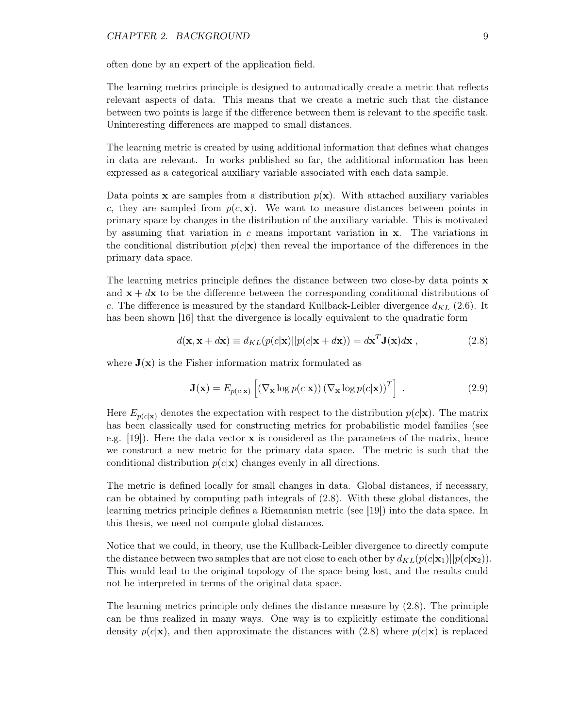often done by an expert of the application field.

The learning metrics principle is designed to automatically create a metric that reflects relevant aspects of data. This means that we create a metric such that the distance between two points is large if the difference between them is relevant to the specific task. Uninteresting differences are mapped to small distances.

The learning metric is created by using additional information that defines what changes in data are relevant. In works published so far, the additional information has been expressed as a categorical auxiliary variable associated with each data sample.

Data points $\mathbf{x}$ are samples from a distribution $p(\mathbf{x})$. With attached auxiliary variables $c$, they are sampled from $p(c, \mathbf{x})$. We want to measure distances between points in primary space by changes in the distribution of the auxiliary variable. This is motivated by assuming that variation in $c$ means important variation in $\mathbf{x}$. The variations in the conditional distribution $p(c|\mathbf{x})$ then reveal the importance of the differences in the primary data space.

The learning metrics principle defines the distance between two close-by data points $\mathbf{x}$ and $\mathbf{x} + d\mathbf{x}$ to be the difference between the corresponding conditional distributions of $c$. The difference is measured by the standard Kullback-Leibler divergence $d_{KL}$ (2.6). It has been shown [16] that the divergence is locally equivalent to the quadratic form

$$d(\mathbf{x}, \mathbf{x} + d\mathbf{x}) \equiv d_{KL}(p(c|\mathbf{x})||p(c|\mathbf{x} + d\mathbf{x})) = d\mathbf{x}^T \mathbf{J}(\mathbf{x}) d\mathbf{x} \, , \tag{2.8}$$

where $\mathbf{J}(\mathbf{x})$ is the Fisher information matrix formulated as

$$\mathbf{J}(\mathbf{x}) = E_{p(c|\mathbf{x})} \left[ \left( \nabla_{\mathbf{x}} \log p(c|\mathbf{x}) \right) \left( \nabla_{\mathbf{x}} \log p(c|\mathbf{x}) \right)^T \right] \, . \tag{2.9}$$

Here $E_{p(c|\mathbf{x})}$ denotes the expectation with respect to the distribution $p(c|\mathbf{x})$. The matrix has been classically used for constructing metrics for probabilistic model families (see e.g. [19]). Here the data vector $\mathbf{x}$ is considered as the parameters of the matrix, hence we construct a new metric for the primary data space. The metric is such that the conditional distribution $p(c|\mathbf{x})$ changes evenly in all directions.

The metric is defined locally for small changes in data. Global distances, if necessary, can be obtained by computing path integrals of (2.8). With these global distances, the learning metrics principle defines a Riemannian metric (see [19]) into the data space. In this thesis, we need not compute global distances.

Notice that we could, in theory, use the Kullback-Leibler divergence to directly compute the distance between two samples that are not close to each other by $d_{KL}(p(c|\mathbf{x}_1)||p(c|\mathbf{x}_2))$. This would lead to the original topology of the space being lost, and the results could not be interpreted in terms of the original data space.

The learning metrics principle only defines the distance measure by (2.8). The principle can be thus realized in many ways. One way is to explicitly estimate the conditional density $p(c|\mathbf{x})$, and then approximate the distances with (2.8) where $p(c|\mathbf{x})$ is replaced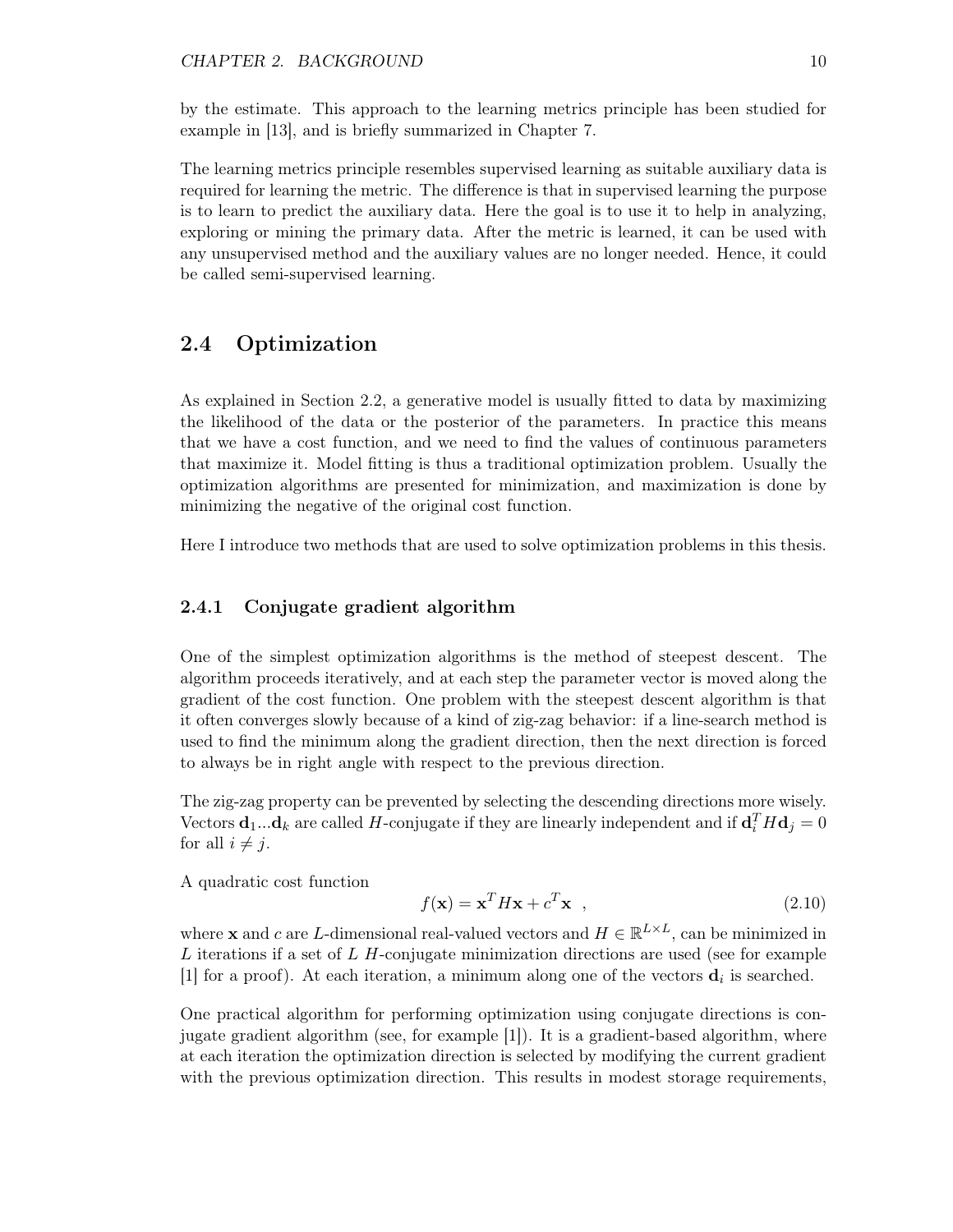by the estimate. This approach to the learning metrics principle has been studied for example in [13], and is briefly summarized in Chapter 7.

The learning metrics principle resembles supervised learning as suitable auxiliary data is required for learning the metric. The difference is that in supervised learning the purpose is to learn to predict the auxiliary data. Here the goal is to use it to help in analyzing, exploring or mining the primary data. After the metric is learned, it can be used with any unsupervised method and the auxiliary values are no longer needed. Hence, it could be called semi-supervised learning.

## 2.4 Optimization

As explained in Section 2.2, a generative model is usually fitted to data by maximizing the likelihood of the data or the posterior of the parameters. In practice this means that we have a cost function, and we need to find the values of continuous parameters that maximize it. Model fitting is thus a traditional optimization problem. Usually the optimization algorithms are presented for minimization, and maximization is done by minimizing the negative of the original cost function.

Here I introduce two methods that are used to solve optimization problems in this thesis.

### 2.4.1 Conjugate gradient algorithm

One of the simplest optimization algorithms is the method of steepest descent. The algorithm proceeds iteratively, and at each step the parameter vector is moved along the gradient of the cost function. One problem with the steepest descent algorithm is that it often converges slowly because of a kind of zig-zag behavior: if a line-search method is used to find the minimum along the gradient direction, then the next direction is forced to always be in right angle with respect to the previous direction.

The zig-zag property can be prevented by selecting the descending directions more wisely. Vectors $\mathbf{d}_1 ... \mathbf{d}_k$ are called $H$-conjugate if they are linearly independent and if $\mathbf{d}_i^T H \mathbf{d}_j = 0$ for all $i \neq j$.

A quadratic cost function

$$f(\mathbf{x}) = \mathbf{x}^T H \mathbf{x} + c^T \mathbf{x} \quad , \tag{2.10}$$

where $\mathbf{x}$ and $c$ are $L$-dimensional real-valued vectors and $H \in \mathbb{R}^{L \times L}$, can be minimized in $L$ iterations if a set of $L$ $H$-conjugate minimization directions are used (see for example [1] for a proof). At each iteration, a minimum along one of the vectors $\mathbf{d}_i$ is searched.

One practical algorithm for performing optimization using conjugate directions is conjugate gradient algorithm (see, for example [1]). It is a gradient-based algorithm, where at each iteration the optimization direction is selected by modifying the current gradient with the previous optimization direction. This results in modest storage requirements,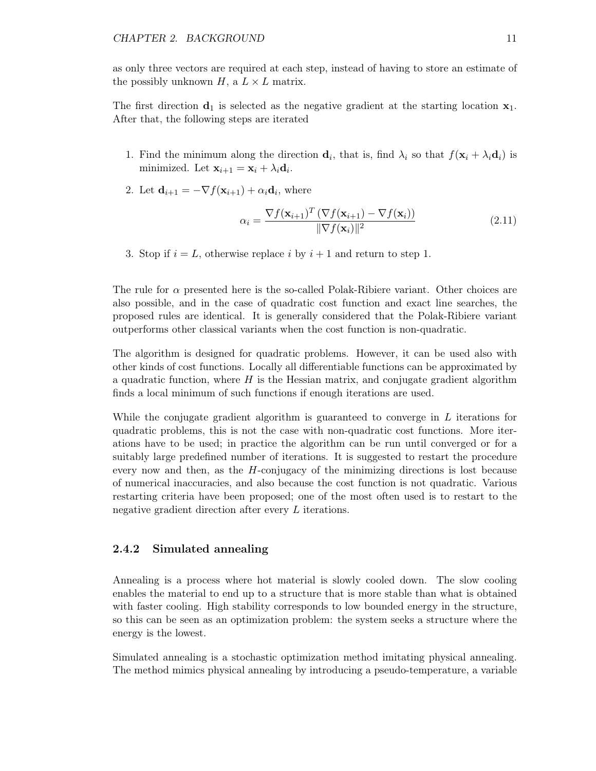as only three vectors are required at each step, instead of having to store an estimate of the possibly unknown $H$, a $L \times L$ matrix.

The first direction $\mathbf{d}_1$ is selected as the negative gradient at the starting location $\mathbf{x}_1$. After that, the following steps are iterated

1. Find the minimum along the direction $\mathbf{d}_i$, that is, find $\lambda_i$ so that $f(\mathbf{x}_i + \lambda_i \mathbf{d}_i)$ is minimized. Let $\mathbf{x}_{i+1} = \mathbf{x}_i + \lambda_i \mathbf{d}_i$.
2. Let $\mathbf{d}_{i+1} = -\nabla f(\mathbf{x}_{i+1}) + \alpha_i \mathbf{d}_i$, where

$$\alpha_i = \frac{\nabla f(\mathbf{x}_{i+1})^T \left(\nabla f(\mathbf{x}_{i+1}) - \nabla f(\mathbf{x}_i)\right)}{\|\nabla f(\mathbf{x}_i)\|^2} \tag{2.11}$$

3. Stop if $i = L$, otherwise replace $i$ by $i + 1$ and return to step 1.

The rule for $\alpha$ presented here is the so-called Polak-Ribiere variant. Other choices are also possible, and in the case of quadratic cost function and exact line searches, the proposed rules are identical. It is generally considered that the Polak-Ribiere variant outperforms other classical variants when the cost function is non-quadratic.

The algorithm is designed for quadratic problems. However, it can be used also with other kinds of cost functions. Locally all differentiable functions can be approximated by a quadratic function, where $H$ is the Hessian matrix, and conjugate gradient algorithm finds a local minimum of such functions if enough iterations are used.

While the conjugate gradient algorithm is guaranteed to converge in $L$ iterations for quadratic problems, this is not the case with non-quadratic cost functions. More iterations have to be used; in practice the algorithm can be run until converged or for a suitably large predefined number of iterations. It is suggested to restart the procedure every now and then, as the $H$-conjugacy of the minimizing directions is lost because of numerical inaccuracies, and also because the cost function is not quadratic. Various restarting criteria have been proposed; one of the most often used is to restart to the negative gradient direction after every $L$ iterations.

### 2.4.2 Simulated annealing

Annealing is a process where hot material is slowly cooled down. The slow cooling enables the material to end up to a structure that is more stable than what is obtained with faster cooling. High stability corresponds to low bounded energy in the structure, so this can be seen as an optimization problem: the system seeks a structure where the energy is the lowest.

Simulated annealing is a stochastic optimization method imitating physical annealing. The method mimics physical annealing by introducing a pseudo-temperature, a variable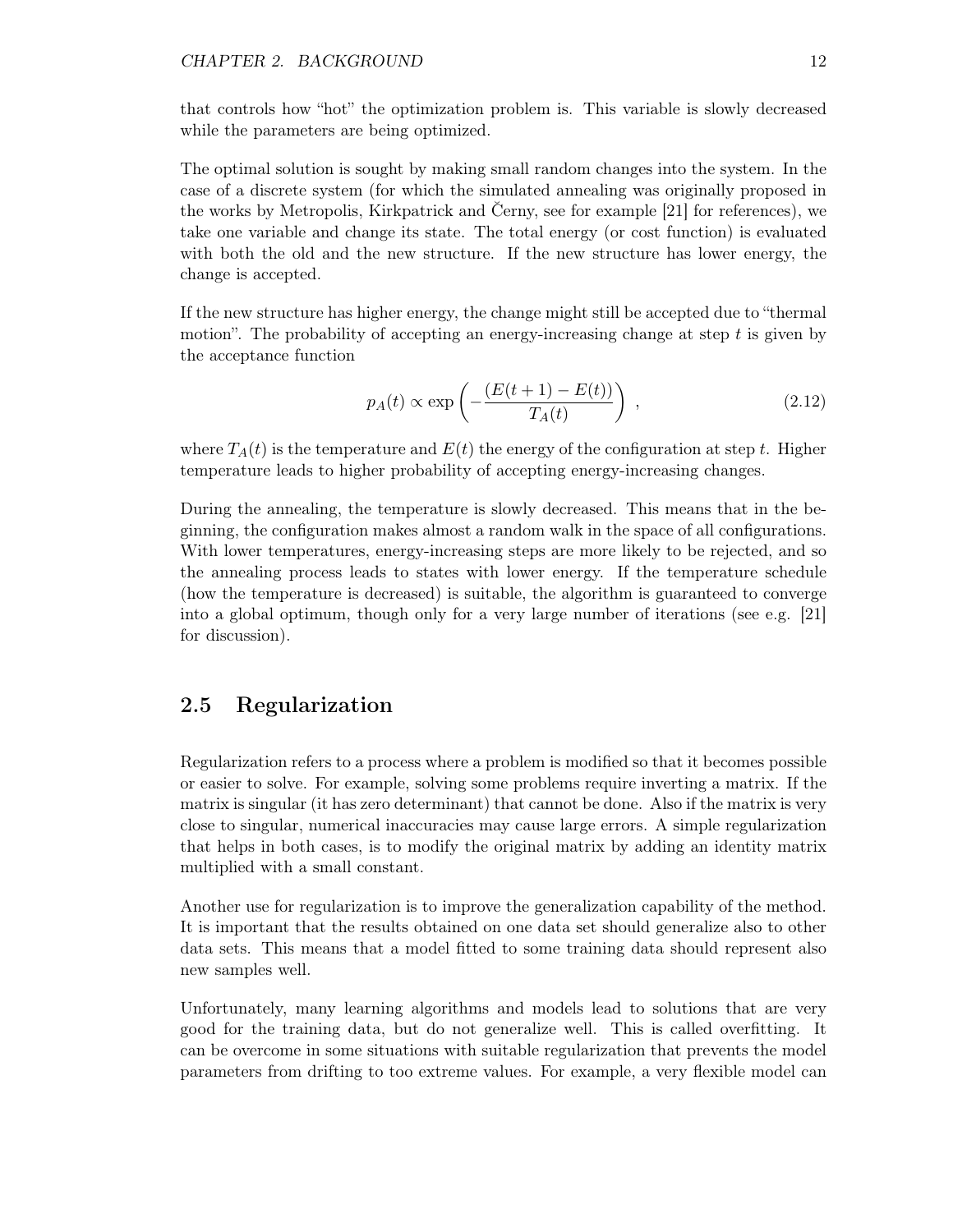that controls how "hot" the optimization problem is. This variable is slowly decreased while the parameters are being optimized.

The optimal solution is sought by making small random changes into the system. In the case of a discrete system (for which the simulated annealing was originally proposed in the works by Metropolis, Kirkpatrick and Černy, see for example [21] for references), we take one variable and change its state. The total energy (or cost function) is evaluated with both the old and the new structure. If the new structure has lower energy, the change is accepted.

If the new structure has higher energy, the change might still be accepted due to "thermal motion". The probability of accepting an energy-increasing change at step $t$ is given by the acceptance function

$$p_A(t) \propto \exp\left(-\frac{(E(t+1) - E(t))}{T_A(t)}\right) , \tag{2.12}$$

where $T_A(t)$ is the temperature and $E(t)$ the energy of the configuration at step $t$. Higher temperature leads to higher probability of accepting energy-increasing changes.

During the annealing, the temperature is slowly decreased. This means that in the beginning, the configuration makes almost a random walk in the space of all configurations. With lower temperatures, energy-increasing steps are more likely to be rejected, and so the annealing process leads to states with lower energy. If the temperature schedule (how the temperature is decreased) is suitable, the algorithm is guaranteed to converge into a global optimum, though only for a very large number of iterations (see e.g. [21] for discussion).

## 2.5 Regularization

Regularization refers to a process where a problem is modified so that it becomes possible or easier to solve. For example, solving some problems require inverting a matrix. If the matrix is singular (it has zero determinant) that cannot be done. Also if the matrix is very close to singular, numerical inaccuracies may cause large errors. A simple regularization that helps in both cases, is to modify the original matrix by adding an identity matrix multiplied with a small constant.

Another use for regularization is to improve the generalization capability of the method. It is important that the results obtained on one data set should generalize also to other data sets. This means that a model fitted to some training data should represent also new samples well.

Unfortunately, many learning algorithms and models lead to solutions that are very good for the training data, but do not generalize well. This is called overfitting. It can be overcome in some situations with suitable regularization that prevents the model parameters from drifting to too extreme values. For example, a very flexible model can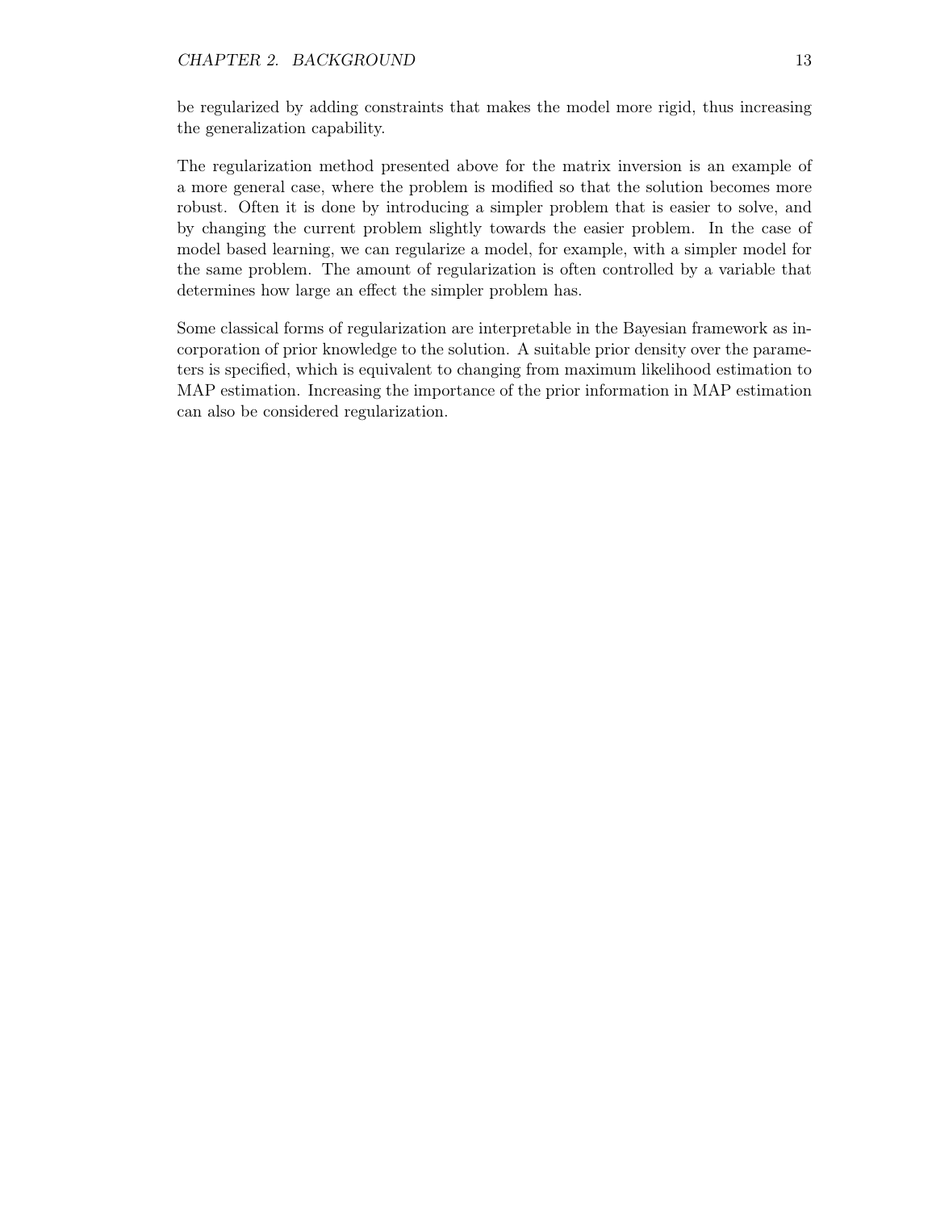be regularized by adding constraints that makes the model more rigid, thus increasing the generalization capability.

The regularization method presented above for the matrix inversion is an example of a more general case, where the problem is modified so that the solution becomes more robust. Often it is done by introducing a simpler problem that is easier to solve, and by changing the current problem slightly towards the easier problem. In the case of model based learning, we can regularize a model, for example, with a simpler model for the same problem. The amount of regularization is often controlled by a variable that determines how large an effect the simpler problem has.

Some classical forms of regularization are interpretable in the Bayesian framework as incorporation of prior knowledge to the solution. A suitable prior density over the parameters is specified, which is equivalent to changing from maximum likelihood estimation to MAP estimation. Increasing the importance of the prior information in MAP estimation can also be considered regularization.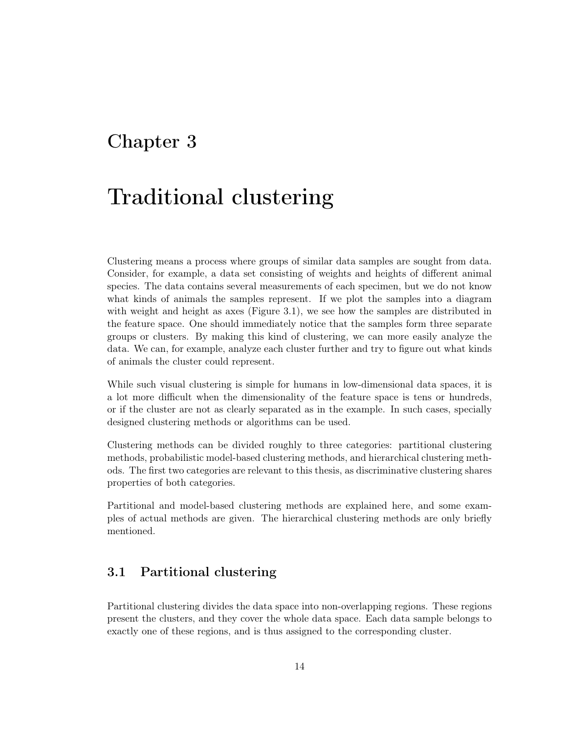# Chapter 3

# Traditional clustering

Clustering means a process where groups of similar data samples are sought from data. Consider, for example, a data set consisting of weights and heights of different animal species. The data contains several measurements of each specimen, but we do not know what kinds of animals the samples represent. If we plot the samples into a diagram with weight and height as axes (Figure 3.1), we see how the samples are distributed in the feature space. One should immediately notice that the samples form three separate groups or clusters. By making this kind of clustering, we can more easily analyze the data. We can, for example, analyze each cluster further and try to figure out what kinds of animals the cluster could represent.

While such visual clustering is simple for humans in low-dimensional data spaces, it is a lot more difficult when the dimensionality of the feature space is tens or hundreds, or if the cluster are not as clearly separated as in the example. In such cases, specially designed clustering methods or algorithms can be used.

Clustering methods can be divided roughly to three categories: partitional clustering methods, probabilistic model-based clustering methods, and hierarchical clustering methods. The first two categories are relevant to this thesis, as discriminative clustering shares properties of both categories.

Partitional and model-based clustering methods are explained here, and some examples of actual methods are given. The hierarchical clustering methods are only briefly mentioned.

## 3.1 Partitional clustering

Partitional clustering divides the data space into non-overlapping regions. These regions present the clusters, and they cover the whole data space. Each data sample belongs to exactly one of these regions, and is thus assigned to the corresponding cluster.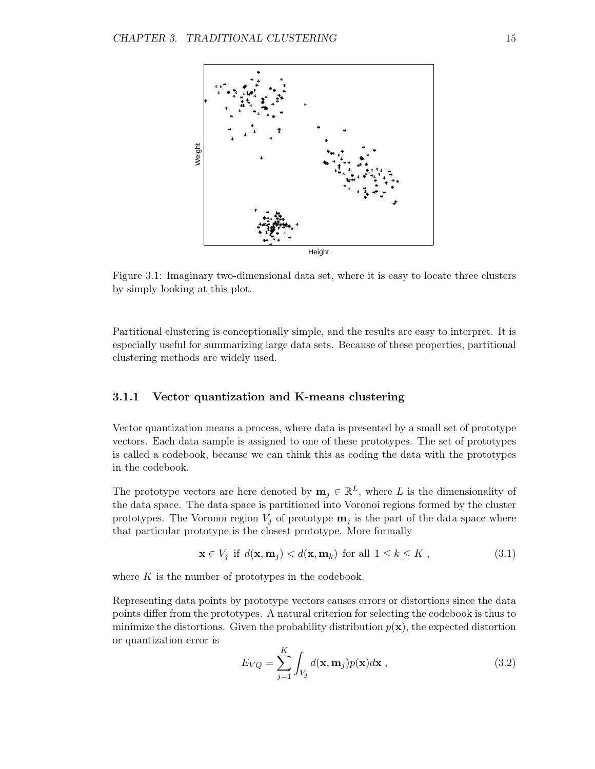Figure 3.1: Imaginary two-dimensional data set, where it is easy to locate three clusters by simply looking at this plot.

Partitional clustering is conceptionally simple, and the results are easy to interpret. It is especially useful for summarizing large data sets. Because of these properties, partitional clustering methods are widely used.

### 3.1.1 Vector quantization and K-means clustering

Vector quantization means a process, where data is presented by a small set of prototype vectors. Each data sample is assigned to one of these prototypes. The set of prototypes is called a codebook, because we can think this as coding the data with the prototypes in the codebook.

The prototype vectors are here denoted by $\mathbf{m}_j \in \mathbb{R}^L$, where $L$ is the dimensionality of the data space. The data space is partitioned into Voronoi regions formed by the cluster prototypes. The Voronoi region $V_j$ of prototype $\mathbf{m}_j$ is the part of the data space where that particular prototype is the closest prototype. More formally

$$\mathbf{x} \in V_j \text{ if } d(\mathbf{x}, \mathbf{m}_j) < d(\mathbf{x}, \mathbf{m}_k) \text{ for all } 1 \leq k \leq K \,, \tag{3.1}$$

where $K$ is the number of prototypes in the codebook.

Representing data points by prototype vectors causes errors or distortions since the data points differ from the prototypes. A natural criterion for selecting the codebook is thus to minimize the distortions. Given the probability distribution $p(\mathbf{x})$, the expected distortion or quantization error is

$$E_{VQ} = \sum_{j=1}^{K} \int_{V_j} d(\mathbf{x}, \mathbf{m}_j) p(\mathbf{x}) d\mathbf{x} \,, \tag{3.2}$$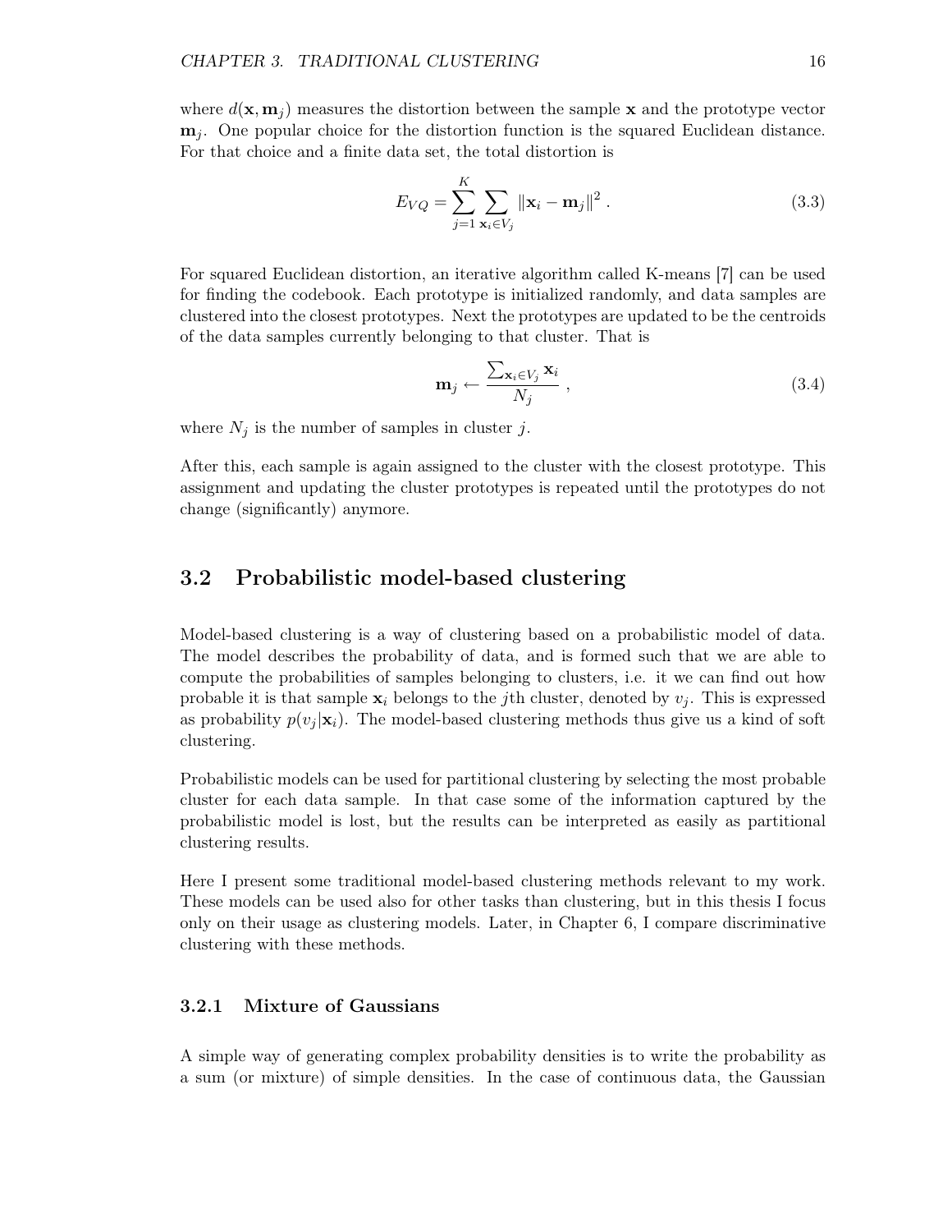where $d(\mathbf{x}, \mathbf{m}_j)$ measures the distortion between the sample $\mathbf{x}$ and the prototype vector $\mathbf{m}_j$. One popular choice for the distortion function is the squared Euclidean distance. For that choice and a finite data set, the total distortion is

$$E_{VQ} = \sum_{j=1}^{K} \sum_{\mathbf{x}_i \in V_j} \|\mathbf{x}_i - \mathbf{m}_j\|^2 \; . \tag{3.3}$$

For squared Euclidean distortion, an iterative algorithm called K-means [7] can be used for finding the codebook. Each prototype is initialized randomly, and data samples are clustered into the closest prototypes. Next the prototypes are updated to be the centroids of the data samples currently belonging to that cluster. That is

$$\mathbf{m}_j \leftarrow \frac{\sum_{\mathbf{x}_i \in V_j} \mathbf{x}_i}{N_j} \; , \tag{3.4}$$

where $N_j$ is the number of samples in cluster $j$.

After this, each sample is again assigned to the cluster with the closest prototype. This assignment and updating the cluster prototypes is repeated until the prototypes do not change (significantly) anymore.

## 3.2 Probabilistic model-based clustering

Model-based clustering is a way of clustering based on a probabilistic model of data. The model describes the probability of data, and is formed such that we are able to compute the probabilities of samples belonging to clusters, i.e. it we can find out how probable it is that sample $\mathbf{x}_i$ belongs to the $j$th cluster, denoted by $v_j$. This is expressed as probability $p(v_j|\mathbf{x}_i)$. The model-based clustering methods thus give us a kind of soft clustering.

Probabilistic models can be used for partitional clustering by selecting the most probable cluster for each data sample. In that case some of the information captured by the probabilistic model is lost, but the results can be interpreted as easily as partitional clustering results.

Here I present some traditional model-based clustering methods relevant to my work. These models can be used also for other tasks than clustering, but in this thesis I focus only on their usage as clustering models. Later, in Chapter 6, I compare discriminative clustering with these methods.

### 3.2.1 Mixture of Gaussians

A simple way of generating complex probability densities is to write the probability as a sum (or mixture) of simple densities. In the case of continuous data, the Gaussian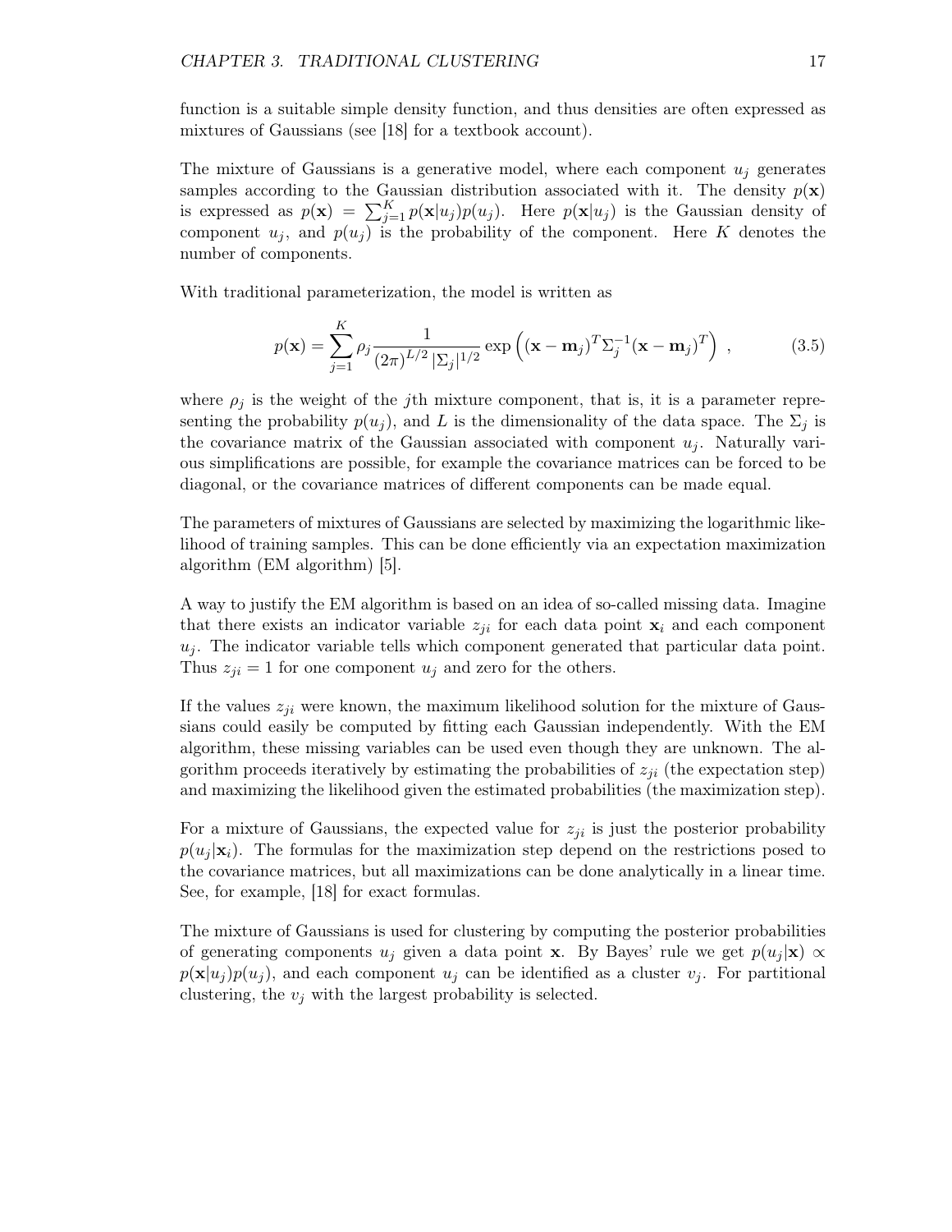function is a suitable simple density function, and thus densities are often expressed as mixtures of Gaussians (see [18] for a textbook account).

The mixture of Gaussians is a generative model, where each component $u_j$ generates samples according to the Gaussian distribution associated with it. The density $p(\mathbf{x})$ is expressed as $p(\mathbf{x}) = \sum_{j=1}^{K} p(\mathbf{x}|u_j)p(u_j)$. Here $p(\mathbf{x}|u_j)$ is the Gaussian density of component $u_j$, and $p(u_j)$ is the probability of the component. Here $K$ denotes the number of components.

With traditional parameterization, the model is written as

$$p(\mathbf{x}) = \sum_{j=1}^{K} \rho_j \frac{1}{(2\pi)^{L/2} |\Sigma_j|^{1/2}} \exp\left( (\mathbf{x} - \mathbf{m}_j)^T \Sigma_j^{-1} (\mathbf{x} - \mathbf{m}_j)^T \right) , \tag{3.5}$$

where $\rho_j$ is the weight of the $j$th mixture component, that is, it is a parameter representing the probability $p(u_j)$, and $L$ is the dimensionality of the data space. The $\Sigma_j$ is the covariance matrix of the Gaussian associated with component $u_j$. Naturally various simplifications are possible, for example the covariance matrices can be forced to be diagonal, or the covariance matrices of different components can be made equal.

The parameters of mixtures of Gaussians are selected by maximizing the logarithmic likelihood of training samples. This can be done efficiently via an expectation maximization algorithm (EM algorithm) [5].

A way to justify the EM algorithm is based on an idea of so-called missing data. Imagine that there exists an indicator variable $z_{ji}$ for each data point $\mathbf{x}_i$ and each component $u_j$. The indicator variable tells which component generated that particular data point. Thus $z_{ji} = 1$ for one component $u_j$ and zero for the others.

If the values $z_{ji}$ were known, the maximum likelihood solution for the mixture of Gaussians could easily be computed by fitting each Gaussian independently. With the EM algorithm, these missing variables can be used even though they are unknown. The algorithm proceeds iteratively by estimating the probabilities of $z_{ji}$ (the expectation step) and maximizing the likelihood given the estimated probabilities (the maximization step).

For a mixture of Gaussians, the expected value for $z_{ji}$ is just the posterior probability $p(u_j|\mathbf{x}_i)$. The formulas for the maximization step depend on the restrictions posed to the covariance matrices, but all maximizations can be done analytically in a linear time. See, for example, [18] for exact formulas.

The mixture of Gaussians is used for clustering by computing the posterior probabilities of generating components $u_j$ given a data point $\mathbf{x}$. By Bayes' rule we get $p(u_j|\mathbf{x}) \propto p(\mathbf{x}|u_j)p(u_j)$, and each component $u_j$ can be identified as a cluster $v_j$. For partitional clustering, the $v_j$ with the largest probability is selected.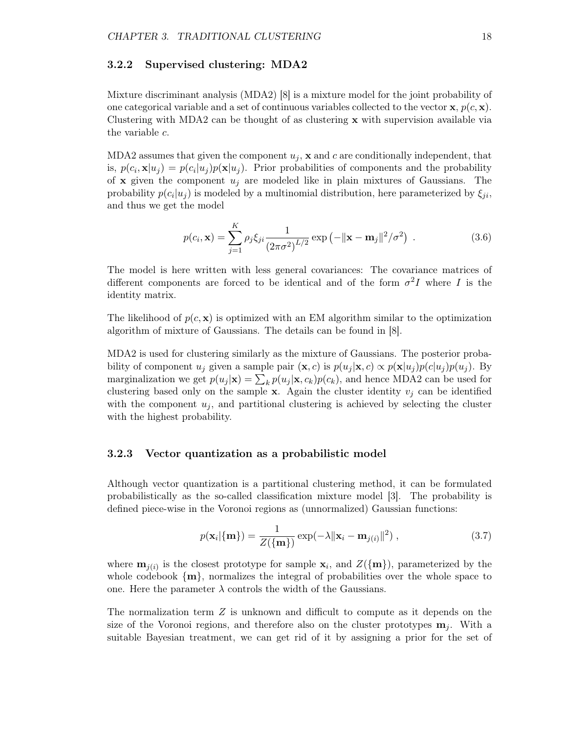### 3.2.2 Supervised clustering: MDA2

Mixture discriminant analysis (MDA2) [8] is a mixture model for the joint probability of one categorical variable and a set of continuous variables collected to the vector $\mathbf{x}$, $p(c, \mathbf{x})$. Clustering with MDA2 can be thought of as clustering $\mathbf{x}$ with supervision available via the variable $c$.

MDA2 assumes that given the component $u_j$, $\mathbf{x}$ and $c$ are conditionally independent, that is, $p(c_i, \mathbf{x}|u_j) = p(c_i|u_j)p(\mathbf{x}|u_j)$. Prior probabilities of components and the probability of $\mathbf{x}$ given the component $u_j$ are modeled like in plain mixtures of Gaussians. The probability $p(c_i|u_j)$ is modeled by a multinomial distribution, here parameterized by $\xi_{ji}$, and thus we get the model

$$p(c_i, \mathbf{x}) = \sum_{j=1}^{K} \rho_j \xi_{ji} \frac{1}{(2\pi\sigma^2)^{L/2}} \exp\left(-\|\mathbf{x} - \mathbf{m}_j\|^2/\sigma^2\right) \ . \tag{3.6}$$

The model is here written with less general covariances: The covariance matrices of different components are forced to be identical and of the form $\sigma^2 I$ where $I$ is the identity matrix.

The likelihood of $p(c, \mathbf{x})$ is optimized with an EM algorithm similar to the optimization algorithm of mixture of Gaussians. The details can be found in [8].

MDA2 is used for clustering similarly as the mixture of Gaussians. The posterior probability of component $u_j$ given a sample pair $(\mathbf{x}, c)$ is $p(u_j|\mathbf{x}, c) \propto p(\mathbf{x}|u_j)p(c|u_j)p(u_j)$. By marginalization we get $p(u_j|\mathbf{x}) = \sum_k p(u_j|\mathbf{x}, c_k)p(c_k)$, and hence MDA2 can be used for clustering based only on the sample $\mathbf{x}$. Again the cluster identity $v_j$ can be identified with the component $u_j$, and partitional clustering is achieved by selecting the cluster with the highest probability.

### 3.2.3 Vector quantization as a probabilistic model

Although vector quantization is a partitional clustering method, it can be formulated probabilistically as the so-called classification mixture model [3]. The probability is defined piece-wise in the Voronoi regions as (unnormalized) Gaussian functions:

$$p(\mathbf{x}_i|\{\mathbf{m}\}) = \frac{1}{Z(\{\mathbf{m}\})} \exp(-\lambda\|\mathbf{x}_i - \mathbf{m}_{j(i)}\|^2) \ , \tag{3.7}$$

where $\mathbf{m}_{j(i)}$ is the closest prototype for sample $\mathbf{x}_i$, and $Z(\{\mathbf{m}\})$, parameterized by the whole codebook $\{\mathbf{m}\}$, normalizes the integral of probabilities over the whole space to one. Here the parameter $\lambda$ controls the width of the Gaussians.

The normalization term $Z$ is unknown and difficult to compute as it depends on the size of the Voronoi regions, and therefore also on the cluster prototypes $\mathbf{m}_j$. With a suitable Bayesian treatment, we can get rid of it by assigning a prior for the set of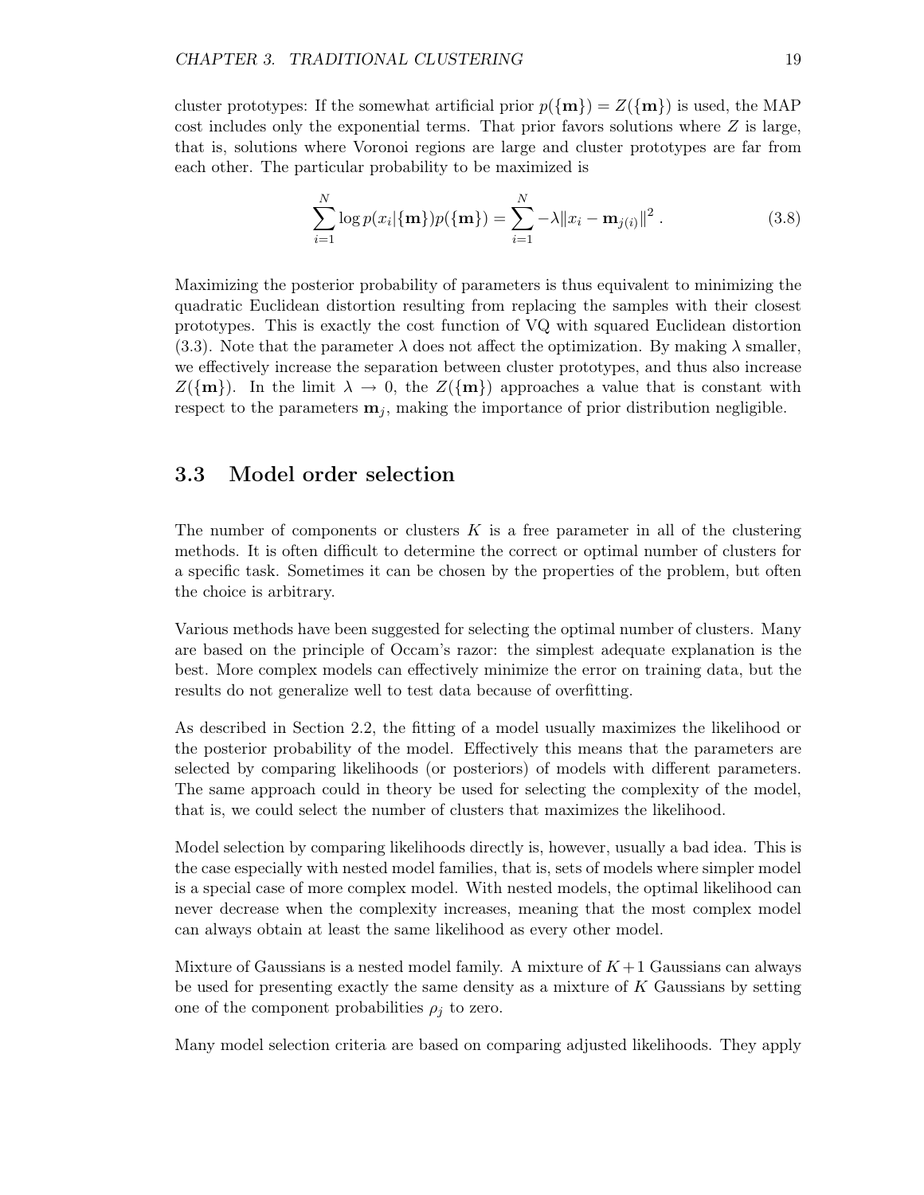cluster prototypes: If the somewhat artificial prior $p(\{\mathbf{m}\}) = Z(\{\mathbf{m}\})$ is used, the MAP cost includes only the exponential terms. That prior favors solutions where $Z$ is large, that is, solutions where Voronoi regions are large and cluster prototypes are far from each other. The particular probability to be maximized is

$$\sum_{i=1}^{N} \log p(x_i|\{\mathbf{m}\})p(\{\mathbf{m}\}) = \sum_{i=1}^{N} -\lambda \|x_i - \mathbf{m}_{j(i)}\|^2 \, . \tag{3.8}$$

Maximizing the posterior probability of parameters is thus equivalent to minimizing the quadratic Euclidean distortion resulting from replacing the samples with their closest prototypes. This is exactly the cost function of VQ with squared Euclidean distortion (3.3). Note that the parameter $\lambda$ does not affect the optimization. By making $\lambda$ smaller, we effectively increase the separation between cluster prototypes, and thus also increase $Z(\{\mathbf{m}\})$. In the limit $\lambda \to 0$, the $Z(\{\mathbf{m}\})$ approaches a value that is constant with respect to the parameters $\mathbf{m}_j$, making the importance of prior distribution negligible.

## 3.3 Model order selection

The number of components or clusters $K$ is a free parameter in all of the clustering methods. It is often difficult to determine the correct or optimal number of clusters for a specific task. Sometimes it can be chosen by the properties of the problem, but often the choice is arbitrary.

Various methods have been suggested for selecting the optimal number of clusters. Many are based on the principle of Occam's razor: the simplest adequate explanation is the best. More complex models can effectively minimize the error on training data, but the results do not generalize well to test data because of overfitting.

As described in Section 2.2, the fitting of a model usually maximizes the likelihood or the posterior probability of the model. Effectively this means that the parameters are selected by comparing likelihoods (or posteriors) of models with different parameters. The same approach could in theory be used for selecting the complexity of the model, that is, we could select the number of clusters that maximizes the likelihood.

Model selection by comparing likelihoods directly is, however, usually a bad idea. This is the case especially with nested model families, that is, sets of models where simpler model is a special case of more complex model. With nested models, the optimal likelihood can never decrease when the complexity increases, meaning that the most complex model can always obtain at least the same likelihood as every other model.

Mixture of Gaussians is a nested model family. A mixture of $K+1$ Gaussians can always be used for presenting exactly the same density as a mixture of $K$ Gaussians by setting one of the component probabilities $\rho_j$ to zero.

Many model selection criteria are based on comparing adjusted likelihoods. They apply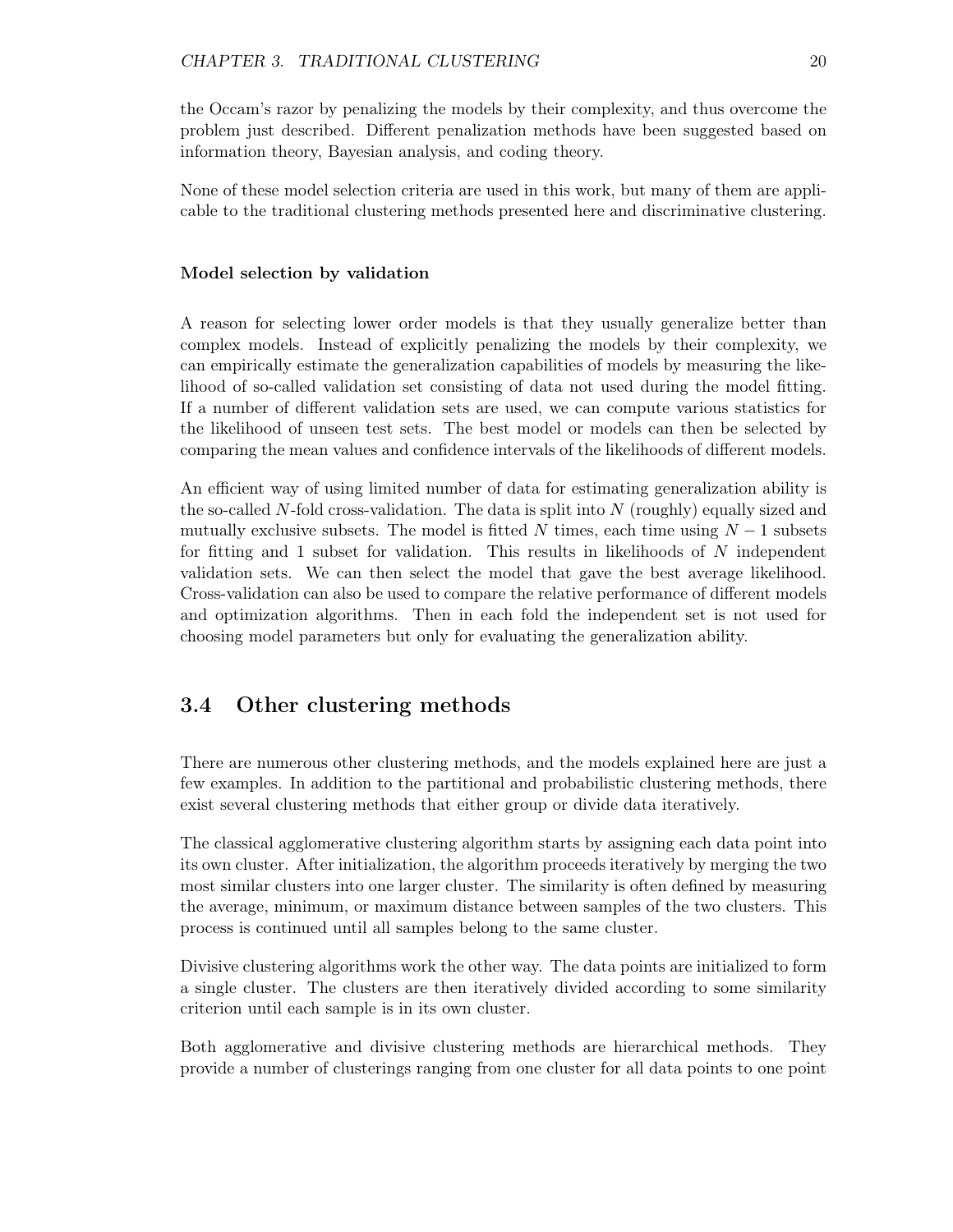the Occam's razor by penalizing the models by their complexity, and thus overcome the problem just described. Different penalization methods have been suggested based on information theory, Bayesian analysis, and coding theory.

None of these model selection criteria are used in this work, but many of them are applicable to the traditional clustering methods presented here and discriminative clustering.

#### Model selection by validation

A reason for selecting lower order models is that they usually generalize better than complex models. Instead of explicitly penalizing the models by their complexity, we can empirically estimate the generalization capabilities of models by measuring the likelihood of so-called validation set consisting of data not used during the model fitting. If a number of different validation sets are used, we can compute various statistics for the likelihood of unseen test sets. The best model or models can then be selected by comparing the mean values and confidence intervals of the likelihoods of different models.

An efficient way of using limited number of data for estimating generalization ability is the so-called $N$-fold cross-validation. The data is split into $N$ (roughly) equally sized and mutually exclusive subsets. The model is fitted $N$ times, each time using $N-1$ subsets for fitting and 1 subset for validation. This results in likelihoods of $N$ independent validation sets. We can then select the model that gave the best average likelihood. Cross-validation can also be used to compare the relative performance of different models and optimization algorithms. Then in each fold the independent set is not used for choosing model parameters but only for evaluating the generalization ability.

## 3.4 Other clustering methods

There are numerous other clustering methods, and the models explained here are just a few examples. In addition to the partitional and probabilistic clustering methods, there exist several clustering methods that either group or divide data iteratively.

The classical agglomerative clustering algorithm starts by assigning each data point into its own cluster. After initialization, the algorithm proceeds iteratively by merging the two most similar clusters into one larger cluster. The similarity is often defined by measuring the average, minimum, or maximum distance between samples of the two clusters. This process is continued until all samples belong to the same cluster.

Divisive clustering algorithms work the other way. The data points are initialized to form a single cluster. The clusters are then iteratively divided according to some similarity criterion until each sample is in its own cluster.

Both agglomerative and divisive clustering methods are hierarchical methods. They provide a number of clusterings ranging from one cluster for all data points to one point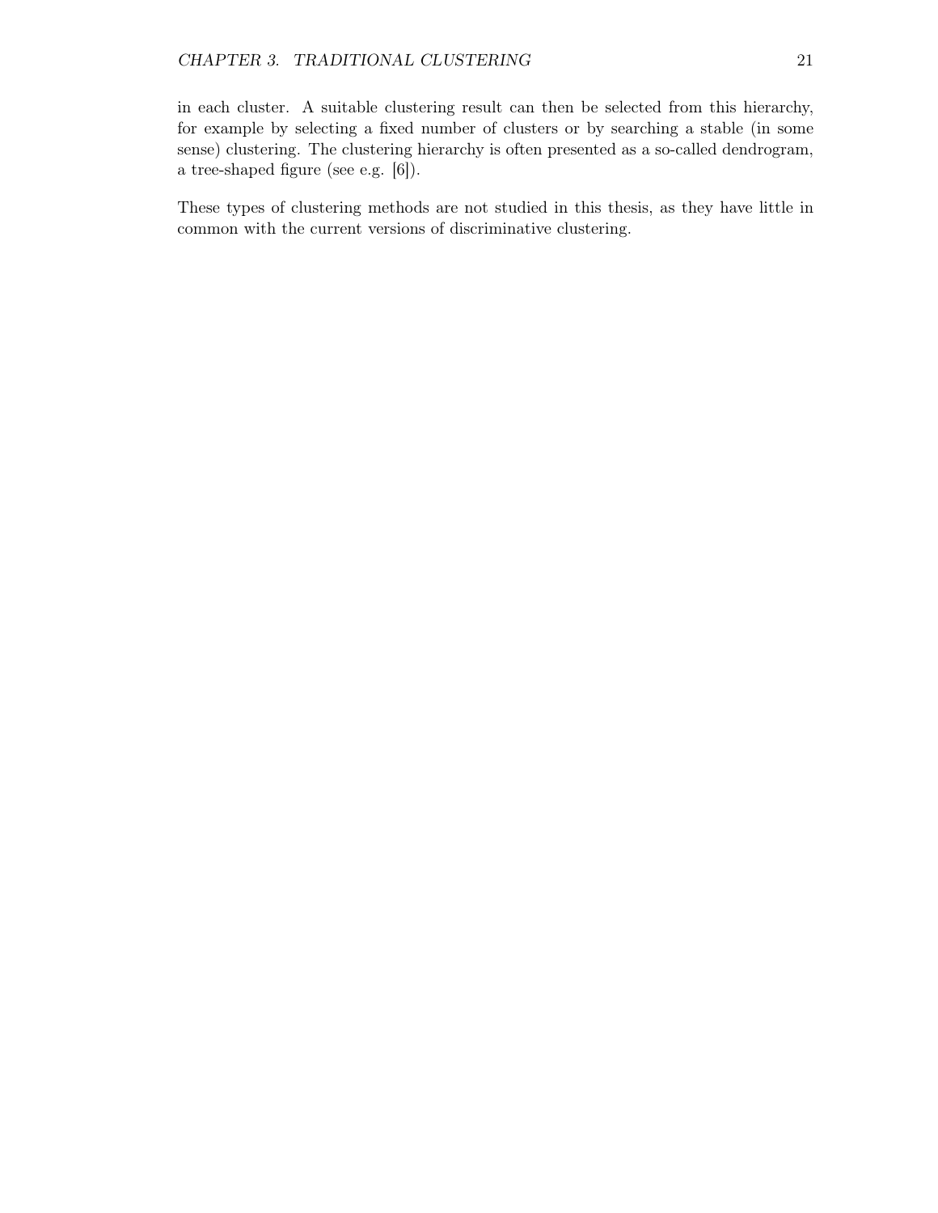in each cluster. A suitable clustering result can then be selected from this hierarchy, for example by selecting a fixed number of clusters or by searching a stable (in some sense) clustering. The clustering hierarchy is often presented as a so-called dendrogram, a tree-shaped figure (see e.g. [6]).

These types of clustering methods are not studied in this thesis, as they have little in common with the current versions of discriminative clustering.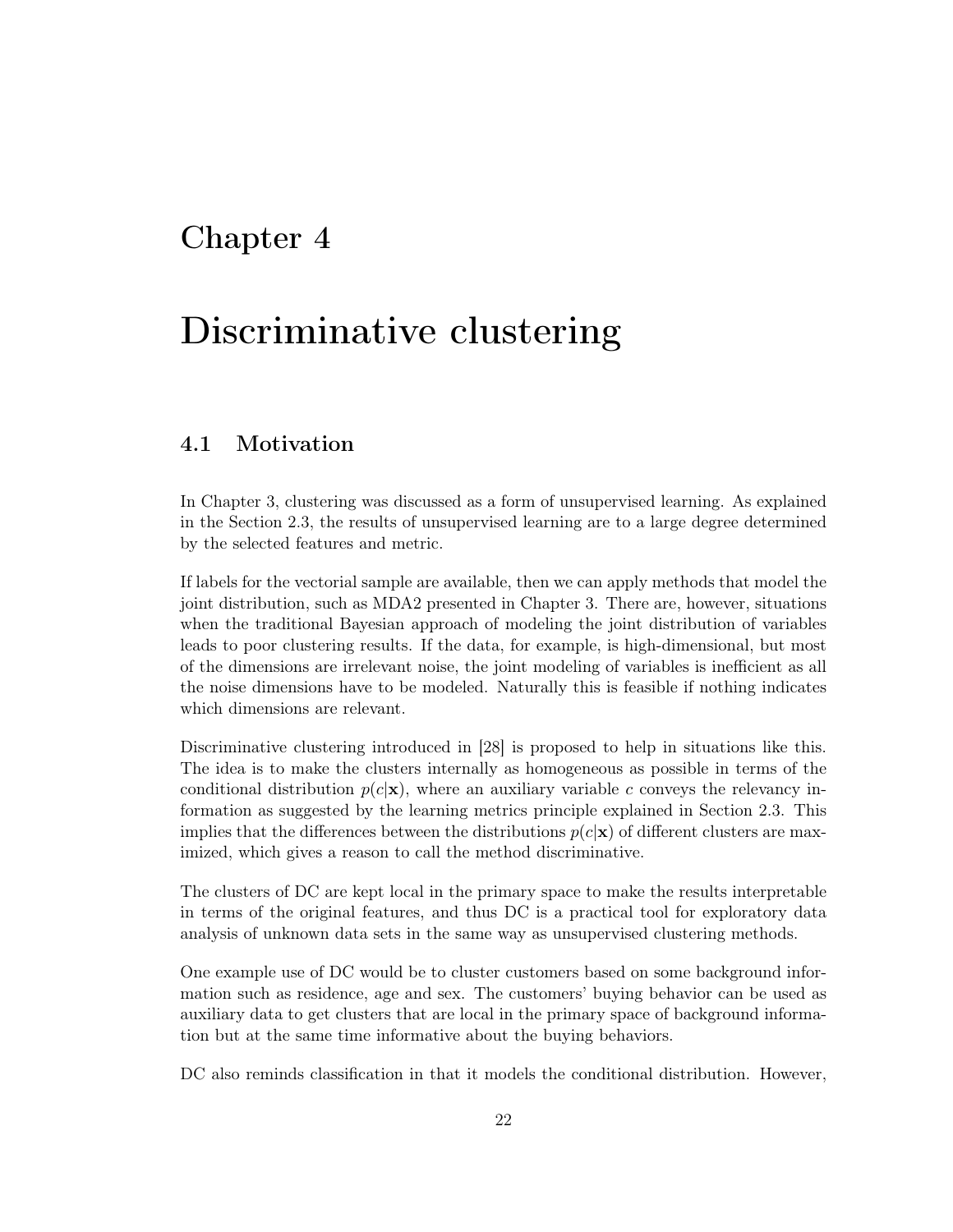# Chapter 4

# Discriminative clustering

## 4.1 Motivation

In Chapter 3, clustering was discussed as a form of unsupervised learning. As explained in the Section 2.3, the results of unsupervised learning are to a large degree determined by the selected features and metric.

If labels for the vectorial sample are available, then we can apply methods that model the joint distribution, such as MDA2 presented in Chapter 3. There are, however, situations when the traditional Bayesian approach of modeling the joint distribution of variables leads to poor clustering results. If the data, for example, is high-dimensional, but most of the dimensions are irrelevant noise, the joint modeling of variables is inefficient as all the noise dimensions have to be modeled. Naturally this is feasible if nothing indicates which dimensions are relevant.

Discriminative clustering introduced in [28] is proposed to help in situations like this. The idea is to make the clusters internally as homogeneous as possible in terms of the conditional distribution $p(c|\mathbf{x})$, where an auxiliary variable $c$ conveys the relevancy information as suggested by the learning metrics principle explained in Section 2.3. This implies that the differences between the distributions $p(c|\mathbf{x})$ of different clusters are maximized, which gives a reason to call the method discriminative.

The clusters of DC are kept local in the primary space to make the results interpretable in terms of the original features, and thus DC is a practical tool for exploratory data analysis of unknown data sets in the same way as unsupervised clustering methods.

One example use of DC would be to cluster customers based on some background information such as residence, age and sex. The customers' buying behavior can be used as auxiliary data to get clusters that are local in the primary space of background information but at the same time informative about the buying behaviors.

DC also reminds classification in that it models the conditional distribution. However,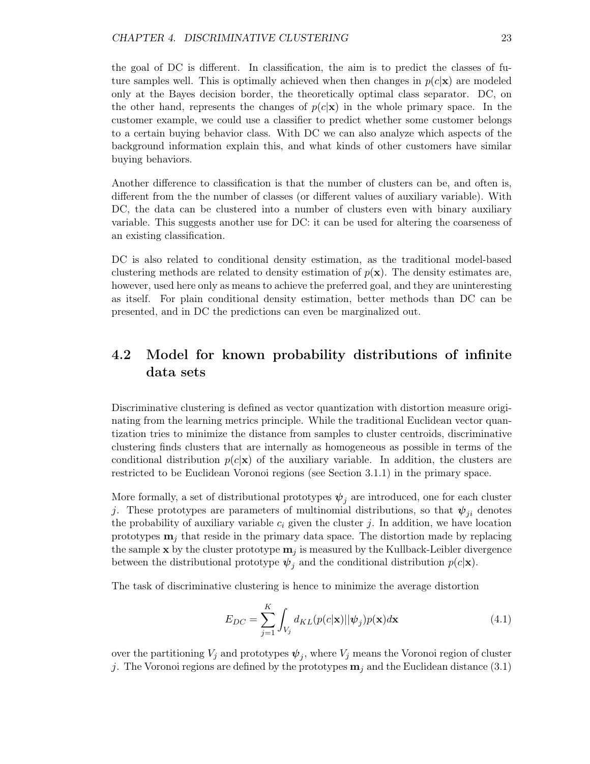the goal of DC is different. In classification, the aim is to predict the classes of future samples well. This is optimally achieved when then changes in $p(c|\mathbf{x})$ are modeled only at the Bayes decision border, the theoretically optimal class separator. DC, on the other hand, represents the changes of $p(c|\mathbf{x})$ in the whole primary space. In the customer example, we could use a classifier to predict whether some customer belongs to a certain buying behavior class. With DC we can also analyze which aspects of the background information explain this, and what kinds of other customers have similar buying behaviors.

Another difference to classification is that the number of clusters can be, and often is, different from the the number of classes (or different values of auxiliary variable). With DC, the data can be clustered into a number of clusters even with binary auxiliary variable. This suggests another use for DC: it can be used for altering the coarseness of an existing classification.

DC is also related to conditional density estimation, as the traditional model-based clustering methods are related to density estimation of $p(\mathbf{x})$. The density estimates are, however, used here only as means to achieve the preferred goal, and they are uninteresting as itself. For plain conditional density estimation, better methods than DC can be presented, and in DC the predictions can even be marginalized out.

## 4.2 Model for known probability distributions of infinite data sets

Discriminative clustering is defined as vector quantization with distortion measure originating from the learning metrics principle. While the traditional Euclidean vector quantization tries to minimize the distance from samples to cluster centroids, discriminative clustering finds clusters that are internally as homogeneous as possible in terms of the conditional distribution $p(c|\mathbf{x})$ of the auxiliary variable. In addition, the clusters are restricted to be Euclidean Voronoi regions (see Section 3.1.1) in the primary space.

More formally, a set of distributional prototypes $\boldsymbol{\psi}_j$ are introduced, one for each cluster $j$. These prototypes are parameters of multinomial distributions, so that $\boldsymbol{\psi}_{ji}$ denotes the probability of auxiliary variable $c_i$ given the cluster $j$. In addition, we have location prototypes $\mathbf{m}_j$ that reside in the primary data space. The distortion made by replacing the sample $\mathbf{x}$ by the cluster prototype $\mathbf{m}_j$ is measured by the Kullback-Leibler divergence between the distributional prototype $\boldsymbol{\psi}_j$ and the conditional distribution $p(c|\mathbf{x})$.

The task of discriminative clustering is hence to minimize the average distortion

$$E_{DC} = \sum_{j=1}^{K} \int_{V_j} d_{KL}(p(c|\mathbf{x})||\boldsymbol{\psi}_j)p(\mathbf{x})d\mathbf{x} \tag{4.1}$$

over the partitioning $V_j$ and prototypes $\boldsymbol{\psi}_j$, where $V_j$ means the Voronoi region of cluster $j$. The Voronoi regions are defined by the prototypes $\mathbf{m}_j$ and the Euclidean distance (3.1)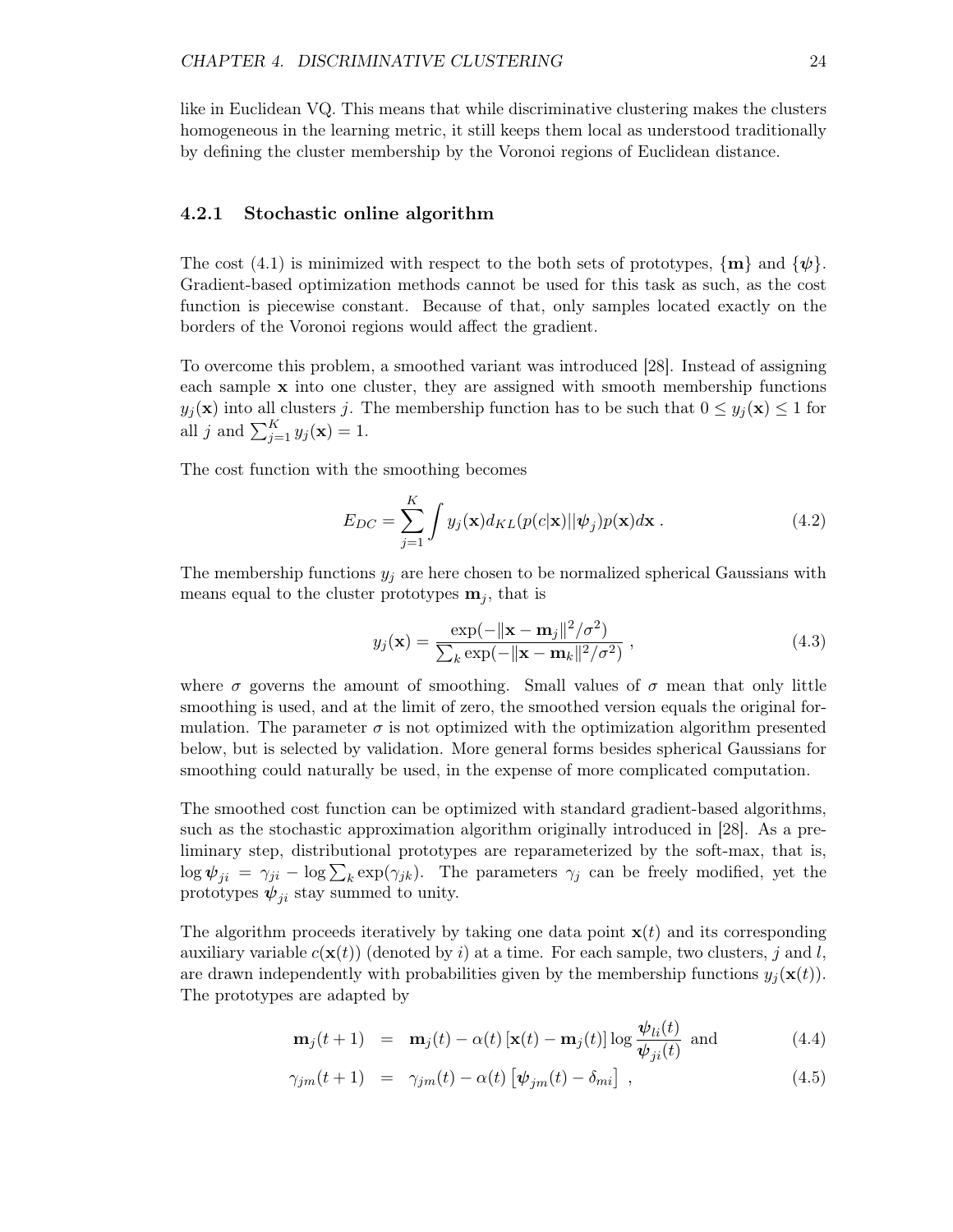like in Euclidean VQ. This means that while discriminative clustering makes the clusters homogeneous in the learning metric, it still keeps them local as understood traditionally by defining the cluster membership by the Voronoi regions of Euclidean distance.

### 4.2.1 Stochastic online algorithm

The cost (4.1) is minimized with respect to the both sets of prototypes, $\{\mathbf{m}\}$ and $\{\boldsymbol{\psi}\}$. Gradient-based optimization methods cannot be used for this task as such, as the cost function is piecewise constant. Because of that, only samples located exactly on the borders of the Voronoi regions would affect the gradient.

To overcome this problem, a smoothed variant was introduced [28]. Instead of assigning each sample $\mathbf{x}$ into one cluster, they are assigned with smooth membership functions $y_j(\mathbf{x})$ into all clusters $j$. The membership function has to be such that $0 \leq y_j(\mathbf{x}) \leq 1$ for all $j$ and $\sum_{j=1}^{K} y_j(\mathbf{x}) = 1$.

The cost function with the smoothing becomes

$$E_{DC} = \sum_{j=1}^{K} \int y_j(\mathbf{x}) d_{KL}(p(c|\mathbf{x}) || \boldsymbol{\psi}_j) p(\mathbf{x}) d\mathbf{x} \; . \tag{4.2}$$

The membership functions $y_j$ are here chosen to be normalized spherical Gaussians with means equal to the cluster prototypes $\mathbf{m}_j$, that is

$$y_j(\mathbf{x}) = \frac{\exp(-\|\mathbf{x} - \mathbf{m}_j\|^2/\sigma^2)}{\sum_k \exp(-\|\mathbf{x} - \mathbf{m}_k\|^2/\sigma^2)} \; , \tag{4.3}$$

where $\sigma$ governs the amount of smoothing. Small values of $\sigma$ mean that only little smoothing is used, and at the limit of zero, the smoothed version equals the original formulation. The parameter $\sigma$ is not optimized with the optimization algorithm presented below, but is selected by validation. More general forms besides spherical Gaussians for smoothing could naturally be used, in the expense of more complicated computation.

The smoothed cost function can be optimized with standard gradient-based algorithms, such as the stochastic approximation algorithm originally introduced in [28]. As a preliminary step, distributional prototypes are reparameterized by the soft-max, that is, $\log \boldsymbol{\psi}_{ji} = \gamma_{ji} - \log \sum_k \exp(\gamma_{jk})$. The parameters $\gamma_j$ can be freely modified, yet the prototypes $\boldsymbol{\psi}_{ji}$ stay summed to unity.

The algorithm proceeds iteratively by taking one data point $\mathbf{x}(t)$ and its corresponding auxiliary variable $c(\mathbf{x}(t))$ (denoted by $i$) at a time. For each sample, two clusters, $j$ and $l$, are drawn independently with probabilities given by the membership functions $y_j(\mathbf{x}(t))$. The prototypes are adapted by

$$\mathbf{m}_j(t+1) = \mathbf{m}_j(t) - \alpha(t) \left[\mathbf{x}(t) - \mathbf{m}_j(t)\right] \log \frac{\boldsymbol{\psi}_{li}(t)}{\boldsymbol{\psi}_{ji}(t)} \text{ and} \tag{4.4}$$

$$\gamma_{jm}(t+1) = \gamma_{jm}(t) - \alpha(t) \left[\boldsymbol{\psi}_{jm}(t) - \delta_{mi}\right] \; , \tag{4.5}$$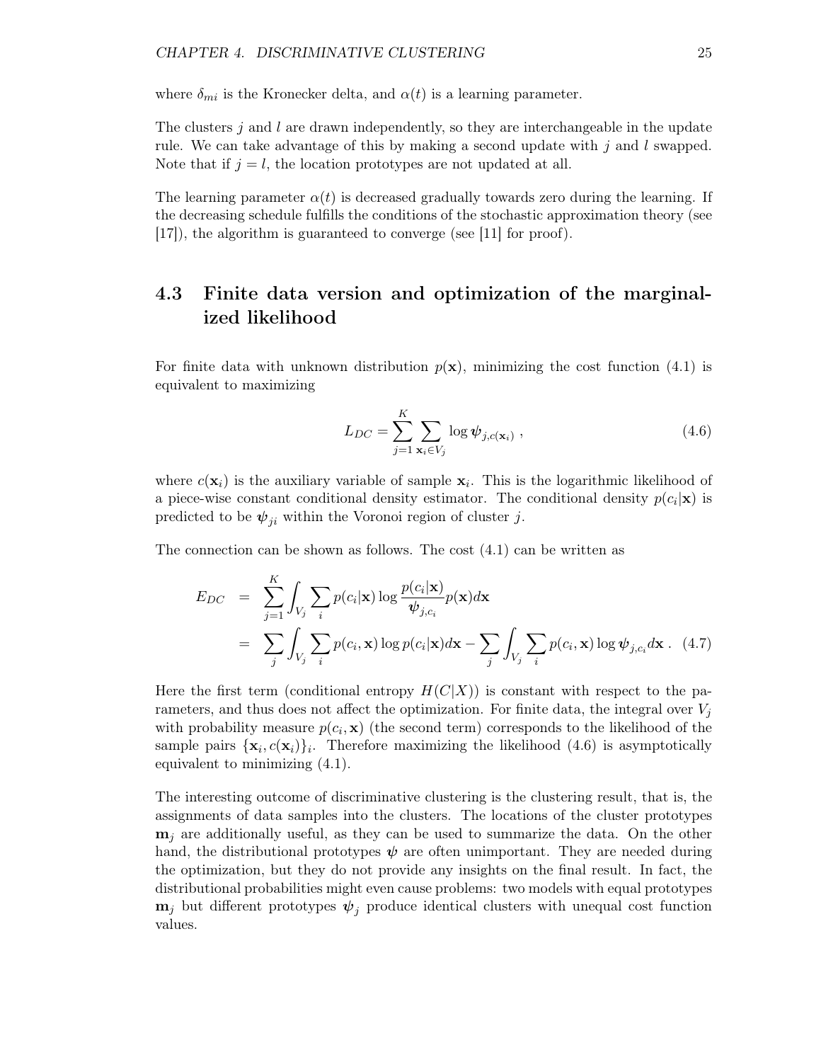where $\delta_{mi}$ is the Kronecker delta, and $\alpha(t)$ is a learning parameter.

The clusters $j$ and $l$ are drawn independently, so they are interchangeable in the update rule. We can take advantage of this by making a second update with $j$ and $l$ swapped. Note that if $j = l$, the location prototypes are not updated at all.

The learning parameter $\alpha(t)$ is decreased gradually towards zero during the learning. If the decreasing schedule fulfills the conditions of the stochastic approximation theory (see [17]), the algorithm is guaranteed to converge (see [11] for proof).

## 4.3 Finite data version and optimization of the marginalized likelihood

For finite data with unknown distribution $p(\mathbf{x})$, minimizing the cost function (4.1) is equivalent to maximizing

$$L_{DC} = \sum_{j=1}^{K} \sum_{\mathbf{x}_i \in V_j} \log \boldsymbol{\psi}_{j,c(\mathbf{x}_i)} , \tag{4.6}$$

where $c(\mathbf{x}_i)$ is the auxiliary variable of sample $\mathbf{x}_i$. This is the logarithmic likelihood of a piece-wise constant conditional density estimator. The conditional density $p(c_i|\mathbf{x})$ is predicted to be $\boldsymbol{\psi}_{ji}$ within the Voronoi region of cluster $j$.

The connection can be shown as follows. The cost (4.1) can be written as

$$\begin{aligned} E_{DC} &= \sum_{j=1}^{K} \int_{V_j} \sum_i p(c_i|\mathbf{x}) \log \frac{p(c_i|\mathbf{x})}{\boldsymbol{\psi}_{j,c_i}} p(\mathbf{x}) d\mathbf{x} \\ &= \sum_j \int_{V_j} \sum_i p(c_i, \mathbf{x}) \log p(c_i|\mathbf{x}) d\mathbf{x} - \sum_j \int_{V_j} \sum_i p(c_i, \mathbf{x}) \log \boldsymbol{\psi}_{j,c_i} d\mathbf{x} \,. \end{aligned} \tag{4.7}$$

Here the first term (conditional entropy $H(C|X)$) is constant with respect to the parameters, and thus does not affect the optimization. For finite data, the integral over $V_j$ with probability measure $p(c_i, \mathbf{x})$ (the second term) corresponds to the likelihood of the sample pairs $\{\mathbf{x}_i, c(\mathbf{x}_i)\}_i$. Therefore maximizing the likelihood (4.6) is asymptotically equivalent to minimizing (4.1).

The interesting outcome of discriminative clustering is the clustering result, that is, the assignments of data samples into the clusters. The locations of the cluster prototypes $\mathbf{m}_j$ are additionally useful, as they can be used to summarize the data. On the other hand, the distributional prototypes $\boldsymbol{\psi}$ are often unimportant. They are needed during the optimization, but they do not provide any insights on the final result. In fact, the distributional probabilities might even cause problems: two models with equal prototypes $\mathbf{m}_j$ but different prototypes $\boldsymbol{\psi}_j$ produce identical clusters with unequal cost function values.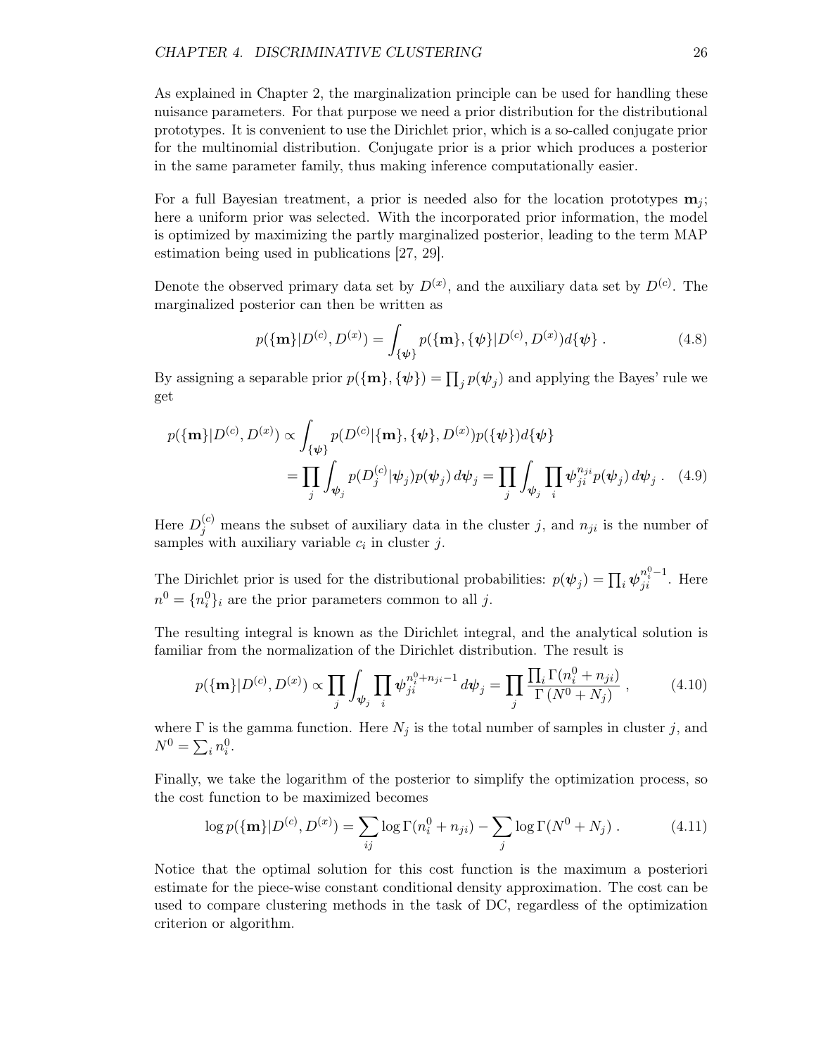As explained in Chapter 2, the marginalization principle can be used for handling these nuisance parameters. For that purpose we need a prior distribution for the distributional prototypes. It is convenient to use the Dirichlet prior, which is a so-called conjugate prior for the multinomial distribution. Conjugate prior is a prior which produces a posterior in the same parameter family, thus making inference computationally easier.

For a full Bayesian treatment, a prior is needed also for the location prototypes $\mathbf{m}_j$; here a uniform prior was selected. With the incorporated prior information, the model is optimized by maximizing the partly marginalized posterior, leading to the term MAP estimation being used in publications [27, 29].

Denote the observed primary data set by $D^{(x)}$, and the auxiliary data set by $D^{(c)}$. The marginalized posterior can then be written as

$$p(\{\mathbf{m}\}|D^{(c)}, D^{(x)}) = \int_{\{\boldsymbol{\psi}\}} p(\{\mathbf{m}\}, \{\boldsymbol{\psi}\}|D^{(c)}, D^{(x)}) d\{\boldsymbol{\psi}\} \ . \tag{4.8}$$

By assigning a separable prior $p(\{\mathbf{m}\}, \{\boldsymbol{\psi}\}) = \prod_j p(\boldsymbol{\psi}_j)$ and applying the Bayes' rule we get

$$\begin{aligned} p(\{\mathbf{m}\}|D^{(c)}, D^{(x)}) &\propto \int_{\{\boldsymbol{\psi}\}} p(D^{(c)}|\{\mathbf{m}\}, \{\boldsymbol{\psi}\}, D^{(x)}) p(\{\boldsymbol{\psi}\}) d\{\boldsymbol{\psi}\} \\ &= \prod_j \int_{\boldsymbol{\psi}_j} p(D_j^{(c)}|\boldsymbol{\psi}_j) p(\boldsymbol{\psi}_j) \, d\boldsymbol{\psi}_j = \prod_j \int_{\boldsymbol{\psi}_j} \prod_i \boldsymbol{\psi}_{ji}^{n_{ji}} p(\boldsymbol{\psi}_j) \, d\boldsymbol{\psi}_j \ . \end{aligned} \tag{4.9}$$

Here $D_j^{(c)}$ means the subset of auxiliary data in the cluster $j$, and $n_{ji}$ is the number of samples with auxiliary variable $c_i$ in cluster $j$.

The Dirichlet prior is used for the distributional probabilities: $p(\boldsymbol{\psi}_j) = \prod_i \boldsymbol{\psi}_{ji}^{n_i^0 - 1}$. Here $n^0 = \{n_i^0\}_i$ are the prior parameters common to all $j$.

The resulting integral is known as the Dirichlet integral, and the analytical solution is familiar from the normalization of the Dirichlet distribution. The result is

$$p(\{\mathbf{m}\}|D^{(c)}, D^{(x)}) \propto \prod_j \int_{\boldsymbol{\psi}_j} \prod_i \boldsymbol{\psi}_{ji}^{n_i^0 + n_{ji} - 1} \, d\boldsymbol{\psi}_j = \prod_j \frac{\prod_i \Gamma(n_i^0 + n_{ji})}{\Gamma\left(N^0 + N_j\right)} \ , \tag{4.10}$$

where $\Gamma$ is the gamma function. Here $N_j$ is the total number of samples in cluster $j$, and $N^0 = \sum_i n_i^0$.

Finally, we take the logarithm of the posterior to simplify the optimization process, so the cost function to be maximized becomes

$$\log p(\{\mathbf{m}\}|D^{(c)}, D^{(x)}) = \sum_{ij} \log \Gamma(n_i^0 + n_{ji}) - \sum_j \log \Gamma(N^0 + N_j) \ . \tag{4.11}$$

Notice that the optimal solution for this cost function is the maximum a posteriori estimate for the piece-wise constant conditional density approximation. The cost can be used to compare clustering methods in the task of DC, regardless of the optimization criterion or algorithm.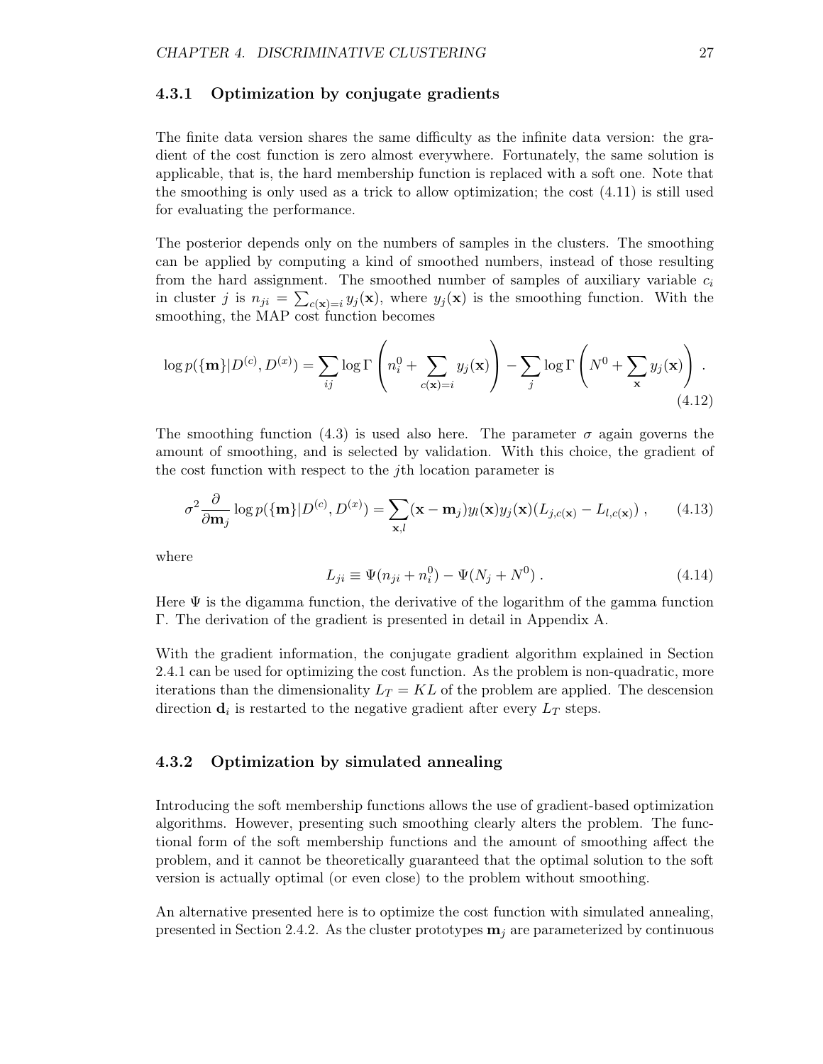### 4.3.1 Optimization by conjugate gradients

The finite data version shares the same difficulty as the infinite data version: the gradient of the cost function is zero almost everywhere. Fortunately, the same solution is applicable, that is, the hard membership function is replaced with a soft one. Note that the smoothing is only used as a trick to allow optimization; the cost (4.11) is still used for evaluating the performance.

The posterior depends only on the numbers of samples in the clusters. The smoothing can be applied by computing a kind of smoothed numbers, instead of those resulting from the hard assignment. The smoothed number of samples of auxiliary variable $c_i$ in cluster $j$ is $n_{ji} = \sum_{c(\mathbf{x})=i} y_j(\mathbf{x})$, where $y_j(\mathbf{x})$ is the smoothing function. With the smoothing, the MAP cost function becomes

$$\log p(\{\mathbf{m}\}|D^{(c)}, D^{(x)}) = \sum_{ij} \log \Gamma\left(n_i^0 + \sum_{c(\mathbf{x})=i} y_j(\mathbf{x})\right) - \sum_j \log \Gamma\left(N^0 + \sum_{\mathbf{x}} y_j(\mathbf{x})\right) . \tag{4.12}$$

The smoothing function (4.3) is used also here. The parameter $\sigma$ again governs the amount of smoothing, and is selected by validation. With this choice, the gradient of the cost function with respect to the $j$th location parameter is

$$\sigma^2 \frac{\partial}{\partial \mathbf{m}_j} \log p(\{\mathbf{m}\}|D^{(c)}, D^{(x)}) = \sum_{\mathbf{x},l} (\mathbf{x} - \mathbf{m}_j) y_l(\mathbf{x}) y_j(\mathbf{x}) (L_{j,c(\mathbf{x})} - L_{l,c(\mathbf{x})}) , \tag{4.13}$$

where

$$L_{ji} \equiv \Psi(n_{ji} + n_i^0) - \Psi(N_j + N^0) . \tag{4.14}$$

Here $\Psi$ is the digamma function, the derivative of the logarithm of the gamma function $\Gamma$. The derivation of the gradient is presented in detail in Appendix A.

With the gradient information, the conjugate gradient algorithm explained in Section 2.4.1 can be used for optimizing the cost function. As the problem is non-quadratic, more iterations than the dimensionality $L_T = KL$ of the problem are applied. The descension direction $\mathbf{d}_i$ is restarted to the negative gradient after every $L_T$ steps.

### 4.3.2 Optimization by simulated annealing

Introducing the soft membership functions allows the use of gradient-based optimization algorithms. However, presenting such smoothing clearly alters the problem. The functional form of the soft membership functions and the amount of smoothing affect the problem, and it cannot be theoretically guaranteed that the optimal solution to the soft version is actually optimal (or even close) to the problem without smoothing.

An alternative presented here is to optimize the cost function with simulated annealing, presented in Section 2.4.2. As the cluster prototypes $\mathbf{m}_j$ are parameterized by continuous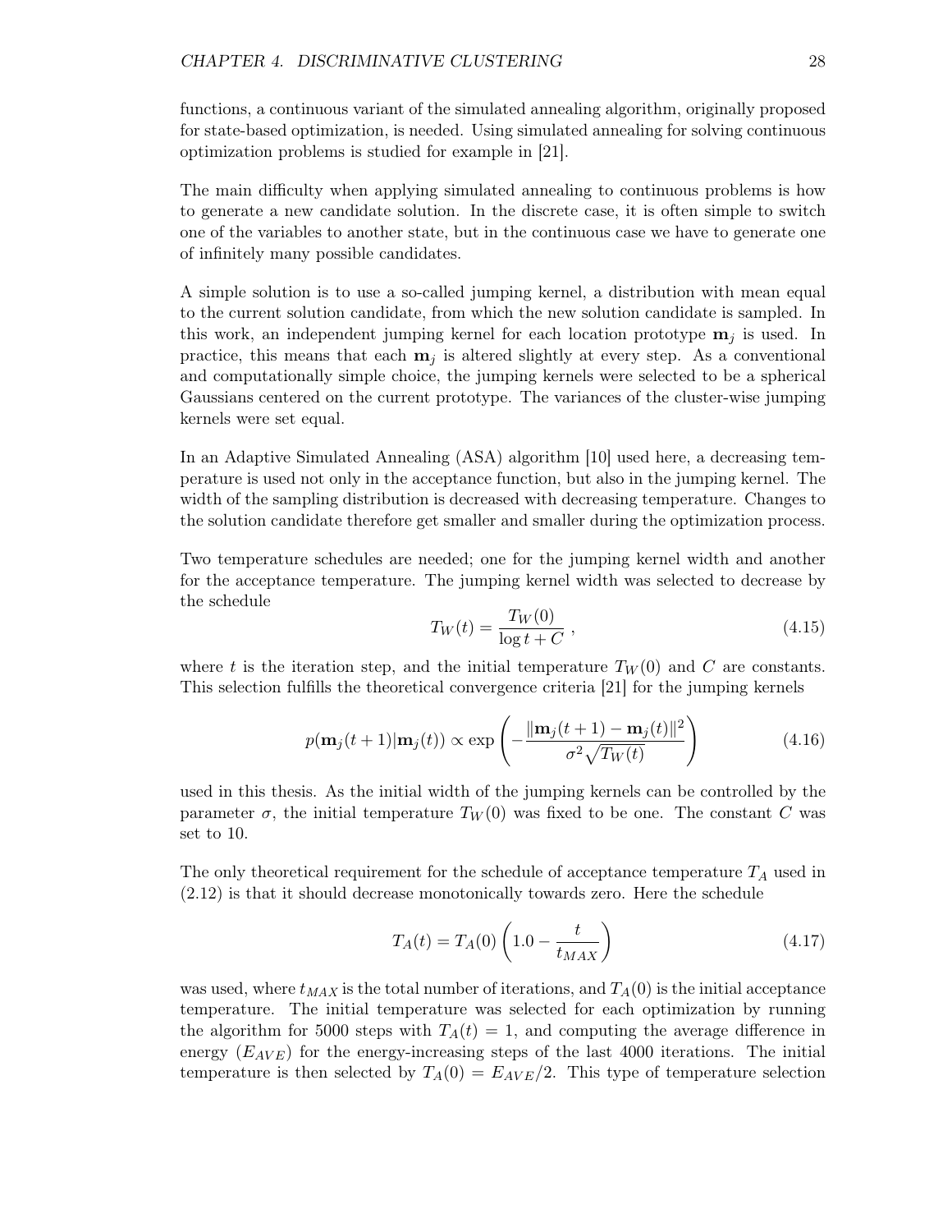functions, a continuous variant of the simulated annealing algorithm, originally proposed for state-based optimization, is needed. Using simulated annealing for solving continuous optimization problems is studied for example in [21].

The main difficulty when applying simulated annealing to continuous problems is how to generate a new candidate solution. In the discrete case, it is often simple to switch one of the variables to another state, but in the continuous case we have to generate one of infinitely many possible candidates.

A simple solution is to use a so-called jumping kernel, a distribution with mean equal to the current solution candidate, from which the new solution candidate is sampled. In this work, an independent jumping kernel for each location prototype $\mathbf{m}_j$ is used. In practice, this means that each $\mathbf{m}_j$ is altered slightly at every step. As a conventional and computationally simple choice, the jumping kernels were selected to be a spherical Gaussians centered on the current prototype. The variances of the cluster-wise jumping kernels were set equal.

In an Adaptive Simulated Annealing (ASA) algorithm [10] used here, a decreasing temperature is used not only in the acceptance function, but also in the jumping kernel. The width of the sampling distribution is decreased with decreasing temperature. Changes to the solution candidate therefore get smaller and smaller during the optimization process.

Two temperature schedules are needed; one for the jumping kernel width and another for the acceptance temperature. The jumping kernel width was selected to decrease by the schedule

$$T_W(t) = \frac{T_W(0)}{\log t + C} \ , \tag{4.15}$$

where $t$ is the iteration step, and the initial temperature $T_W(0)$ and $C$ are constants. This selection fulfills the theoretical convergence criteria [21] for the jumping kernels

$$p(\mathbf{m}_j(t+1)|\mathbf{m}_j(t)) \propto \exp\left(-\frac{\|\mathbf{m}_j(t+1) - \mathbf{m}_j(t)\|^2}{\sigma^2\sqrt{T_W(t)}}\right) \tag{4.16}$$

used in this thesis. As the initial width of the jumping kernels can be controlled by the parameter $\sigma$, the initial temperature $T_W(0)$ was fixed to be one. The constant $C$ was set to 10.

The only theoretical requirement for the schedule of acceptance temperature $T_A$ used in (2.12) is that it should decrease monotonically towards zero. Here the schedule

$$T_A(t) = T_A(0)\left(1.0 - \frac{t}{t_{MAX}}\right) \tag{4.17}$$

was used, where $t_{MAX}$ is the total number of iterations, and $T_A(0)$ is the initial acceptance temperature. The initial temperature was selected for each optimization by running the algorithm for 5000 steps with $T_A(t) = 1$, and computing the average difference in energy ($E_{AVE}$) for the energy-increasing steps of the last 4000 iterations. The initial temperature is then selected by $T_A(0) = E_{AVE}/2$. This type of temperature selection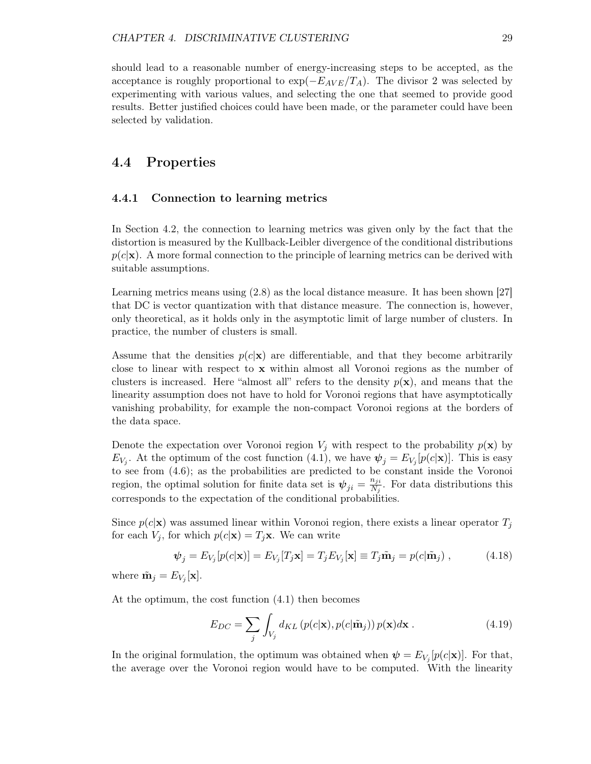should lead to a reasonable number of energy-increasing steps to be accepted, as the acceptance is roughly proportional to $\exp(-E_{AVE}/T_A)$. The divisor 2 was selected by experimenting with various values, and selecting the one that seemed to provide good results. Better justified choices could have been made, or the parameter could have been selected by validation.

## 4.4 Properties

### 4.4.1 Connection to learning metrics

In Section 4.2, the connection to learning metrics was given only by the fact that the distortion is measured by the Kullback-Leibler divergence of the conditional distributions $p(c|\mathbf{x})$. A more formal connection to the principle of learning metrics can be derived with suitable assumptions.

Learning metrics means using (2.8) as the local distance measure. It has been shown [27] that DC is vector quantization with that distance measure. The connection is, however, only theoretical, as it holds only in the asymptotic limit of large number of clusters. In practice, the number of clusters is small.

Assume that the densities $p(c|\mathbf{x})$ are differentiable, and that they become arbitrarily close to linear with respect to $\mathbf{x}$ within almost all Voronoi regions as the number of clusters is increased. Here "almost all" refers to the density $p(\mathbf{x})$, and means that the linearity assumption does not have to hold for Voronoi regions that have asymptotically vanishing probability, for example the non-compact Voronoi regions at the borders of the data space.

Denote the expectation over Voronoi region $V_j$ with respect to the probability $p(\mathbf{x})$ by $E_{V_j}$. At the optimum of the cost function (4.1), we have $\boldsymbol{\psi}_j = E_{V_j}[p(c|\mathbf{x})]$. This is easy to see from (4.6); as the probabilities are predicted to be constant inside the Voronoi region, the optimal solution for finite data set is $\boldsymbol{\psi}_{ji} = \frac{n_{ji}}{N_j}$. For data distributions this corresponds to the expectation of the conditional probabilities.

Since $p(c|\mathbf{x})$ was assumed linear within Voronoi region, there exists a linear operator $T_j$ for each $V_j$, for which $p(c|\mathbf{x}) = T_j\mathbf{x}$. We can write

$$\boldsymbol{\psi}_j = E_{V_j}[p(c|\mathbf{x})] = E_{V_j}[T_j\mathbf{x}] = T_j E_{V_j}[\mathbf{x}] \equiv T_j\tilde{\mathbf{m}}_j = p(c|\tilde{\mathbf{m}}_j) \; , \tag{4.18}$$

where $\tilde{\mathbf{m}}_j = E_{V_j}[\mathbf{x}]$.

At the optimum, the cost function (4.1) then becomes

$$E_{DC} = \sum_j \int_{V_j} d_{KL}\left(p(c|\mathbf{x}), p(c|\tilde{\mathbf{m}}_j)\right) p(\mathbf{x}) d\mathbf{x} \; . \tag{4.19}$$

In the original formulation, the optimum was obtained when $\boldsymbol{\psi} = E_{V_j}[p(c|\mathbf{x})]$. For that, the average over the Voronoi region would have to be computed. With the linearity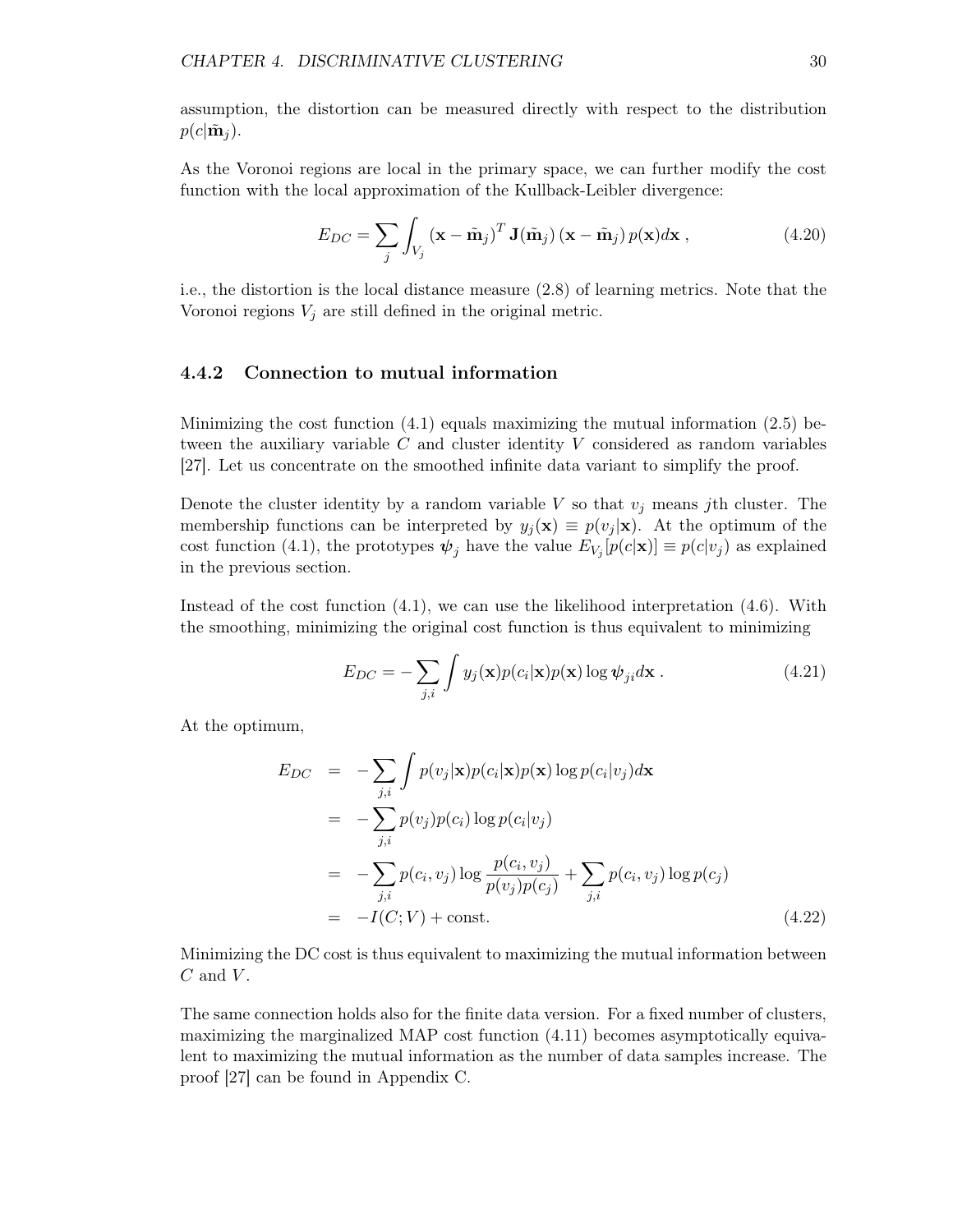assumption, the distortion can be measured directly with respect to the distribution $p(c|\tilde{\mathbf{m}}_j)$.

As the Voronoi regions are local in the primary space, we can further modify the cost function with the local approximation of the Kullback-Leibler divergence:

$$E_{DC} = \sum_j \int_{V_j} (\mathbf{x} - \tilde{\mathbf{m}}_j)^T \mathbf{J}(\tilde{\mathbf{m}}_j) (\mathbf{x} - \tilde{\mathbf{m}}_j) p(\mathbf{x}) d\mathbf{x} \,, \tag{4.20}$$

i.e., the distortion is the local distance measure (2.8) of learning metrics. Note that the Voronoi regions $V_j$ are still defined in the original metric.

### 4.4.2 Connection to mutual information

Minimizing the cost function (4.1) equals maximizing the mutual information (2.5) between the auxiliary variable $C$ and cluster identity $V$ considered as random variables [27]. Let us concentrate on the smoothed infinite data variant to simplify the proof.

Denote the cluster identity by a random variable $V$ so that $v_j$ means $j$th cluster. The membership functions can be interpreted by $y_j(\mathbf{x}) \equiv p(v_j|\mathbf{x})$. At the optimum of the cost function (4.1), the prototypes $\boldsymbol{\psi}_j$ have the value $E_{V_j}[p(c|\mathbf{x})] \equiv p(c|v_j)$ as explained in the previous section.

Instead of the cost function (4.1), we can use the likelihood interpretation (4.6). With the smoothing, minimizing the original cost function is thus equivalent to minimizing

$$E_{DC} = -\sum_{j,i} \int y_j(\mathbf{x}) p(c_i|\mathbf{x}) p(\mathbf{x}) \log \boldsymbol{\psi}_{ji} d\mathbf{x} \,. \tag{4.21}$$

At the optimum,

$$\begin{aligned}
E_{DC} &= -\sum_{j,i} \int p(v_j|\mathbf{x}) p(c_i|\mathbf{x}) p(\mathbf{x}) \log p(c_i|v_j) d\mathbf{x} \\
&= -\sum_{j,i} p(v_j) p(c_i) \log p(c_i|v_j) \\
&= -\sum_{j,i} p(c_i, v_j) \log \frac{p(c_i, v_j)}{p(v_j)p(c_j)} + \sum_{j,i} p(c_i, v_j) \log p(c_j) \\
&= -I(C;V) + \text{const.}
\end{aligned} \tag{4.22}$$

Minimizing the DC cost is thus equivalent to maximizing the mutual information between $C$ and $V$.

The same connection holds also for the finite data version. For a fixed number of clusters, maximizing the marginalized MAP cost function (4.11) becomes asymptotically equivalent to maximizing the mutual information as the number of data samples increase. The proof [27] can be found in Appendix C.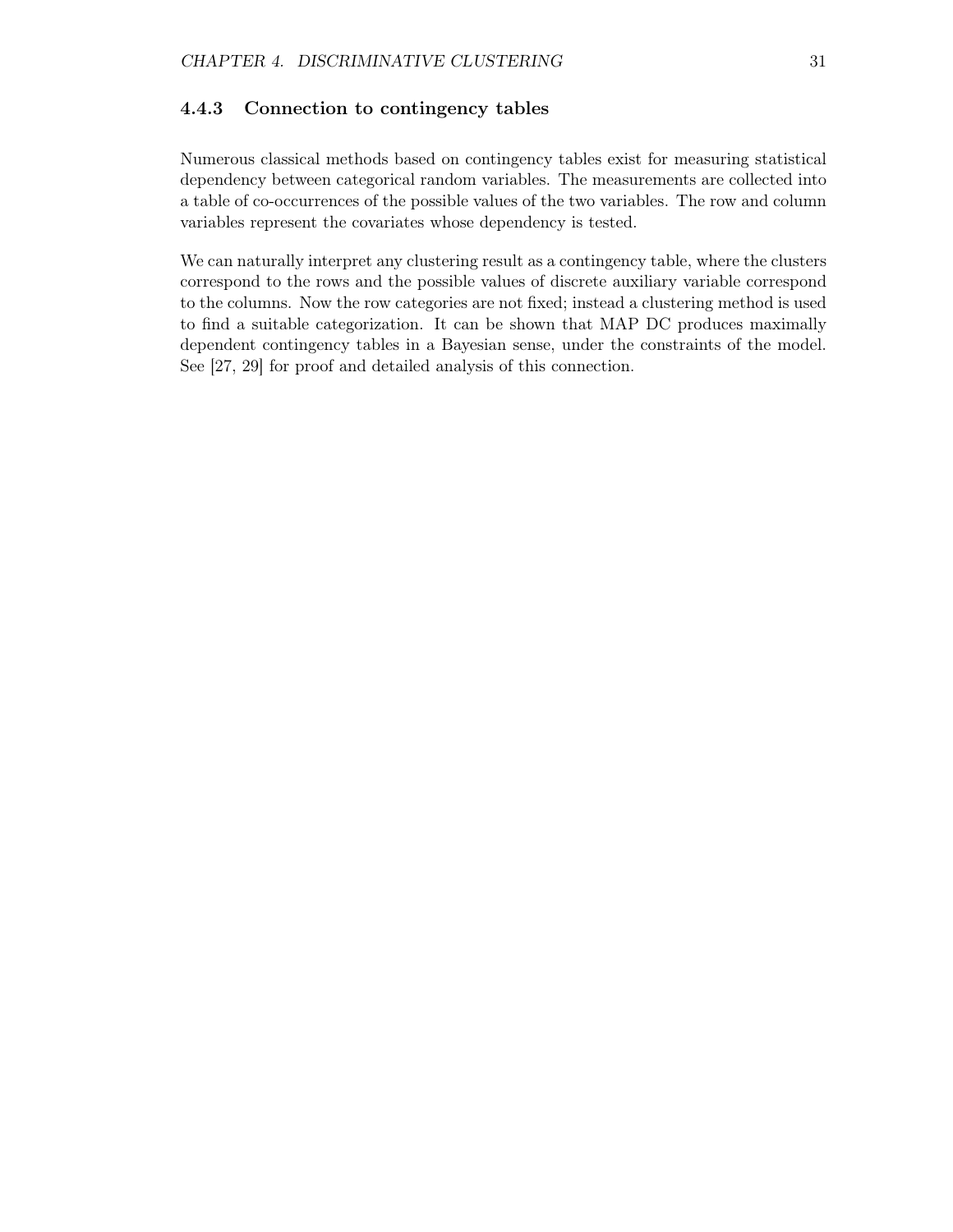### 4.4.3 Connection to contingency tables

Numerous classical methods based on contingency tables exist for measuring statistical dependency between categorical random variables. The measurements are collected into a table of co-occurrences of the possible values of the two variables. The row and column variables represent the covariates whose dependency is tested.

We can naturally interpret any clustering result as a contingency table, where the clusters correspond to the rows and the possible values of discrete auxiliary variable correspond to the columns. Now the row categories are not fixed; instead a clustering method is used to find a suitable categorization. It can be shown that MAP DC produces maximally dependent contingency tables in a Bayesian sense, under the constraints of the model. See [27, 29] for proof and detailed analysis of this connection.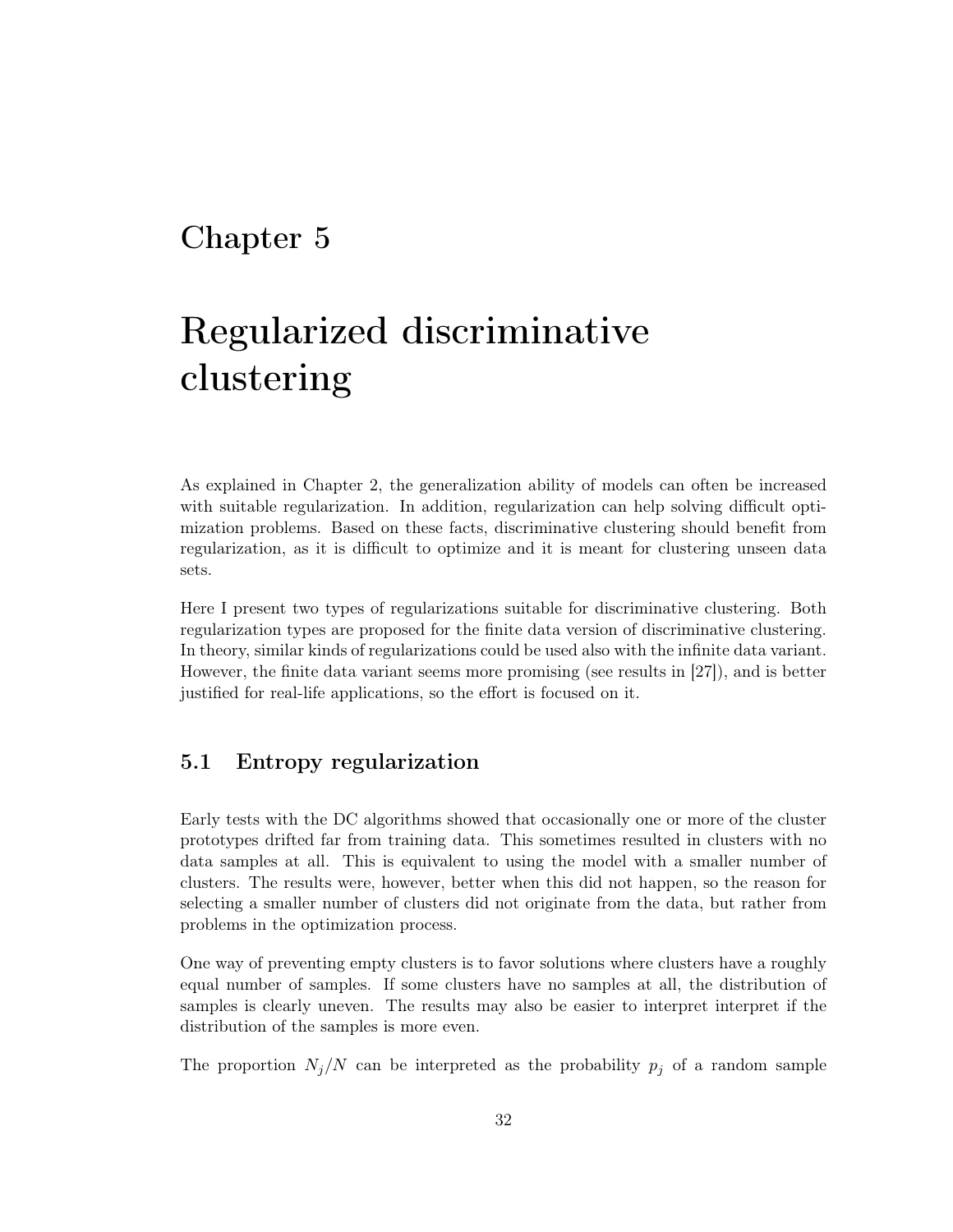# Chapter 5

# Regularized discriminative clustering

As explained in Chapter 2, the generalization ability of models can often be increased with suitable regularization. In addition, regularization can help solving difficult optimization problems. Based on these facts, discriminative clustering should benefit from regularization, as it is difficult to optimize and it is meant for clustering unseen data sets.

Here I present two types of regularizations suitable for discriminative clustering. Both regularization types are proposed for the finite data version of discriminative clustering. In theory, similar kinds of regularizations could be used also with the infinite data variant. However, the finite data variant seems more promising (see results in [27]), and is better justified for real-life applications, so the effort is focused on it.

## 5.1 Entropy regularization

Early tests with the DC algorithms showed that occasionally one or more of the cluster prototypes drifted far from training data. This sometimes resulted in clusters with no data samples at all. This is equivalent to using the model with a smaller number of clusters. The results were, however, better when this did not happen, so the reason for selecting a smaller number of clusters did not originate from the data, but rather from problems in the optimization process.

One way of preventing empty clusters is to favor solutions where clusters have a roughly equal number of samples. If some clusters have no samples at all, the distribution of samples is clearly uneven. The results may also be easier to interpret interpret if the distribution of the samples is more even.

The proportion $N_j/N$ can be interpreted as the probability $p_j$ of a random sample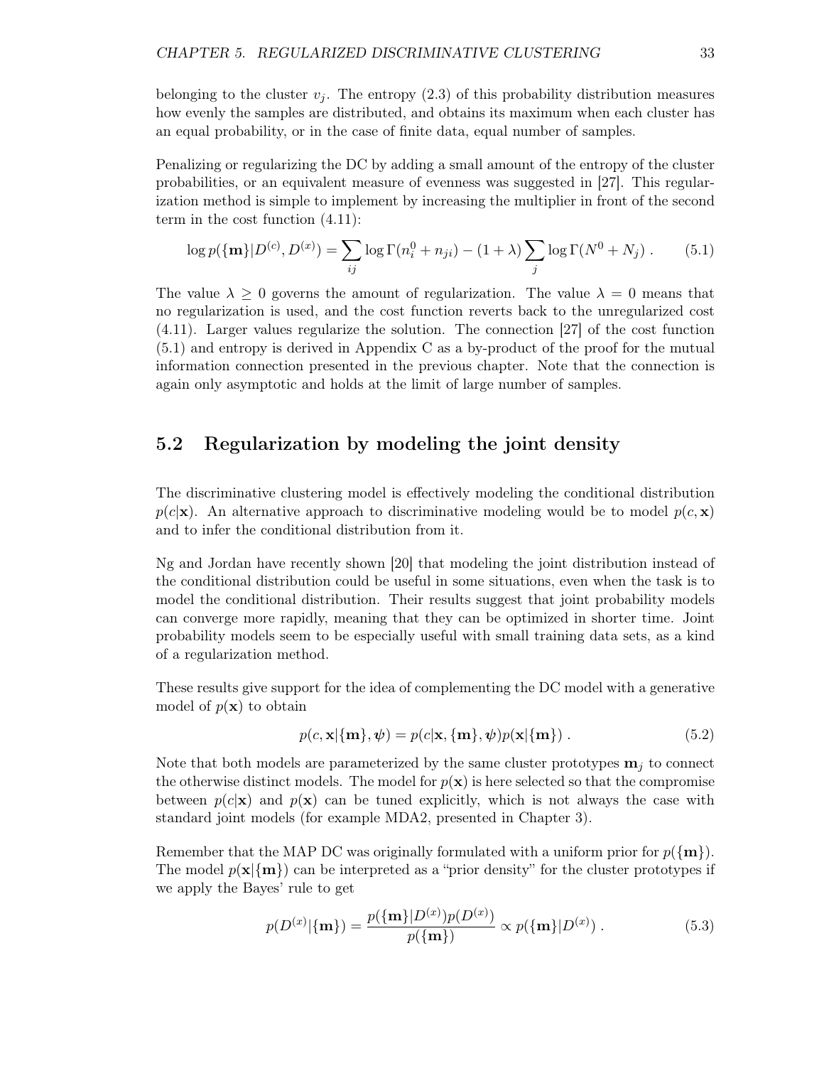belonging to the cluster $v_j$. The entropy (2.3) of this probability distribution measures how evenly the samples are distributed, and obtains its maximum when each cluster has an equal probability, or in the case of finite data, equal number of samples.

Penalizing or regularizing the DC by adding a small amount of the entropy of the cluster probabilities, or an equivalent measure of evenness was suggested in [27]. This regularization method is simple to implement by increasing the multiplier in front of the second term in the cost function (4.11):

$$\log p(\{\mathbf{m}\}|D^{(c)}, D^{(x)}) = \sum_{ij} \log \Gamma(n_i^0 + n_{ji}) - (1 + \lambda) \sum_j \log \Gamma(N^0 + N_j) \; . \tag{5.1}$$

The value $\lambda \geq 0$ governs the amount of regularization. The value $\lambda = 0$ means that no regularization is used, and the cost function reverts back to the unregularized cost (4.11). Larger values regularize the solution. The connection [27] of the cost function (5.1) and entropy is derived in Appendix C as a by-product of the proof for the mutual information connection presented in the previous chapter. Note that the connection is again only asymptotic and holds at the limit of large number of samples.

## 5.2 Regularization by modeling the joint density

The discriminative clustering model is effectively modeling the conditional distribution $p(c|\mathbf{x})$. An alternative approach to discriminative modeling would be to model $p(c, \mathbf{x})$ and to infer the conditional distribution from it.

Ng and Jordan have recently shown [20] that modeling the joint distribution instead of the conditional distribution could be useful in some situations, even when the task is to model the conditional distribution. Their results suggest that joint probability models can converge more rapidly, meaning that they can be optimized in shorter time. Joint probability models seem to be especially useful with small training data sets, as a kind of a regularization method.

These results give support for the idea of complementing the DC model with a generative model of $p(\mathbf{x})$ to obtain

$$p(c, \mathbf{x}|\{\mathbf{m}\}, \boldsymbol{\psi}) = p(c|\mathbf{x}, \{\mathbf{m}\}, \boldsymbol{\psi}) p(\mathbf{x}|\{\mathbf{m}\}) \; . \tag{5.2}$$

Note that both models are parameterized by the same cluster prototypes $\mathbf{m}_j$ to connect the otherwise distinct models. The model for $p(\mathbf{x})$ is here selected so that the compromise between $p(c|\mathbf{x})$ and $p(\mathbf{x})$ can be tuned explicitly, which is not always the case with standard joint models (for example MDA2, presented in Chapter 3).

Remember that the MAP DC was originally formulated with a uniform prior for $p(\{\mathbf{m}\})$. The model $p(\mathbf{x}|\{\mathbf{m}\})$ can be interpreted as a "prior density" for the cluster prototypes if we apply the Bayes' rule to get

$$p(D^{(x)}|\{\mathbf{m}\}) = \frac{p(\{\mathbf{m}\}|D^{(x)}) p(D^{(x)})}{p(\{\mathbf{m}\})} \propto p(\{\mathbf{m}\}|D^{(x)}) \; . \tag{5.3}$$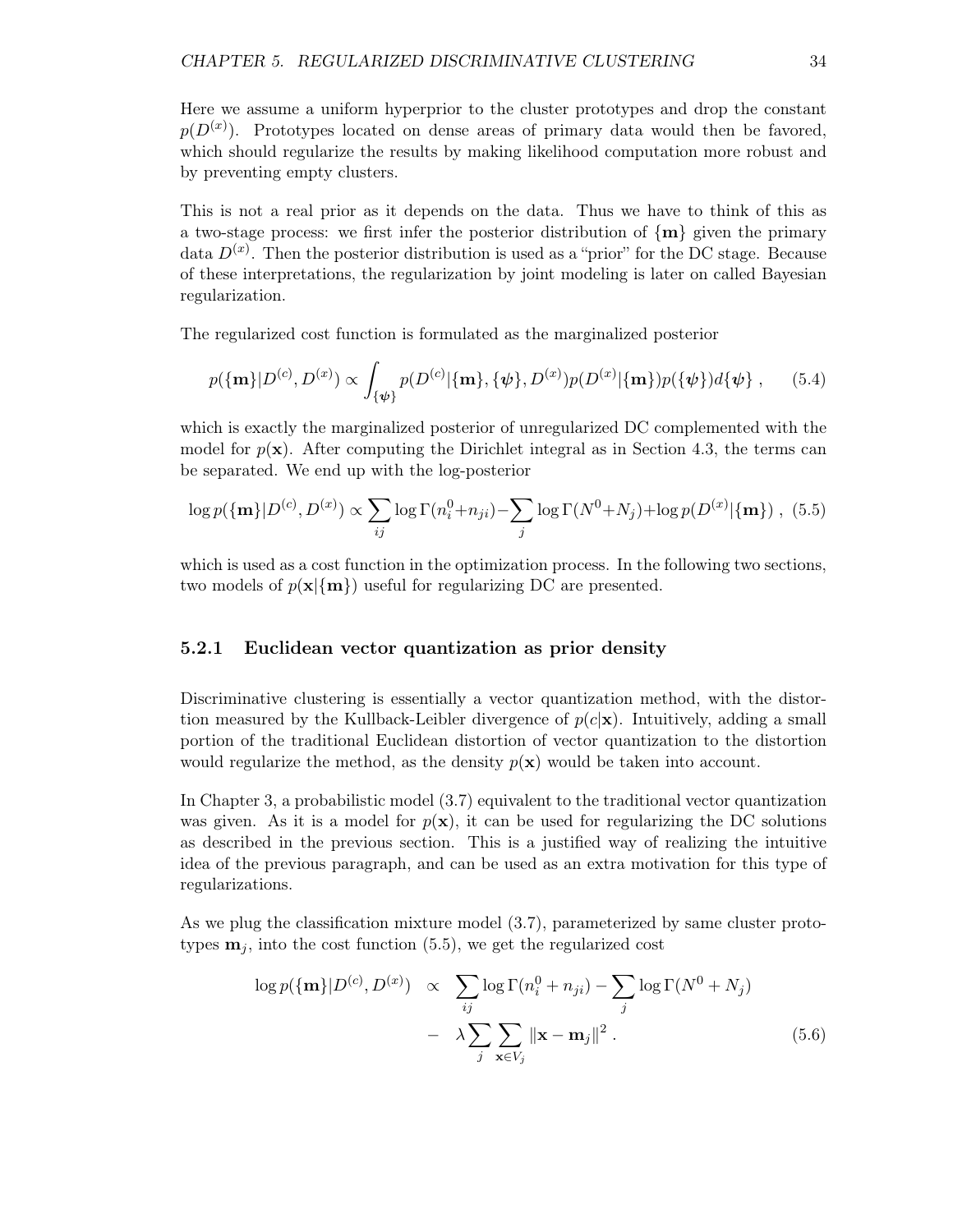Here we assume a uniform hyperprior to the cluster prototypes and drop the constant $p(D^{(x)})$. Prototypes located on dense areas of primary data would then be favored, which should regularize the results by making likelihood computation more robust and by preventing empty clusters.

This is not a real prior as it depends on the data. Thus we have to think of this as a two-stage process: we first infer the posterior distribution of $\{\mathbf{m}\}$ given the primary data $D^{(x)}$. Then the posterior distribution is used as a "prior" for the DC stage. Because of these interpretations, the regularization by joint modeling is later on called Bayesian regularization.

The regularized cost function is formulated as the marginalized posterior

$$p(\{\mathbf{m}\}|D^{(c)}, D^{(x)}) \propto \int_{\{\boldsymbol{\psi}\}} p(D^{(c)}|\{\mathbf{m}\}, \{\boldsymbol{\psi}\}, D^{(x)}) p(D^{(x)}|\{\mathbf{m}\}) p(\{\boldsymbol{\psi}\}) d\{\boldsymbol{\psi}\} , \quad (5.4)$$

which is exactly the marginalized posterior of unregularized DC complemented with the model for $p(\mathbf{x})$. After computing the Dirichlet integral as in Section 4.3, the terms can be separated. We end up with the log-posterior

$$\log p(\{\mathbf{m}\}|D^{(c)}, D^{(x)}) \propto \sum_{ij} \log \Gamma(n_i^0 + n_{ji}) - \sum_j \log \Gamma(N^0 + N_j) + \log p(D^{(x)}|\{\mathbf{m}\}) , \quad (5.5)$$

which is used as a cost function in the optimization process. In the following two sections, two models of $p(\mathbf{x}|\{\mathbf{m}\})$ useful for regularizing DC are presented.

### 5.2.1 Euclidean vector quantization as prior density

Discriminative clustering is essentially a vector quantization method, with the distortion measured by the Kullback-Leibler divergence of $p(c|\mathbf{x})$. Intuitively, adding a small portion of the traditional Euclidean distortion of vector quantization to the distortion would regularize the method, as the density $p(\mathbf{x})$ would be taken into account.

In Chapter 3, a probabilistic model (3.7) equivalent to the traditional vector quantization was given. As it is a model for $p(\mathbf{x})$, it can be used for regularizing the DC solutions as described in the previous section. This is a justified way of realizing the intuitive idea of the previous paragraph, and can be used as an extra motivation for this type of regularizations.

As we plug the classification mixture model (3.7), parameterized by same cluster prototypes $\mathbf{m}_j$, into the cost function (5.5), we get the regularized cost

$$\begin{aligned} \log p(\{\mathbf{m}\}|D^{(c)}, D^{(x)}) &\propto \sum_{ij} \log \Gamma(n_i^0 + n_{ji}) - \sum_j \log \Gamma(N^0 + N_j) \\ &- \lambda \sum_j \sum_{\mathbf{x} \in V_j} \|\mathbf{x} - \mathbf{m}_j\|^2 . \end{aligned} \quad (5.6)$$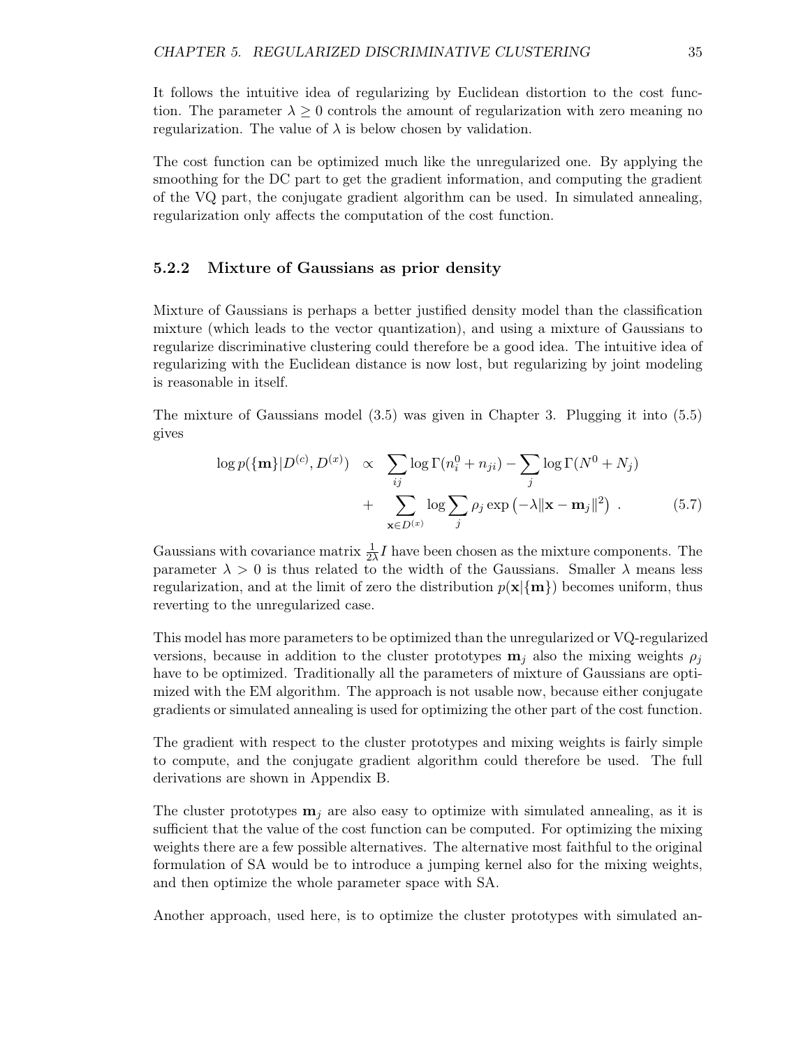It follows the intuitive idea of regularizing by Euclidean distortion to the cost function. The parameter $\lambda \geq 0$ controls the amount of regularization with zero meaning no regularization. The value of $\lambda$ is below chosen by validation.

The cost function can be optimized much like the unregularized one. By applying the smoothing for the DC part to get the gradient information, and computing the gradient of the VQ part, the conjugate gradient algorithm can be used. In simulated annealing, regularization only affects the computation of the cost function.

### 5.2.2 Mixture of Gaussians as prior density

Mixture of Gaussians is perhaps a better justified density model than the classification mixture (which leads to the vector quantization), and using a mixture of Gaussians to regularize discriminative clustering could therefore be a good idea. The intuitive idea of regularizing with the Euclidean distance is now lost, but regularizing by joint modeling is reasonable in itself.

The mixture of Gaussians model (3.5) was given in Chapter 3. Plugging it into (5.5) gives

$$
\begin{aligned}
\log p(\{\mathbf{m}\}|D^{(c)}, D^{(x)}) \quad &\propto \quad \sum_{ij} \log \Gamma(n_i^0 + n_{ji}) - \sum_j \log \Gamma(N^0 + N_j) \\
&+ \quad \sum_{\mathbf{x} \in D^{(x)}} \log \sum_j \rho_j \exp\left(-\lambda \|\mathbf{x} - \mathbf{m}_j\|^2\right) \ . \qquad (5.7)
\end{aligned}
$$

Gaussians with covariance matrix $\frac{1}{2\lambda} I$ have been chosen as the mixture components. The parameter $\lambda > 0$ is thus related to the width of the Gaussians. Smaller $\lambda$ means less regularization, and at the limit of zero the distribution $p(\mathbf{x}|\{\mathbf{m}\})$ becomes uniform, thus reverting to the unregularized case.

This model has more parameters to be optimized than the unregularized or VQ-regularized versions, because in addition to the cluster prototypes $\mathbf{m}_j$ also the mixing weights $\rho_j$ have to be optimized. Traditionally all the parameters of mixture of Gaussians are optimized with the EM algorithm. The approach is not usable now, because either conjugate gradients or simulated annealing is used for optimizing the other part of the cost function.

The gradient with respect to the cluster prototypes and mixing weights is fairly simple to compute, and the conjugate gradient algorithm could therefore be used. The full derivations are shown in Appendix B.

The cluster prototypes $\mathbf{m}_j$ are also easy to optimize with simulated annealing, as it is sufficient that the value of the cost function can be computed. For optimizing the mixing weights there are a few possible alternatives. The alternative most faithful to the original formulation of SA would be to introduce a jumping kernel also for the mixing weights, and then optimize the whole parameter space with SA.

Another approach, used here, is to optimize the cluster prototypes with simulated an-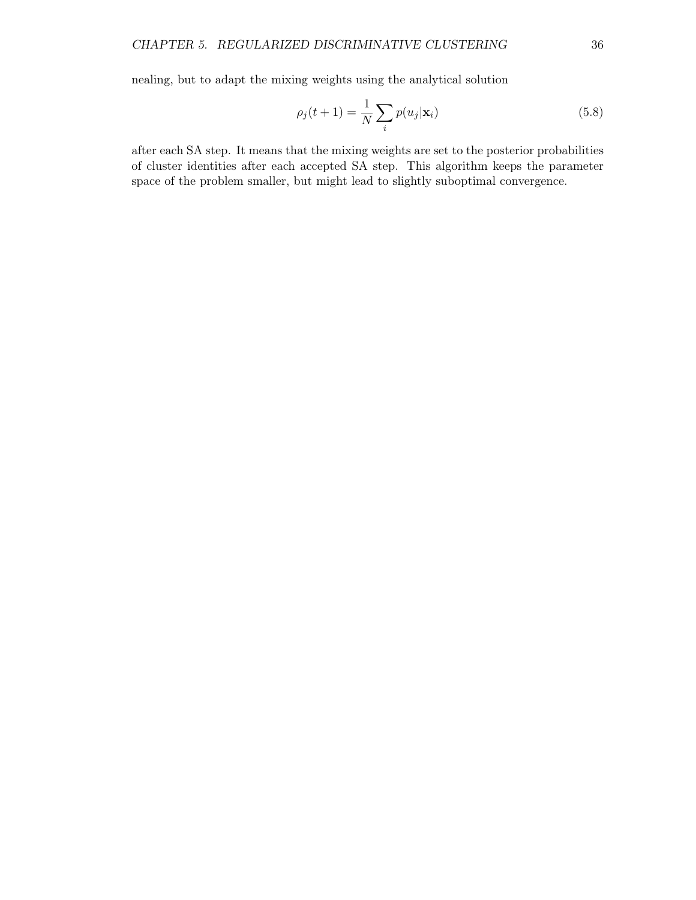nealing, but to adapt the mixing weights using the analytical solution

$$\rho_j(t+1) = \frac{1}{N} \sum_i p(u_j|\mathbf{x}_i) \tag{5.8}$$

after each SA step. It means that the mixing weights are set to the posterior probabilities of cluster identities after each accepted SA step. This algorithm keeps the parameter space of the problem smaller, but might lead to slightly suboptimal convergence.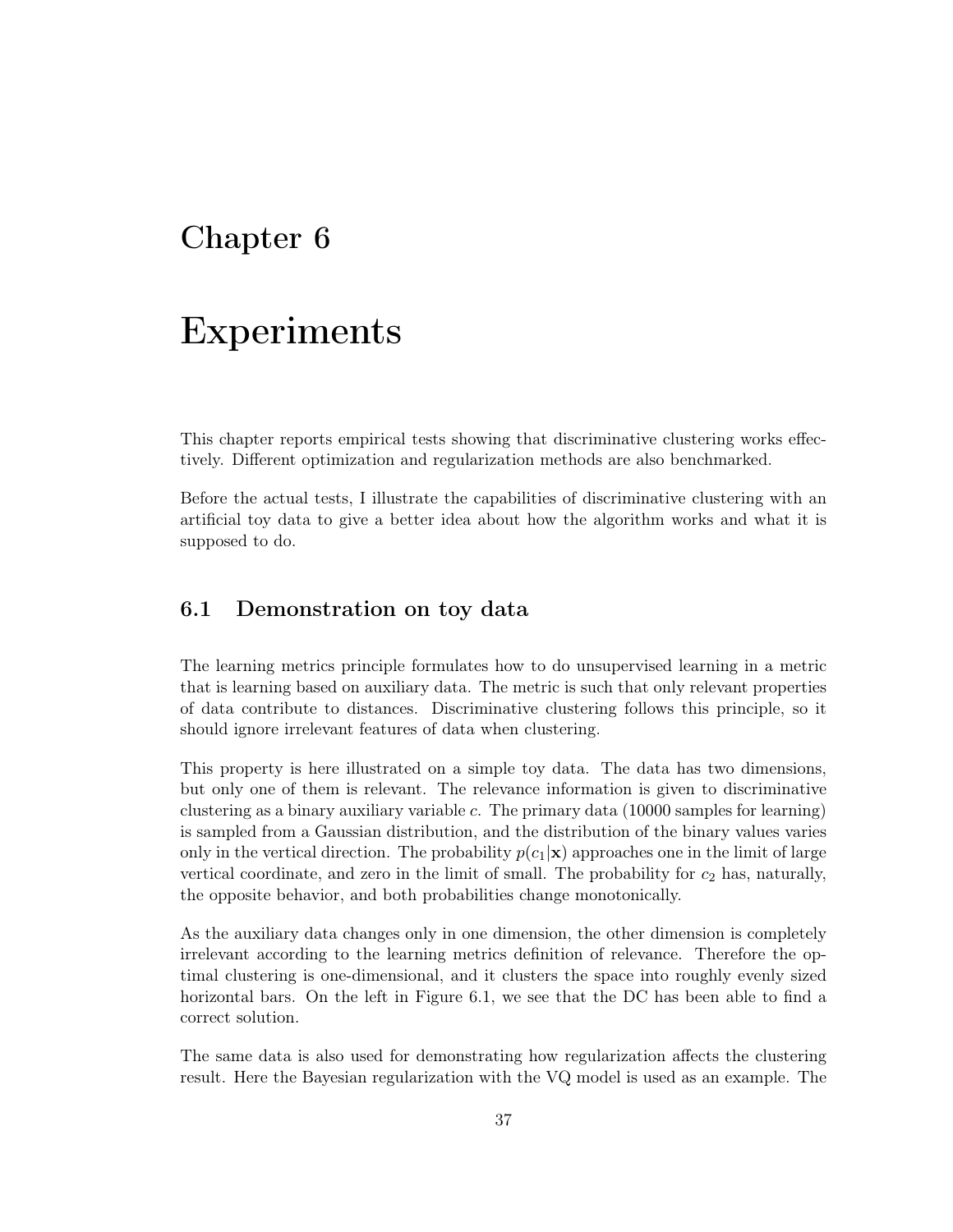# Chapter 6

# Experiments

This chapter reports empirical tests showing that discriminative clustering works effectively. Different optimization and regularization methods are also benchmarked.

Before the actual tests, I illustrate the capabilities of discriminative clustering with an artificial toy data to give a better idea about how the algorithm works and what it is supposed to do.

## 6.1 Demonstration on toy data

The learning metrics principle formulates how to do unsupervised learning in a metric that is learning based on auxiliary data. The metric is such that only relevant properties of data contribute to distances. Discriminative clustering follows this principle, so it should ignore irrelevant features of data when clustering.

This property is here illustrated on a simple toy data. The data has two dimensions, but only one of them is relevant. The relevance information is given to discriminative clustering as a binary auxiliary variable $c$. The primary data (10000 samples for learning) is sampled from a Gaussian distribution, and the distribution of the binary values varies only in the vertical direction. The probability $p(c_1|\mathbf{x})$ approaches one in the limit of large vertical coordinate, and zero in the limit of small. The probability for $c_2$ has, naturally, the opposite behavior, and both probabilities change monotonically.

As the auxiliary data changes only in one dimension, the other dimension is completely irrelevant according to the learning metrics definition of relevance. Therefore the optimal clustering is one-dimensional, and it clusters the space into roughly evenly sized horizontal bars. On the left in Figure 6.1, we see that the DC has been able to find a correct solution.

The same data is also used for demonstrating how regularization affects the clustering result. Here the Bayesian regularization with the VQ model is used as an example. The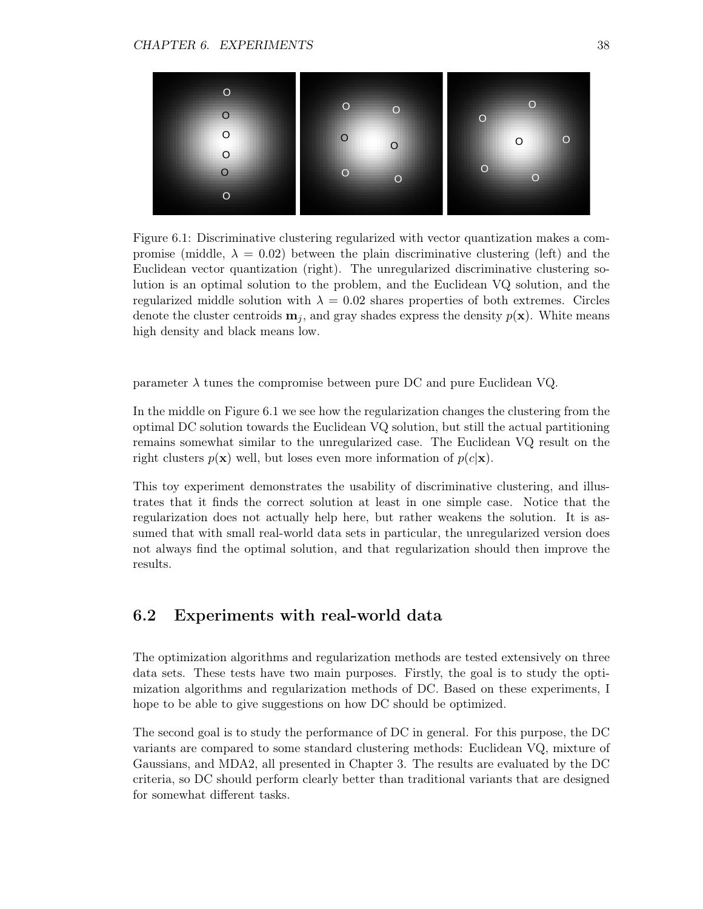Figure 6.1: Discriminative clustering regularized with vector quantization makes a compromise (middle, $\lambda = 0.02$) between the plain discriminative clustering (left) and the Euclidean vector quantization (right). The unregularized discriminative clustering solution is an optimal solution to the problem, and the Euclidean VQ solution, and the regularized middle solution with $\lambda = 0.02$ shares properties of both extremes. Circles denote the cluster centroids $\mathbf{m}_j$, and gray shades express the density $p(\mathbf{x})$. White means high density and black means low.

parameter $\lambda$ tunes the compromise between pure DC and pure Euclidean VQ.

In the middle on Figure 6.1 we see how the regularization changes the clustering from the optimal DC solution towards the Euclidean VQ solution, but still the actual partitioning remains somewhat similar to the unregularized case. The Euclidean VQ result on the right clusters $p(\mathbf{x})$ well, but loses even more information of $p(c|\mathbf{x})$.

This toy experiment demonstrates the usability of discriminative clustering, and illustrates that it finds the correct solution at least in one simple case. Notice that the regularization does not actually help here, but rather weakens the solution. It is assumed that with small real-world data sets in particular, the unregularized version does not always find the optimal solution, and that regularization should then improve the results.

## 6.2 Experiments with real-world data

The optimization algorithms and regularization methods are tested extensively on three data sets. These tests have two main purposes. Firstly, the goal is to study the optimization algorithms and regularization methods of DC. Based on these experiments, I hope to be able to give suggestions on how DC should be optimized.

The second goal is to study the performance of DC in general. For this purpose, the DC variants are compared to some standard clustering methods: Euclidean VQ, mixture of Gaussians, and MDA2, all presented in Chapter 3. The results are evaluated by the DC criteria, so DC should perform clearly better than traditional variants that are designed for somewhat different tasks.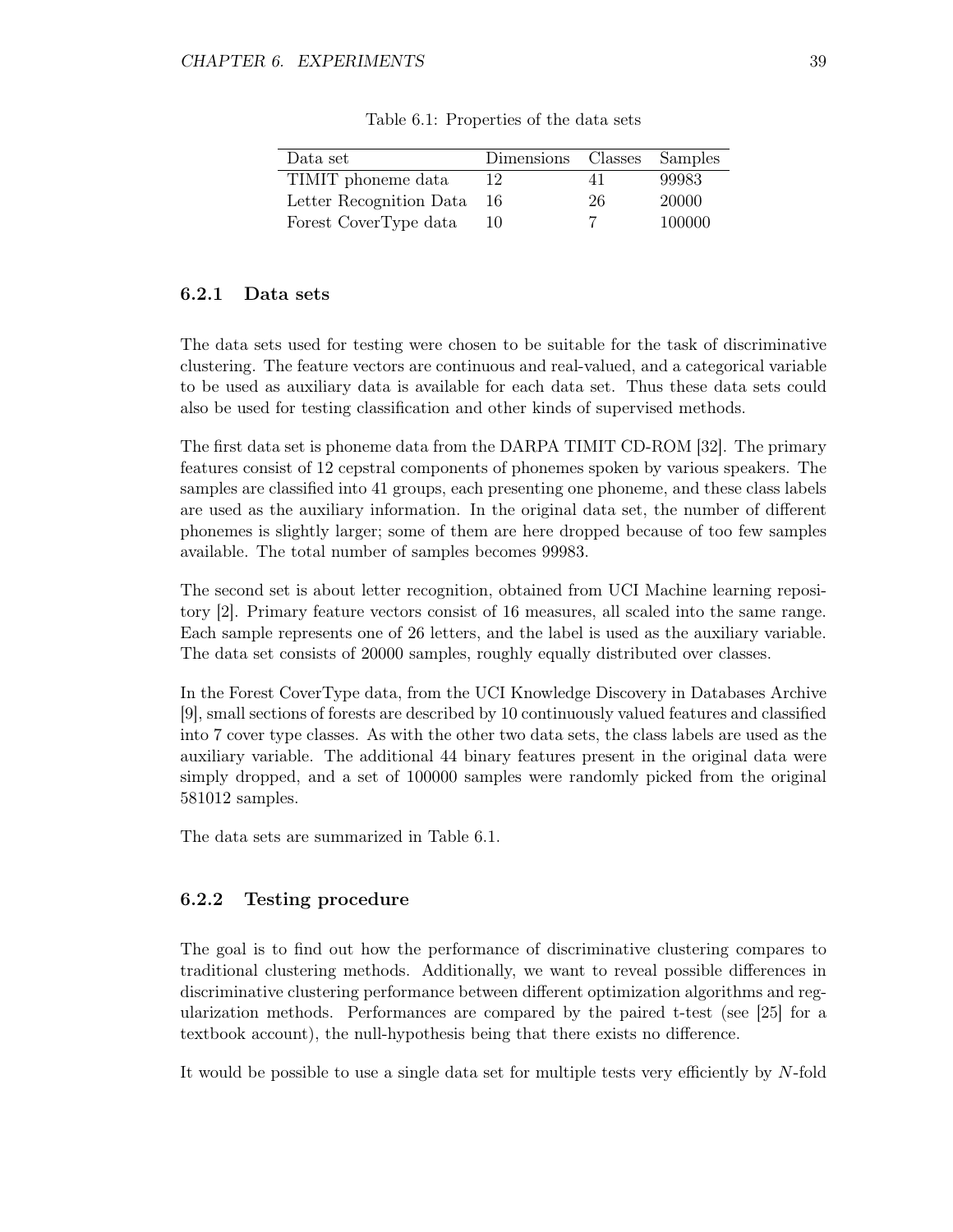Table 6.1: Properties of the data sets

| Data set | Dimensions | Classes | Samples |
|---|---|---|---|
| TIMIT phoneme data | 12 | 41 | 99983 |
| Letter Recognition Data | 16 | 26 | 20000 |
| Forest CoverType data | 10 | 7 | 100000 |

### 6.2.1 Data sets

The data sets used for testing were chosen to be suitable for the task of discriminative clustering. The feature vectors are continuous and real-valued, and a categorical variable to be used as auxiliary data is available for each data set. Thus these data sets could also be used for testing classification and other kinds of supervised methods.

The first data set is phoneme data from the DARPA TIMIT CD-ROM [32]. The primary features consist of 12 cepstral components of phonemes spoken by various speakers. The samples are classified into 41 groups, each presenting one phoneme, and these class labels are used as the auxiliary information. In the original data set, the number of different phonemes is slightly larger; some of them are here dropped because of too few samples available. The total number of samples becomes 99983.

The second set is about letter recognition, obtained from UCI Machine learning repository [2]. Primary feature vectors consist of 16 measures, all scaled into the same range. Each sample represents one of 26 letters, and the label is used as the auxiliary variable. The data set consists of 20000 samples, roughly equally distributed over classes.

In the Forest CoverType data, from the UCI Knowledge Discovery in Databases Archive [9], small sections of forests are described by 10 continuously valued features and classified into 7 cover type classes. As with the other two data sets, the class labels are used as the auxiliary variable. The additional 44 binary features present in the original data were simply dropped, and a set of 100000 samples were randomly picked from the original 581012 samples.

The data sets are summarized in Table 6.1.

### 6.2.2 Testing procedure

The goal is to find out how the performance of discriminative clustering compares to traditional clustering methods. Additionally, we want to reveal possible differences in discriminative clustering performance between different optimization algorithms and regularization methods. Performances are compared by the paired t-test (see [25] for a textbook account), the null-hypothesis being that there exists no difference.

It would be possible to use a single data set for multiple tests very efficiently by $N$-fold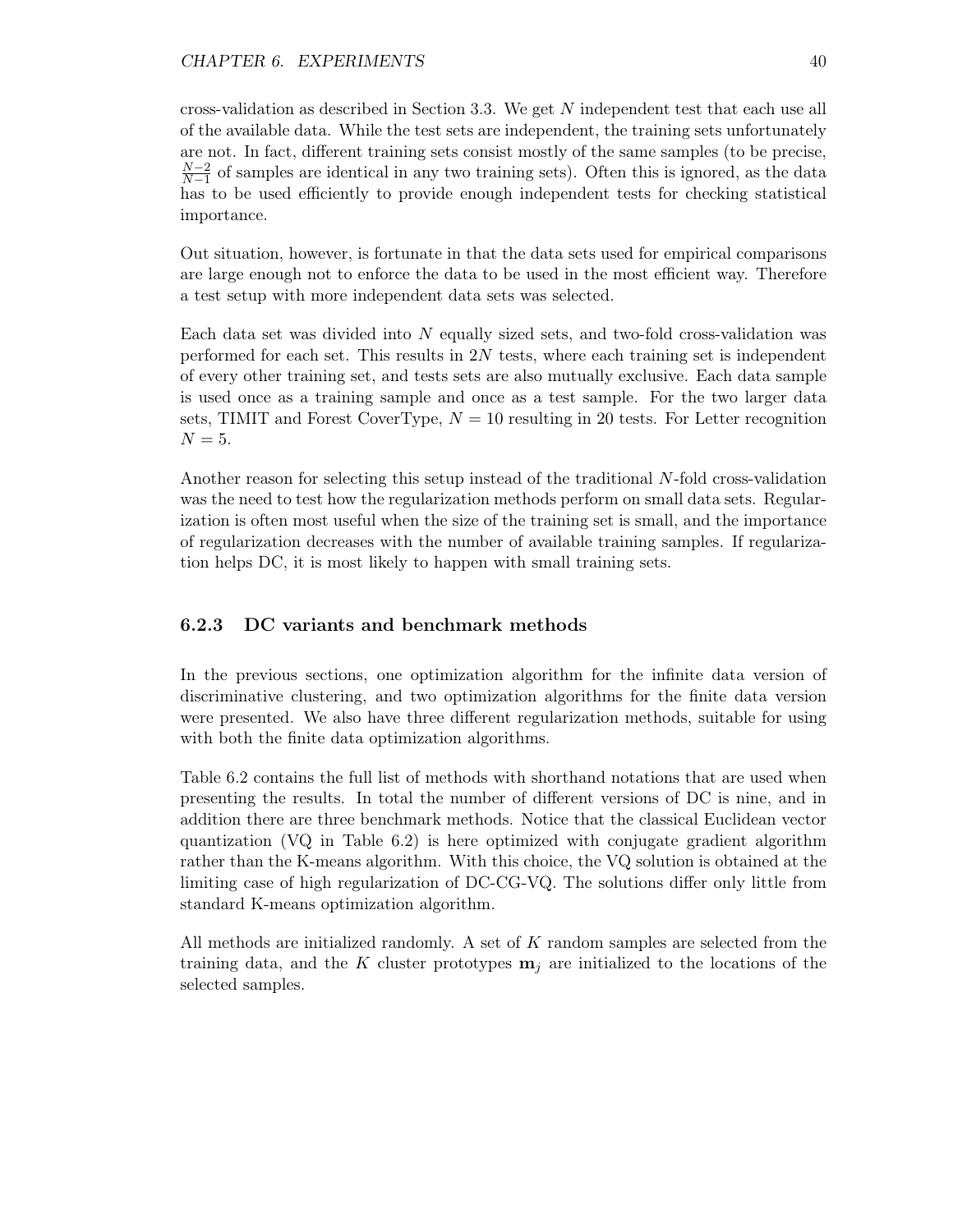cross-validation as described in Section 3.3. We get $N$ independent test that each use all of the available data. While the test sets are independent, the training sets unfortunately are not. In fact, different training sets consist mostly of the same samples (to be precise, $\frac{N-2}{N-1}$ of samples are identical in any two training sets). Often this is ignored, as the data has to be used efficiently to provide enough independent tests for checking statistical importance.

Out situation, however, is fortunate in that the data sets used for empirical comparisons are large enough not to enforce the data to be used in the most efficient way. Therefore a test setup with more independent data sets was selected.

Each data set was divided into $N$ equally sized sets, and two-fold cross-validation was performed for each set. This results in $2N$ tests, where each training set is independent of every other training set, and tests sets are also mutually exclusive. Each data sample is used once as a training sample and once as a test sample. For the two larger data sets, TIMIT and Forest CoverType, $N = 10$ resulting in 20 tests. For Letter recognition $N = 5$.

Another reason for selecting this setup instead of the traditional $N$-fold cross-validation was the need to test how the regularization methods perform on small data sets. Regularization is often most useful when the size of the training set is small, and the importance of regularization decreases with the number of available training samples. If regularization helps DC, it is most likely to happen with small training sets.

### 6.2.3 DC variants and benchmark methods

In the previous sections, one optimization algorithm for the infinite data version of discriminative clustering, and two optimization algorithms for the finite data version were presented. We also have three different regularization methods, suitable for using with both the finite data optimization algorithms.

Table 6.2 contains the full list of methods with shorthand notations that are used when presenting the results. In total the number of different versions of DC is nine, and in addition there are three benchmark methods. Notice that the classical Euclidean vector quantization (VQ in Table 6.2) is here optimized with conjugate gradient algorithm rather than the K-means algorithm. With this choice, the VQ solution is obtained at the limiting case of high regularization of DC-CG-VQ. The solutions differ only little from standard K-means optimization algorithm.

All methods are initialized randomly. A set of $K$ random samples are selected from the training data, and the $K$ cluster prototypes $\mathbf{m}_j$ are initialized to the locations of the selected samples.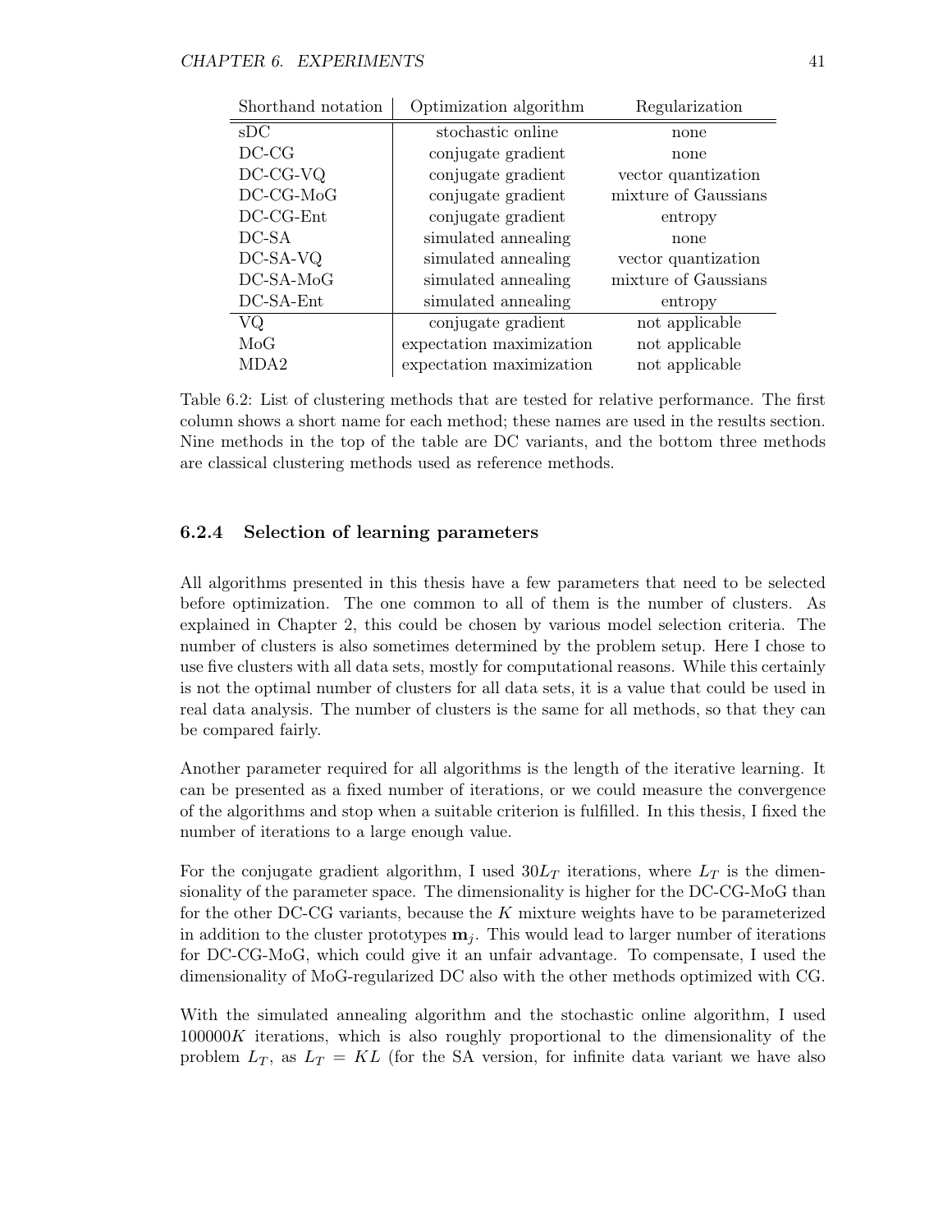| Shorthand notation | Optimization algorithm | Regularization |
|---|---|---|
| sDC | stochastic online | none |
| DC-CG | conjugate gradient | none |
| DC-CG-VQ | conjugate gradient | vector quantization |
| DC-CG-MoG | conjugate gradient | mixture of Gaussians |
| DC-CG-Ent | conjugate gradient | entropy |
| DC-SA | simulated annealing | none |
| DC-SA-VQ | simulated annealing | vector quantization |
| DC-SA-MoG | simulated annealing | mixture of Gaussians |
| DC-SA-Ent | simulated annealing | entropy |
| VQ | conjugate gradient | not applicable |
| MoG | expectation maximization | not applicable |
| MDA2 | expectation maximization | not applicable |

Table 6.2: List of clustering methods that are tested for relative performance. The first column shows a short name for each method; these names are used in the results section. Nine methods in the top of the table are DC variants, and the bottom three methods are classical clustering methods used as reference methods.

### 6.2.4 Selection of learning parameters

All algorithms presented in this thesis have a few parameters that need to be selected before optimization. The one common to all of them is the number of clusters. As explained in Chapter 2, this could be chosen by various model selection criteria. The number of clusters is also sometimes determined by the problem setup. Here I chose to use five clusters with all data sets, mostly for computational reasons. While this certainly is not the optimal number of clusters for all data sets, it is a value that could be used in real data analysis. The number of clusters is the same for all methods, so that they can be compared fairly.

Another parameter required for all algorithms is the length of the iterative learning. It can be presented as a fixed number of iterations, or we could measure the convergence of the algorithms and stop when a suitable criterion is fulfilled. In this thesis, I fixed the number of iterations to a large enough value.

For the conjugate gradient algorithm, I used $30L_T$ iterations, where $L_T$ is the dimensionality of the parameter space. The dimensionality is higher for the DC-CG-MoG than for the other DC-CG variants, because the $K$ mixture weights have to be parameterized in addition to the cluster prototypes $\mathbf{m}_j$. This would lead to larger number of iterations for DC-CG-MoG, which could give it an unfair advantage. To compensate, I used the dimensionality of MoG-regularized DC also with the other methods optimized with CG.

With the simulated annealing algorithm and the stochastic online algorithm, I used $100000K$ iterations, which is also roughly proportional to the dimensionality of the problem $L_T$, as $L_T = KL$ (for the SA version, for infinite data variant we have also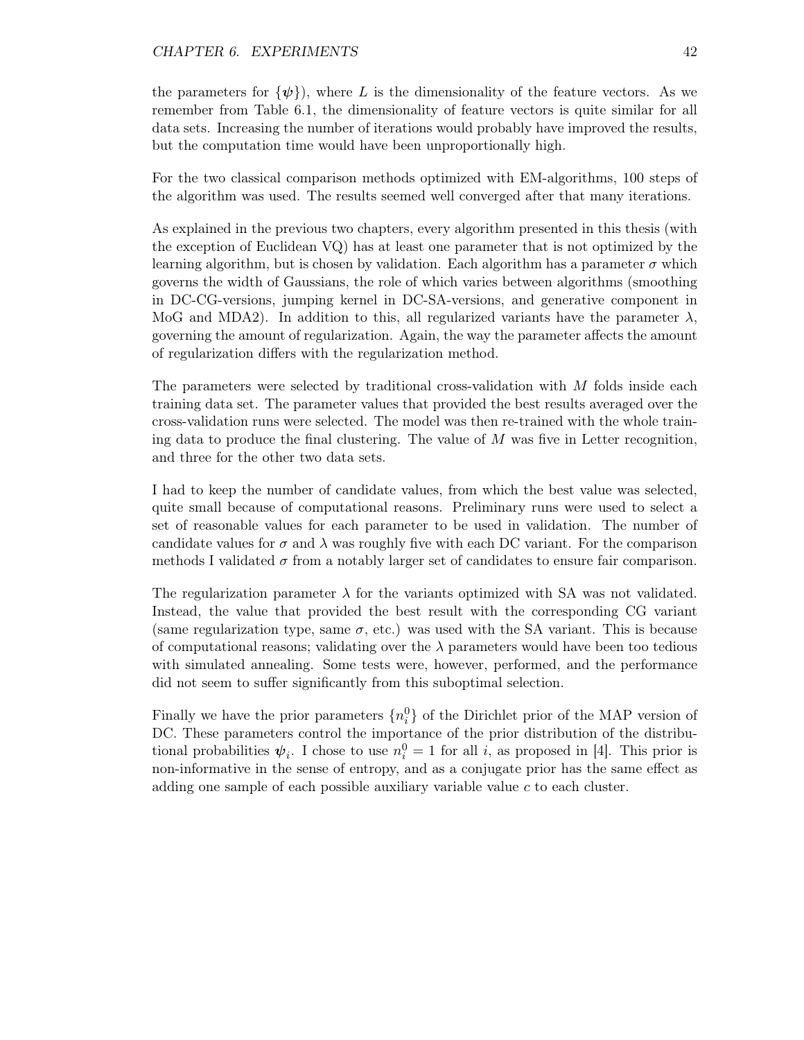the parameters for $\{\boldsymbol{\psi}\}$), where $L$ is the dimensionality of the feature vectors. As we remember from Table 6.1, the dimensionality of feature vectors is quite similar for all data sets. Increasing the number of iterations would probably have improved the results, but the computation time would have been unproportionally high.

For the two classical comparison methods optimized with EM-algorithms, 100 steps of the algorithm was used. The results seemed well converged after that many iterations.

As explained in the previous two chapters, every algorithm presented in this thesis (with the exception of Euclidean VQ) has at least one parameter that is not optimized by the learning algorithm, but is chosen by validation. Each algorithm has a parameter $\sigma$ which governs the width of Gaussians, the role of which varies between algorithms (smoothing in DC-CG-versions, jumping kernel in DC-SA-versions, and generative component in MoG and MDA2). In addition to this, all regularized variants have the parameter $\lambda$, governing the amount of regularization. Again, the way the parameter affects the amount of regularization differs with the regularization method.

The parameters were selected by traditional cross-validation with $M$ folds inside each training data set. The parameter values that provided the best results averaged over the cross-validation runs were selected. The model was then re-trained with the whole training data to produce the final clustering. The value of $M$ was five in Letter recognition, and three for the other two data sets.

I had to keep the number of candidate values, from which the best value was selected, quite small because of computational reasons. Preliminary runs were used to select a set of reasonable values for each parameter to be used in validation. The number of candidate values for $\sigma$ and $\lambda$ was roughly five with each DC variant. For the comparison methods I validated $\sigma$ from a notably larger set of candidates to ensure fair comparison.

The regularization parameter $\lambda$ for the variants optimized with SA was not validated. Instead, the value that provided the best result with the corresponding CG variant (same regularization type, same $\sigma$, etc.) was used with the SA variant. This is because of computational reasons; validating over the $\lambda$ parameters would have been too tedious with simulated annealing. Some tests were, however, performed, and the performance did not seem to suffer significantly from this suboptimal selection.

Finally we have the prior parameters $\{n_i^0\}$ of the Dirichlet prior of the MAP version of DC. These parameters control the importance of the prior distribution of the distributional probabilities $\boldsymbol{\psi}_i$. I chose to use $n_i^0 = 1$ for all $i$, as proposed in [4]. This prior is non-informative in the sense of entropy, and as a conjugate prior has the same effect as adding one sample of each possible auxiliary variable value $c$ to each cluster.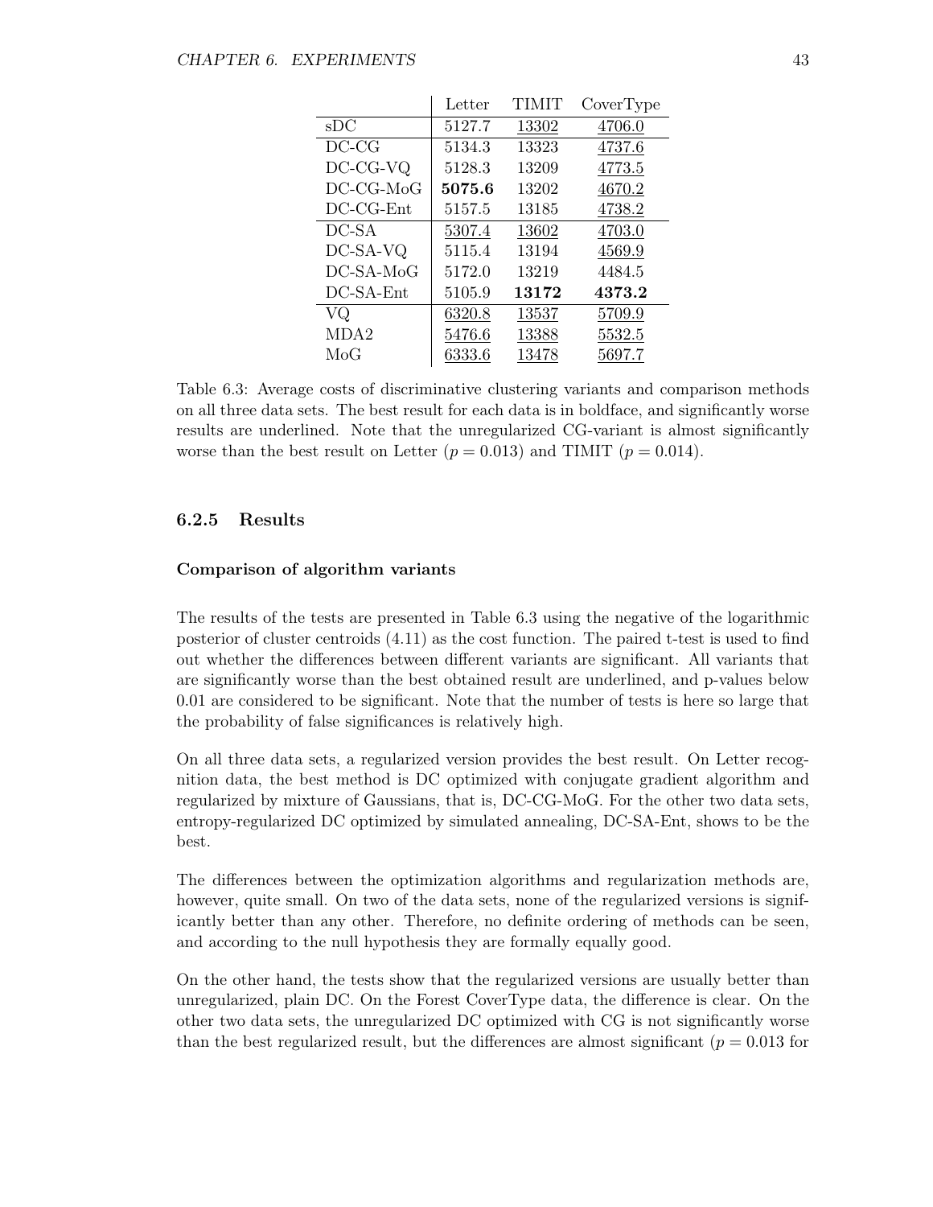| | Letter | TIMIT | CoverType |
|---|---|---|---|
| sDC | 5127.7 | <u>13302</u> | <u>4706.0</u> |
| DC-CG | 5134.3 | 13323 | <u>4737.6</u> |
| DC-CG-VQ | 5128.3 | 13209 | <u>4773.5</u> |
| DC-CG-MoG | **5075.6** | 13202 | <u>4670.2</u> |
| DC-CG-Ent | 5157.5 | 13185 | <u>4738.2</u> |
| DC-SA | <u>5307.4</u> | <u>13602</u> | <u>4703.0</u> |
| DC-SA-VQ | 5115.4 | 13194 | <u>4569.9</u> |
| DC-SA-MoG | 5172.0 | 13219 | 4484.5 |
| DC-SA-Ent | 5105.9 | **13172** | **4373.2** |
| VQ | <u>6320.8</u> | <u>13537</u> | <u>5709.9</u> |
| MDA2 | <u>5476.6</u> | <u>13388</u> | <u>5532.5</u> |
| MoG | <u>6333.6</u> | <u>13478</u> | <u>5697.7</u> |

Table 6.3: Average costs of discriminative clustering variants and comparison methods on all three data sets. The best result for each data is in boldface, and significantly worse results are underlined. Note that the unregularized CG-variant is almost significantly worse than the best result on Letter ($p = 0.013$) and TIMIT ($p = 0.014$).

### 6.2.5 Results

#### Comparison of algorithm variants

The results of the tests are presented in Table 6.3 using the negative of the logarithmic posterior of cluster centroids (4.11) as the cost function. The paired t-test is used to find out whether the differences between different variants are significant. All variants that are significantly worse than the best obtained result are underlined, and p-values below 0.01 are considered to be significant. Note that the number of tests is here so large that the probability of false significances is relatively high.

On all three data sets, a regularized version provides the best result. On Letter recognition data, the best method is DC optimized with conjugate gradient algorithm and regularized by mixture of Gaussians, that is, DC-CG-MoG. For the other two data sets, entropy-regularized DC optimized by simulated annealing, DC-SA-Ent, shows to be the best.

The differences between the optimization algorithms and regularization methods are, however, quite small. On two of the data sets, none of the regularized versions is significantly better than any other. Therefore, no definite ordering of methods can be seen, and according to the null hypothesis they are formally equally good.

On the other hand, the tests show that the regularized versions are usually better than unregularized, plain DC. On the Forest CoverType data, the difference is clear. On the other two data sets, the unregularized DC optimized with CG is not significantly worse than the best regularized result, but the differences are almost significant ($p = 0.013$ for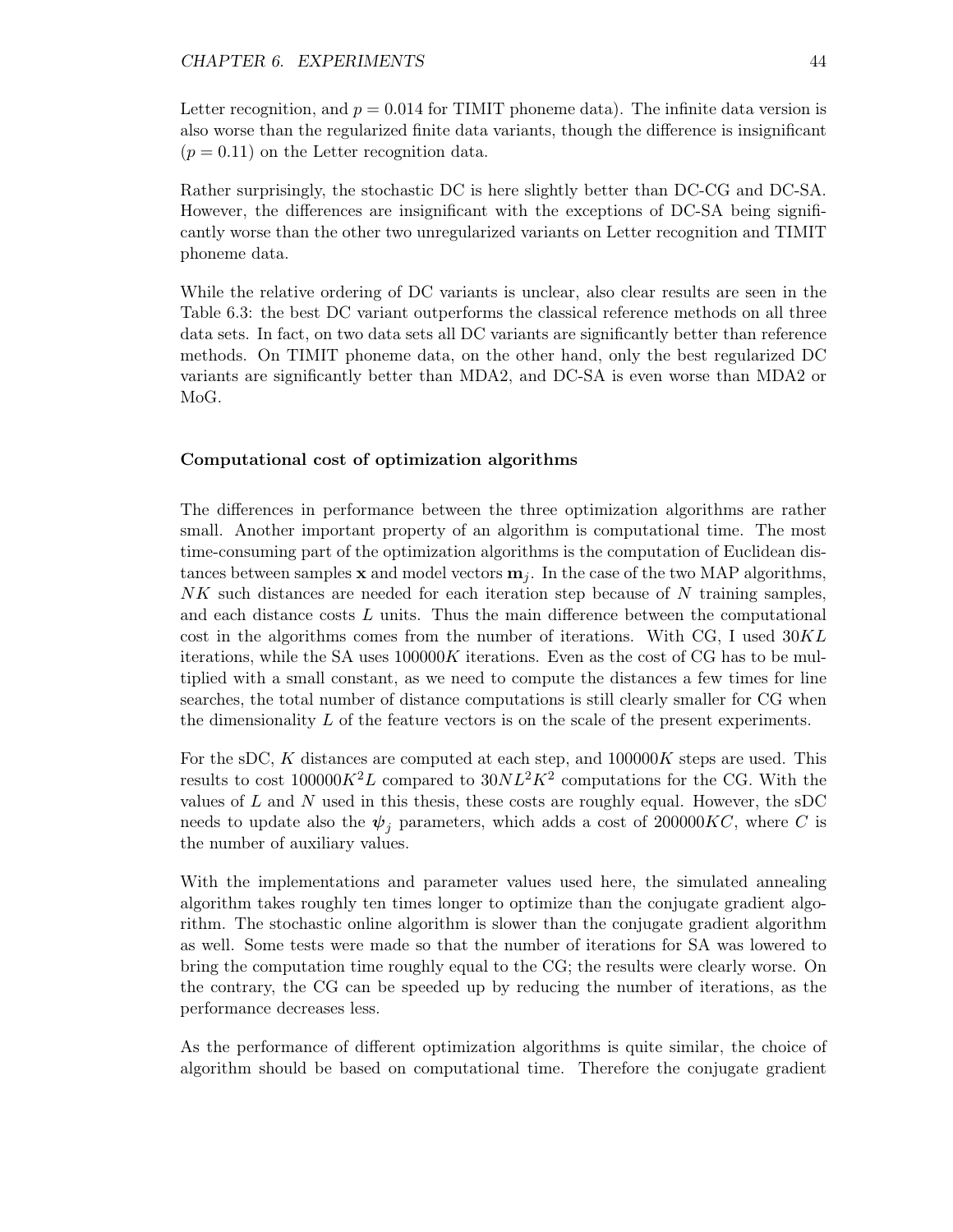Letter recognition, and $p = 0.014$ for TIMIT phoneme data). The infinite data version is also worse than the regularized finite data variants, though the difference is insignificant ($p = 0.11$) on the Letter recognition data.

Rather surprisingly, the stochastic DC is here slightly better than DC-CG and DC-SA. However, the differences are insignificant with the exceptions of DC-SA being significantly worse than the other two unregularized variants on Letter recognition and TIMIT phoneme data.

While the relative ordering of DC variants is unclear, also clear results are seen in the Table 6.3: the best DC variant outperforms the classical reference methods on all three data sets. In fact, on two data sets all DC variants are significantly better than reference methods. On TIMIT phoneme data, on the other hand, only the best regularized DC variants are significantly better than MDA2, and DC-SA is even worse than MDA2 or MoG.

**Computational cost of optimization algorithms**

The differences in performance between the three optimization algorithms are rather small. Another important property of an algorithm is computational time. The most time-consuming part of the optimization algorithms is the computation of Euclidean distances between samples $\mathbf{x}$ and model vectors $\mathbf{m}_j$. In the case of the two MAP algorithms, $NK$ such distances are needed for each iteration step because of $N$ training samples, and each distance costs $L$ units. Thus the main difference between the computational cost in the algorithms comes from the number of iterations. With CG, I used $30KL$ iterations, while the SA uses $100000K$ iterations. Even as the cost of CG has to be multiplied with a small constant, as we need to compute the distances a few times for line searches, the total number of distance computations is still clearly smaller for CG when the dimensionality $L$ of the feature vectors is on the scale of the present experiments.

For the sDC, $K$ distances are computed at each step, and $100000K$ steps are used. This results to cost $100000K^2L$ compared to $30NL^2K^2$ computations for the CG. With the values of $L$ and $N$ used in this thesis, these costs are roughly equal. However, the sDC needs to update also the $\boldsymbol{\psi}_j$ parameters, which adds a cost of $200000KC$, where $C$ is the number of auxiliary values.

With the implementations and parameter values used here, the simulated annealing algorithm takes roughly ten times longer to optimize than the conjugate gradient algorithm. The stochastic online algorithm is slower than the conjugate gradient algorithm as well. Some tests were made so that the number of iterations for SA was lowered to bring the computation time roughly equal to the CG; the results were clearly worse. On the contrary, the CG can be speeded up by reducing the number of iterations, as the performance decreases less.

As the performance of different optimization algorithms is quite similar, the choice of algorithm should be based on computational time. Therefore the conjugate gradient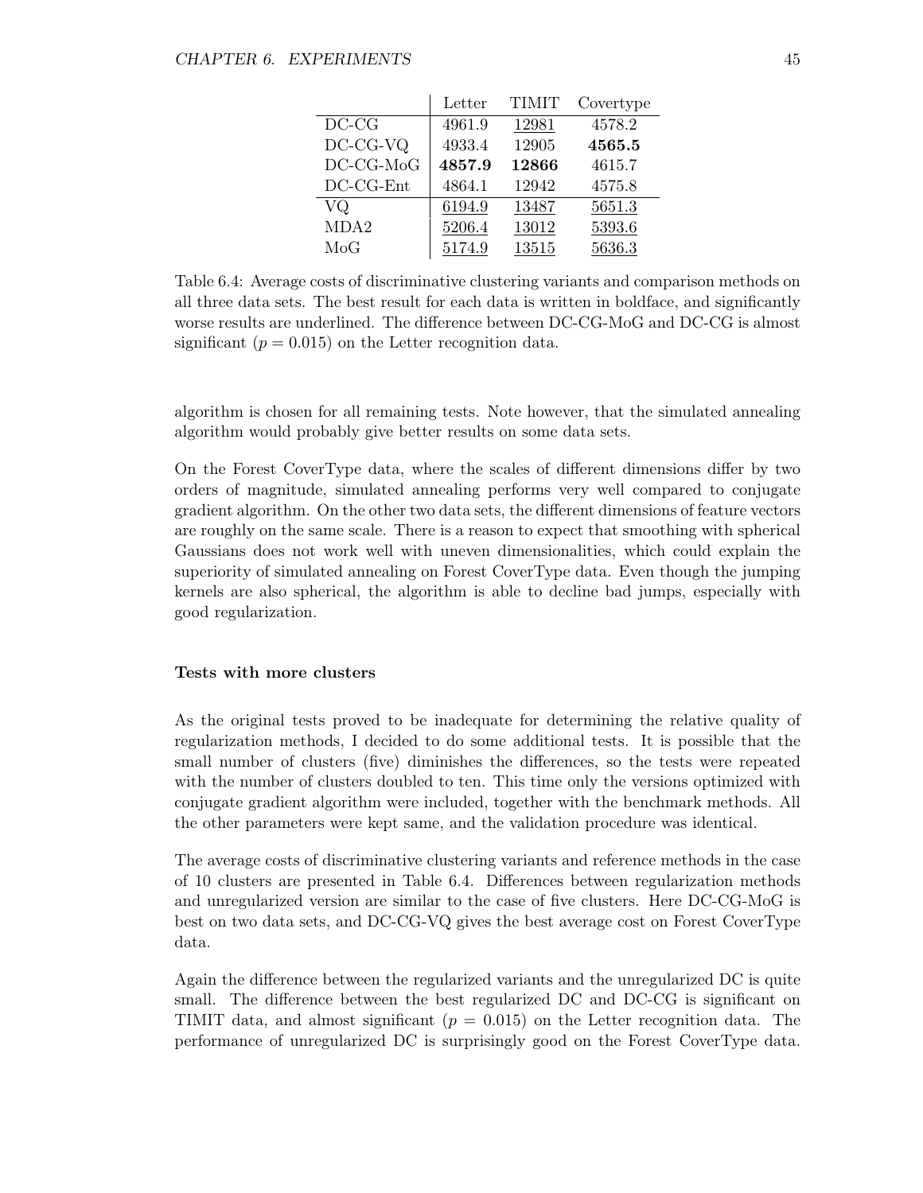| | Letter | TIMIT | Covertype |
|---|---|---|---|
| DC-CG | 4961.9 | <u>12981</u> | 4578.2 |
| DC-CG-VQ | 4933.4 | 12905 | **4565.5** |
| DC-CG-MoG | **4857.9** | **12866** | 4615.7 |
| DC-CG-Ent | 4864.1 | 12942 | 4575.8 |
| VQ | <u>6194.9</u> | <u>13487</u> | <u>5651.3</u> |
| MDA2 | <u>5206.4</u> | <u>13012</u> | <u>5393.6</u> |
| MoG | <u>5174.9</u> | <u>13515</u> | <u>5636.3</u> |

Table 6.4: Average costs of discriminative clustering variants and comparison methods on all three data sets. The best result for each data is written in boldface, and significantly worse results are underlined. The difference between DC-CG-MoG and DC-CG is almost significant ($p = 0.015$) on the Letter recognition data.

algorithm is chosen for all remaining tests. Note however, that the simulated annealing algorithm would probably give better results on some data sets.

On the Forest CoverType data, where the scales of different dimensions differ by two orders of magnitude, simulated annealing performs very well compared to conjugate gradient algorithm. On the other two data sets, the different dimensions of feature vectors are roughly on the same scale. There is a reason to expect that smoothing with spherical Gaussians does not work well with uneven dimensionalities, which could explain the superiority of simulated annealing on Forest CoverType data. Even though the jumping kernels are also spherical, the algorithm is able to decline bad jumps, especially with good regularization.

#### Tests with more clusters

As the original tests proved to be inadequate for determining the relative quality of regularization methods, I decided to do some additional tests. It is possible that the small number of clusters (five) diminishes the differences, so the tests were repeated with the number of clusters doubled to ten. This time only the versions optimized with conjugate gradient algorithm were included, together with the benchmark methods. All the other parameters were kept same, and the validation procedure was identical.

The average costs of discriminative clustering variants and reference methods in the case of 10 clusters are presented in Table 6.4. Differences between regularization methods and unregularized version are similar to the case of five clusters. Here DC-CG-MoG is best on two data sets, and DC-CG-VQ gives the best average cost on Forest CoverType data.

Again the difference between the regularized variants and the unregularized DC is quite small. The difference between the best regularized DC and DC-CG is significant on TIMIT data, and almost significant ($p = 0.015$) on the Letter recognition data. The performance of unregularized DC is surprisingly good on the Forest CoverType data.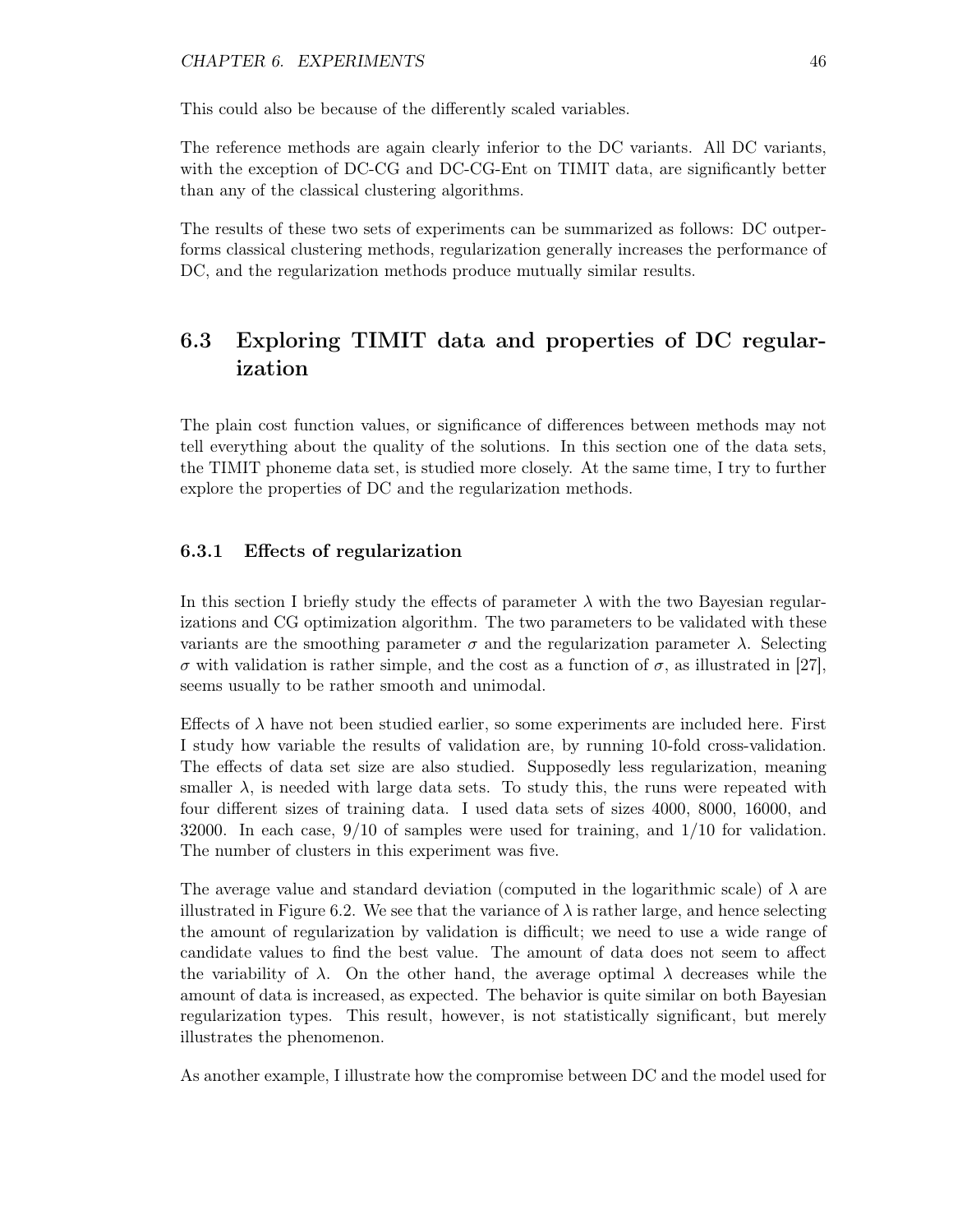This could also be because of the differently scaled variables.

The reference methods are again clearly inferior to the DC variants. All DC variants, with the exception of DC-CG and DC-CG-Ent on TIMIT data, are significantly better than any of the classical clustering algorithms.

The results of these two sets of experiments can be summarized as follows: DC outperforms classical clustering methods, regularization generally increases the performance of DC, and the regularization methods produce mutually similar results.

## 6.3 Exploring TIMIT data and properties of DC regularization

The plain cost function values, or significance of differences between methods may not tell everything about the quality of the solutions. In this section one of the data sets, the TIMIT phoneme data set, is studied more closely. At the same time, I try to further explore the properties of DC and the regularization methods.

### 6.3.1 Effects of regularization

In this section I briefly study the effects of parameter $\lambda$ with the two Bayesian regularizations and CG optimization algorithm. The two parameters to be validated with these variants are the smoothing parameter $\sigma$ and the regularization parameter $\lambda$. Selecting $\sigma$ with validation is rather simple, and the cost as a function of $\sigma$, as illustrated in [27], seems usually to be rather smooth and unimodal.

Effects of $\lambda$ have not been studied earlier, so some experiments are included here. First I study how variable the results of validation are, by running 10-fold cross-validation. The effects of data set size are also studied. Supposedly less regularization, meaning smaller $\lambda$, is needed with large data sets. To study this, the runs were repeated with four different sizes of training data. I used data sets of sizes 4000, 8000, 16000, and 32000. In each case, 9/10 of samples were used for training, and 1/10 for validation. The number of clusters in this experiment was five.

The average value and standard deviation (computed in the logarithmic scale) of $\lambda$ are illustrated in Figure 6.2. We see that the variance of $\lambda$ is rather large, and hence selecting the amount of regularization by validation is difficult; we need to use a wide range of candidate values to find the best value. The amount of data does not seem to affect the variability of $\lambda$. On the other hand, the average optimal $\lambda$ decreases while the amount of data is increased, as expected. The behavior is quite similar on both Bayesian regularization types. This result, however, is not statistically significant, but merely illustrates the phenomenon.

As another example, I illustrate how the compromise between DC and the model used for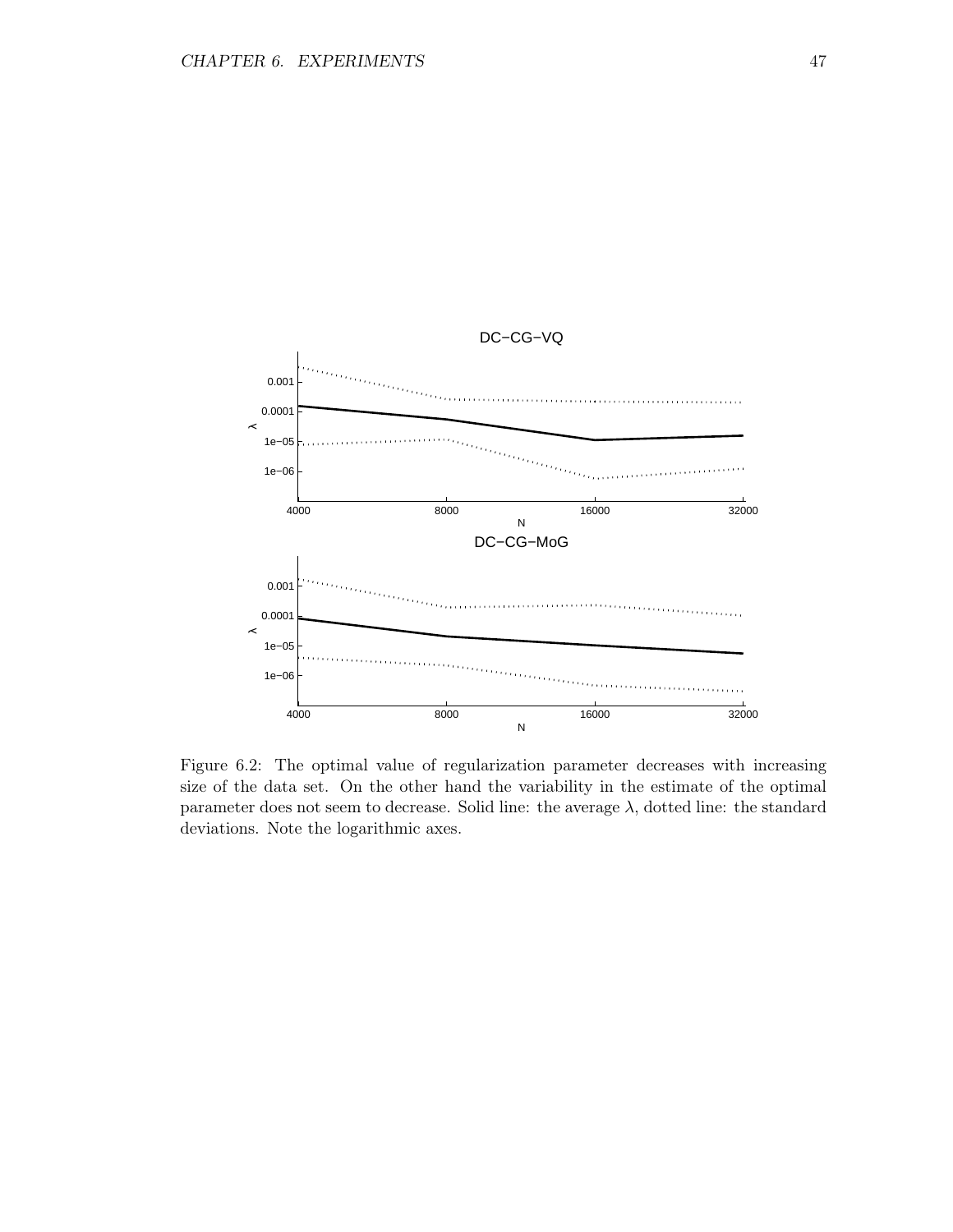Figure 6.2: The optimal value of regularization parameter decreases with increasing size of the data set. On the other hand the variability in the estimate of the optimal parameter does not seem to decrease. Solid line: the average $\lambda$, dotted line: the standard deviations. Note the logarithmic axes.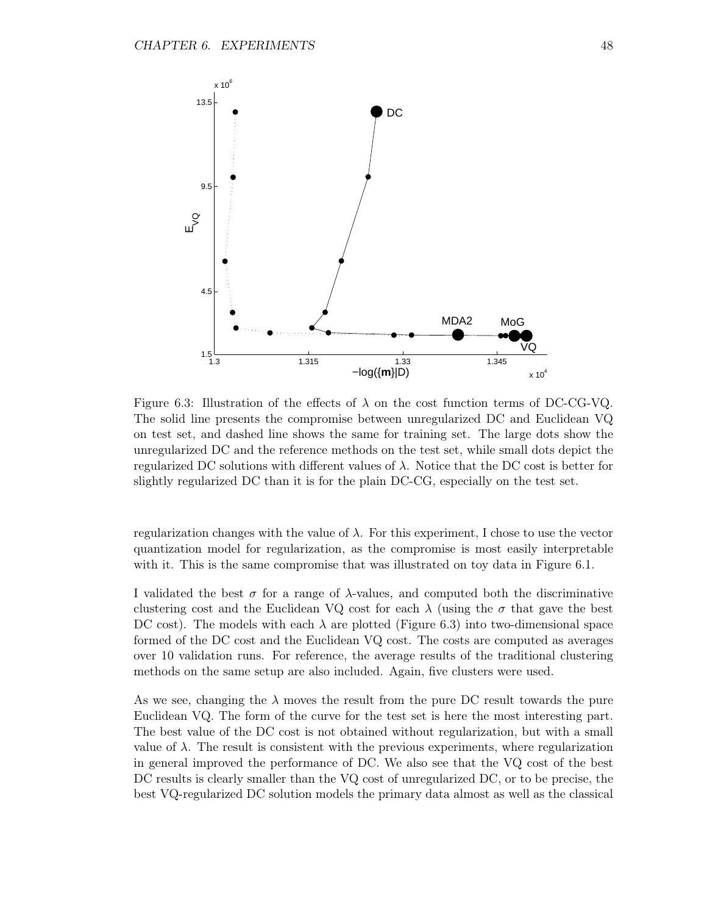Figure 6.3: Illustration of the effects of $\lambda$ on the cost function terms of DC-CG-VQ. The solid line presents the compromise between unregularized DC and Euclidean VQ on test set, and dashed line shows the same for training set. The large dots show the unregularized DC and the reference methods on the test set, while small dots depict the regularized DC solutions with different values of $\lambda$. Notice that the DC cost is better for slightly regularized DC than it is for the plain DC-CG, especially on the test set.

regularization changes with the value of $\lambda$. For this experiment, I chose to use the vector quantization model for regularization, as the compromise is most easily interpretable with it. This is the same compromise that was illustrated on toy data in Figure 6.1.

I validated the best $\sigma$ for a range of $\lambda$-values, and computed both the discriminative clustering cost and the Euclidean VQ cost for each $\lambda$ (using the $\sigma$ that gave the best DC cost). The models with each $\lambda$ are plotted (Figure 6.3) into two-dimensional space formed of the DC cost and the Euclidean VQ cost. The costs are computed as averages over 10 validation runs. For reference, the average results of the traditional clustering methods on the same setup are also included. Again, five clusters were used.

As we see, changing the $\lambda$ moves the result from the pure DC result towards the pure Euclidean VQ. The form of the curve for the test set is here the most interesting part. The best value of the DC cost is not obtained without regularization, but with a small value of $\lambda$. The result is consistent with the previous experiments, where regularization in general improved the performance of DC. We also see that the VQ cost of the best DC results is clearly smaller than the VQ cost of unregularized DC, or to be precise, the best VQ-regularized DC solution models the primary data almost as well as the classical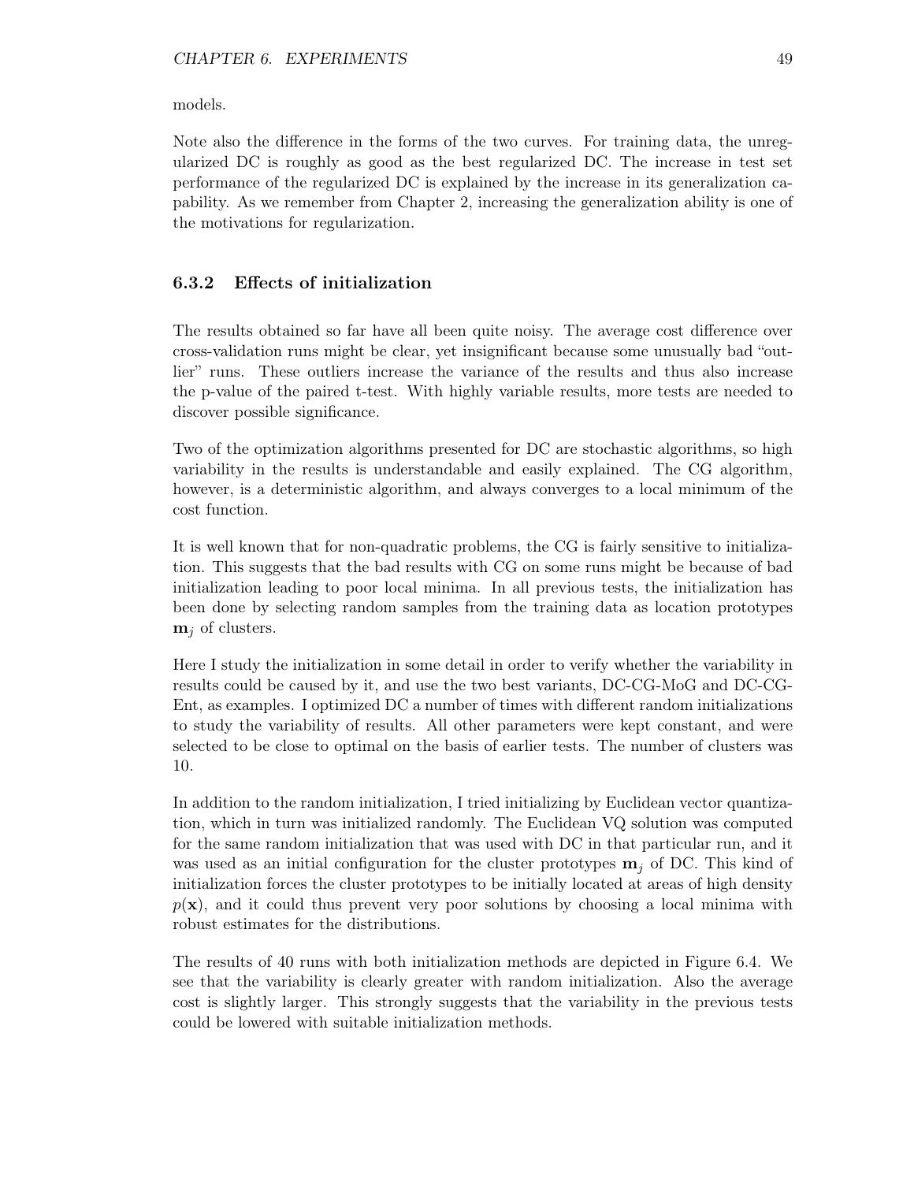models.

Note also the difference in the forms of the two curves. For training data, the unregularized DC is roughly as good as the best regularized DC. The increase in test set performance of the regularized DC is explained by the increase in its generalization capability. As we remember from Chapter 2, increasing the generalization ability is one of the motivations for regularization.

### 6.3.2 Effects of initialization

The results obtained so far have all been quite noisy. The average cost difference over cross-validation runs might be clear, yet insignificant because some unusually bad "outlier" runs. These outliers increase the variance of the results and thus also increase the p-value of the paired t-test. With highly variable results, more tests are needed to discover possible significance.

Two of the optimization algorithms presented for DC are stochastic algorithms, so high variability in the results is understandable and easily explained. The CG algorithm, however, is a deterministic algorithm, and always converges to a local minimum of the cost function.

It is well known that for non-quadratic problems, the CG is fairly sensitive to initialization. This suggests that the bad results with CG on some runs might be because of bad initialization leading to poor local minima. In all previous tests, the initialization has been done by selecting random samples from the training data as location prototypes $\mathbf{m}_j$ of clusters.

Here I study the initialization in some detail in order to verify whether the variability in results could be caused by it, and use the two best variants, DC-CG-MoG and DC-CG-Ent, as examples. I optimized DC a number of times with different random initializations to study the variability of results. All other parameters were kept constant, and were selected to be close to optimal on the basis of earlier tests. The number of clusters was 10.

In addition to the random initialization, I tried initializing by Euclidean vector quantization, which in turn was initialized randomly. The Euclidean VQ solution was computed for the same random initialization that was used with DC in that particular run, and it was used as an initial configuration for the cluster prototypes $\mathbf{m}_j$ of DC. This kind of initialization forces the cluster prototypes to be initially located at areas of high density $p(\mathbf{x})$, and it could thus prevent very poor solutions by choosing a local minima with robust estimates for the distributions.

The results of 40 runs with both initialization methods are depicted in Figure 6.4. We see that the variability is clearly greater with random initialization. Also the average cost is slightly larger. This strongly suggests that the variability in the previous tests could be lowered with suitable initialization methods.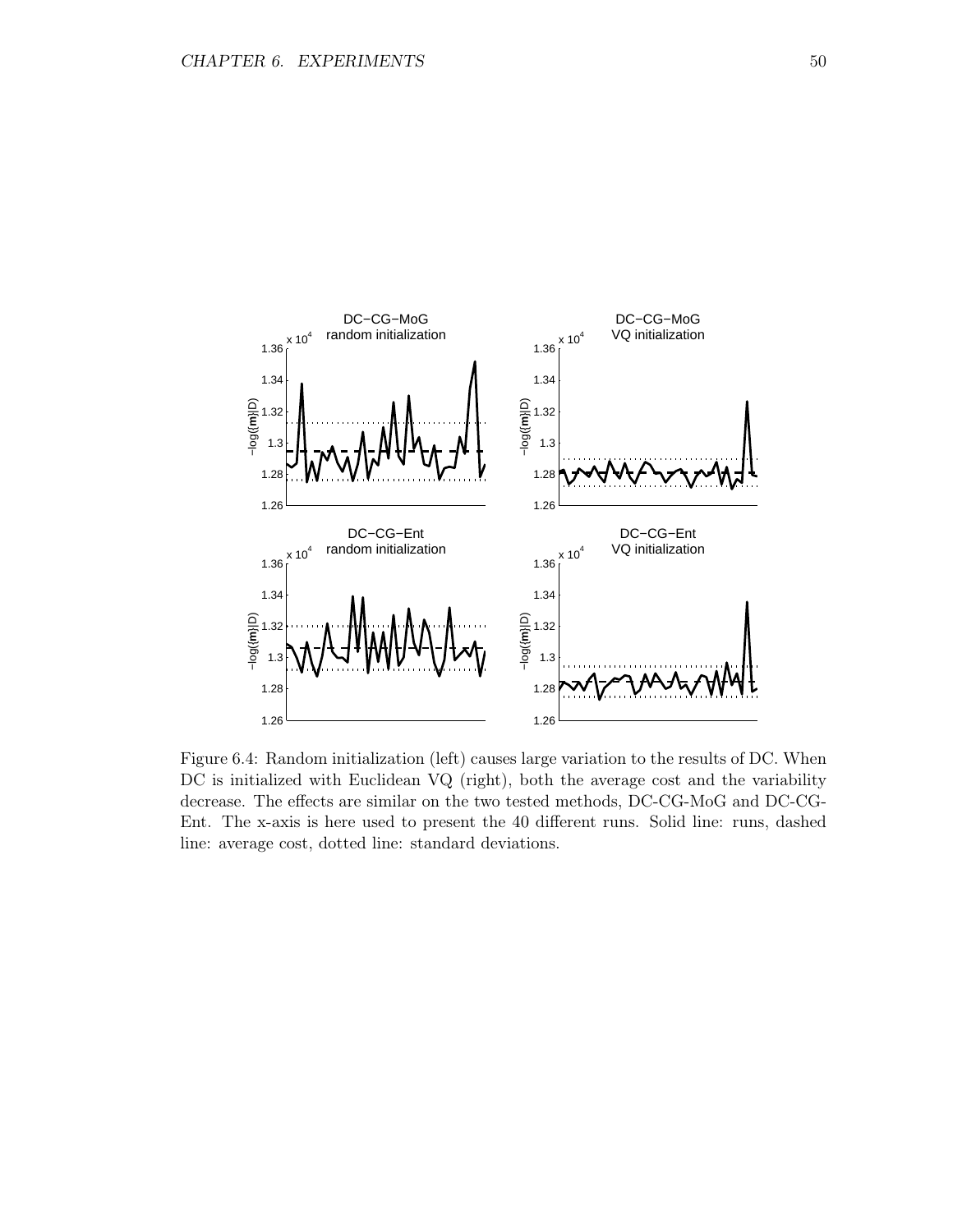Figure 6.4: Random initialization (left) causes large variation to the results of DC. When DC is initialized with Euclidean VQ (right), both the average cost and the variability decrease. The effects are similar on the two tested methods, DC-CG-MoG and DC-CG-Ent. The x-axis is here used to present the 40 different runs. Solid line: runs, dashed line: average cost, dotted line: standard deviations.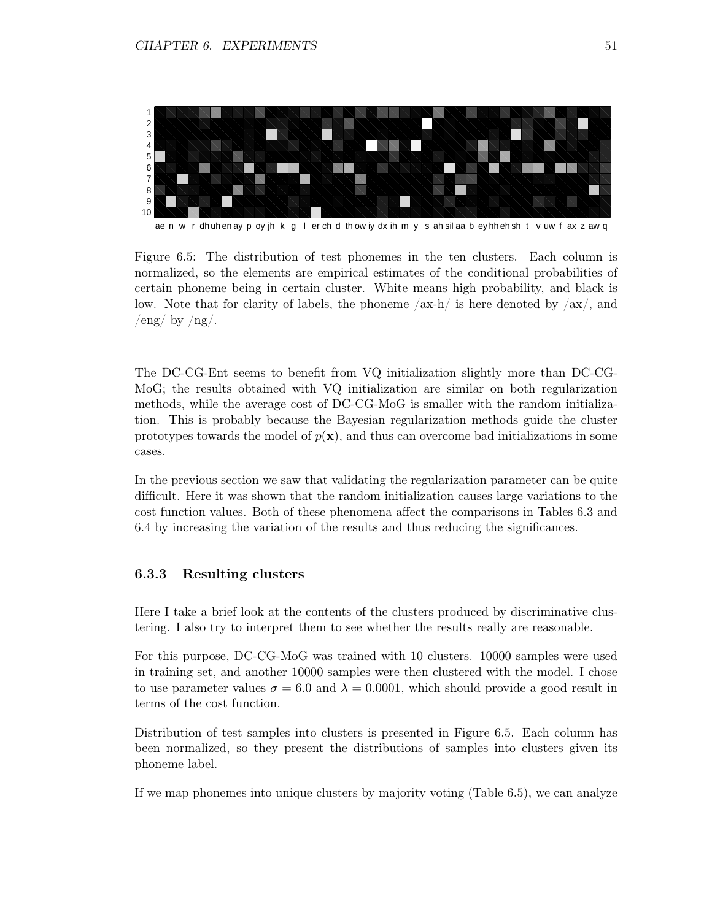Figure 6.5: The distribution of test phonemes in the ten clusters. Each column is normalized, so the elements are empirical estimates of the conditional probabilities of certain phoneme being in certain cluster. White means high probability, and black is low. Note that for clarity of labels, the phoneme /ax-h/ is here denoted by /ax/, and /eng/ by /ng/.

The DC-CG-Ent seems to benefit from VQ initialization slightly more than DC-CG-MoG; the results obtained with VQ initialization are similar on both regularization methods, while the average cost of DC-CG-MoG is smaller with the random initialization. This is probably because the Bayesian regularization methods guide the cluster prototypes towards the model of $p(\mathbf{x})$, and thus can overcome bad initializations in some cases.

In the previous section we saw that validating the regularization parameter can be quite difficult. Here it was shown that the random initialization causes large variations to the cost function values. Both of these phenomena affect the comparisons in Tables 6.3 and 6.4 by increasing the variation of the results and thus reducing the significances.

### 6.3.3 Resulting clusters

Here I take a brief look at the contents of the clusters produced by discriminative clustering. I also try to interpret them to see whether the results really are reasonable.

For this purpose, DC-CG-MoG was trained with 10 clusters. 10000 samples were used in training set, and another 10000 samples were then clustered with the model. I chose to use parameter values $\sigma = 6.0$ and $\lambda = 0.0001$, which should provide a good result in terms of the cost function.

Distribution of test samples into clusters is presented in Figure 6.5. Each column has been normalized, so they present the distributions of samples into clusters given its phoneme label.

If we map phonemes into unique clusters by majority voting (Table 6.5), we can analyze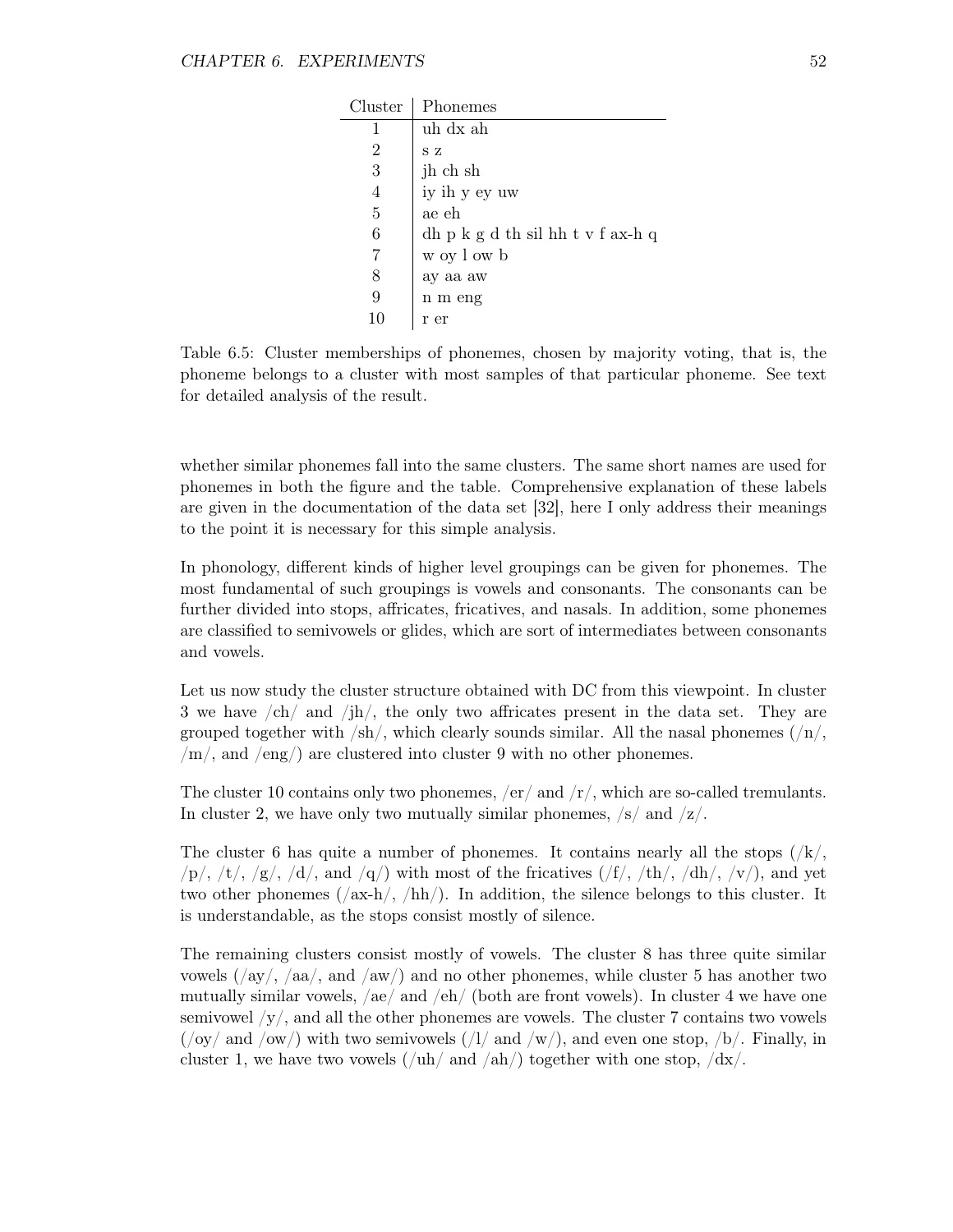| Cluster | Phonemes |
|---|---|
| 1 | uh dx ah |
| 2 | s z |
| 3 | jh ch sh |
| 4 | iy ih y ey uw |
| 5 | ae eh |
| 6 | dh p k g d th sil hh t v f ax-h q |
| 7 | w oy l ow b |
| 8 | ay aa aw |
| 9 | n m eng |
| 10 | r er |

Table 6.5: Cluster memberships of phonemes, chosen by majority voting, that is, the phoneme belongs to a cluster with most samples of that particular phoneme. See text for detailed analysis of the result.

whether similar phonemes fall into the same clusters. The same short names are used for phonemes in both the figure and the table. Comprehensive explanation of these labels are given in the documentation of the data set [32], here I only address their meanings to the point it is necessary for this simple analysis.

In phonology, different kinds of higher level groupings can be given for phonemes. The most fundamental of such groupings is vowels and consonants. The consonants can be further divided into stops, affricates, fricatives, and nasals. In addition, some phonemes are classified to semivowels or glides, which are sort of intermediates between consonants and vowels.

Let us now study the cluster structure obtained with DC from this viewpoint. In cluster 3 we have /ch/ and /jh/, the only two affricates present in the data set. They are grouped together with /sh/, which clearly sounds similar. All the nasal phonemes (/n/, /m/, and /eng/) are clustered into cluster 9 with no other phonemes.

The cluster 10 contains only two phonemes, /er/ and /r/, which are so-called tremulants. In cluster 2, we have only two mutually similar phonemes, /s/ and /z/.

The cluster 6 has quite a number of phonemes. It contains nearly all the stops (/k/, /p/, /t/, /g/, /d/, and /q/) with most of the fricatives (/f/, /th/, /dh/, /v/), and yet two other phonemes (/ax-h/, /hh/). In addition, the silence belongs to this cluster. It is understandable, as the stops consist mostly of silence.

The remaining clusters consist mostly of vowels. The cluster 8 has three quite similar vowels (/ay/, /aa/, and /aw/) and no other phonemes, while cluster 5 has another two mutually similar vowels, /ae/ and /eh/ (both are front vowels). In cluster 4 we have one semivowel /y/, and all the other phonemes are vowels. The cluster 7 contains two vowels (/oy/ and /ow/) with two semivowels (/l/ and /w/), and even one stop, /b/. Finally, in cluster 1, we have two vowels (/uh/ and /ah/) together with one stop, /dx/.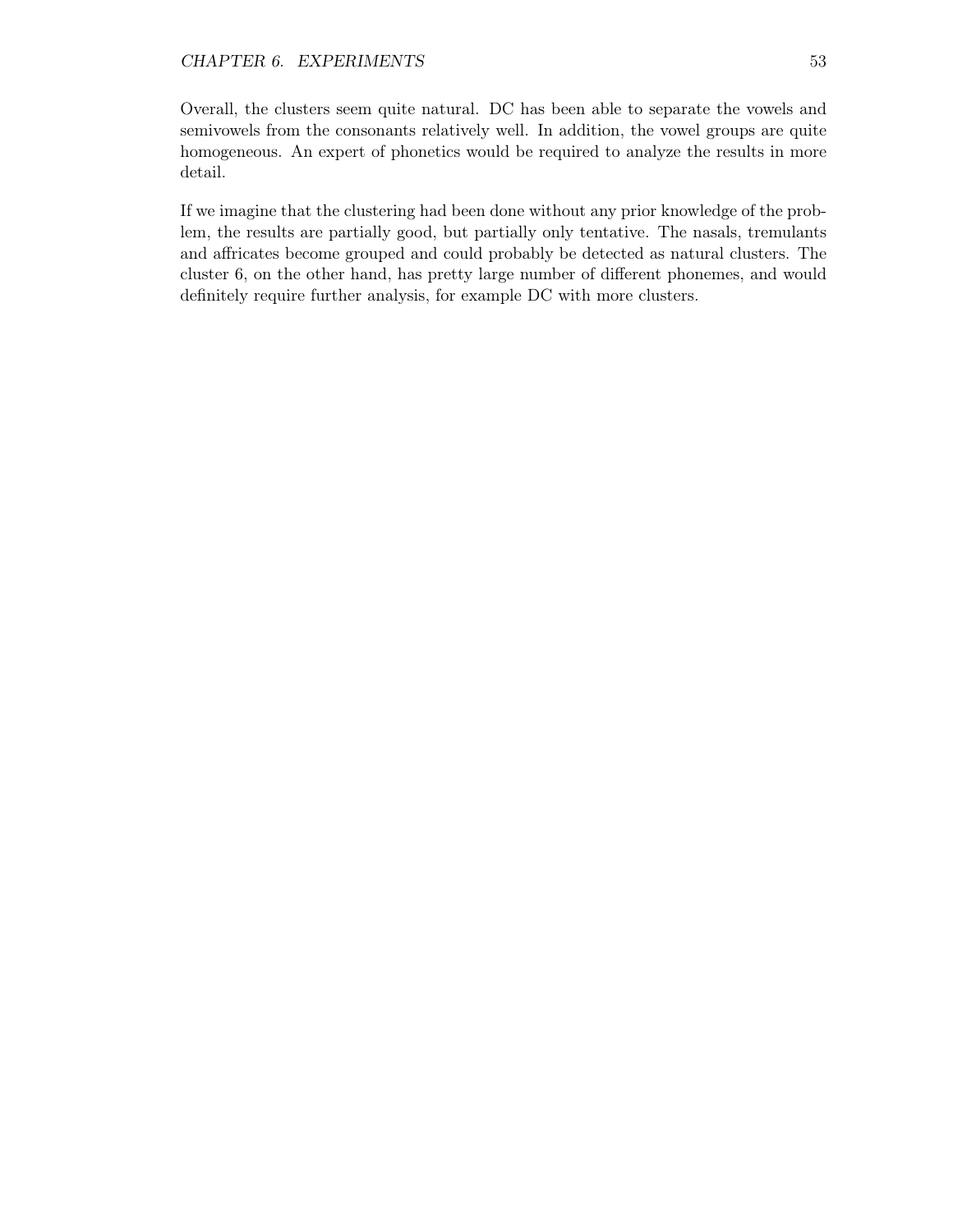Overall, the clusters seem quite natural. DC has been able to separate the vowels and semivowels from the consonants relatively well. In addition, the vowel groups are quite homogeneous. An expert of phonetics would be required to analyze the results in more detail.

If we imagine that the clustering had been done without any prior knowledge of the problem, the results are partially good, but partially only tentative. The nasals, tremulants and affricates become grouped and could probably be detected as natural clusters. The cluster 6, on the other hand, has pretty large number of different phonemes, and would definitely require further analysis, for example DC with more clusters.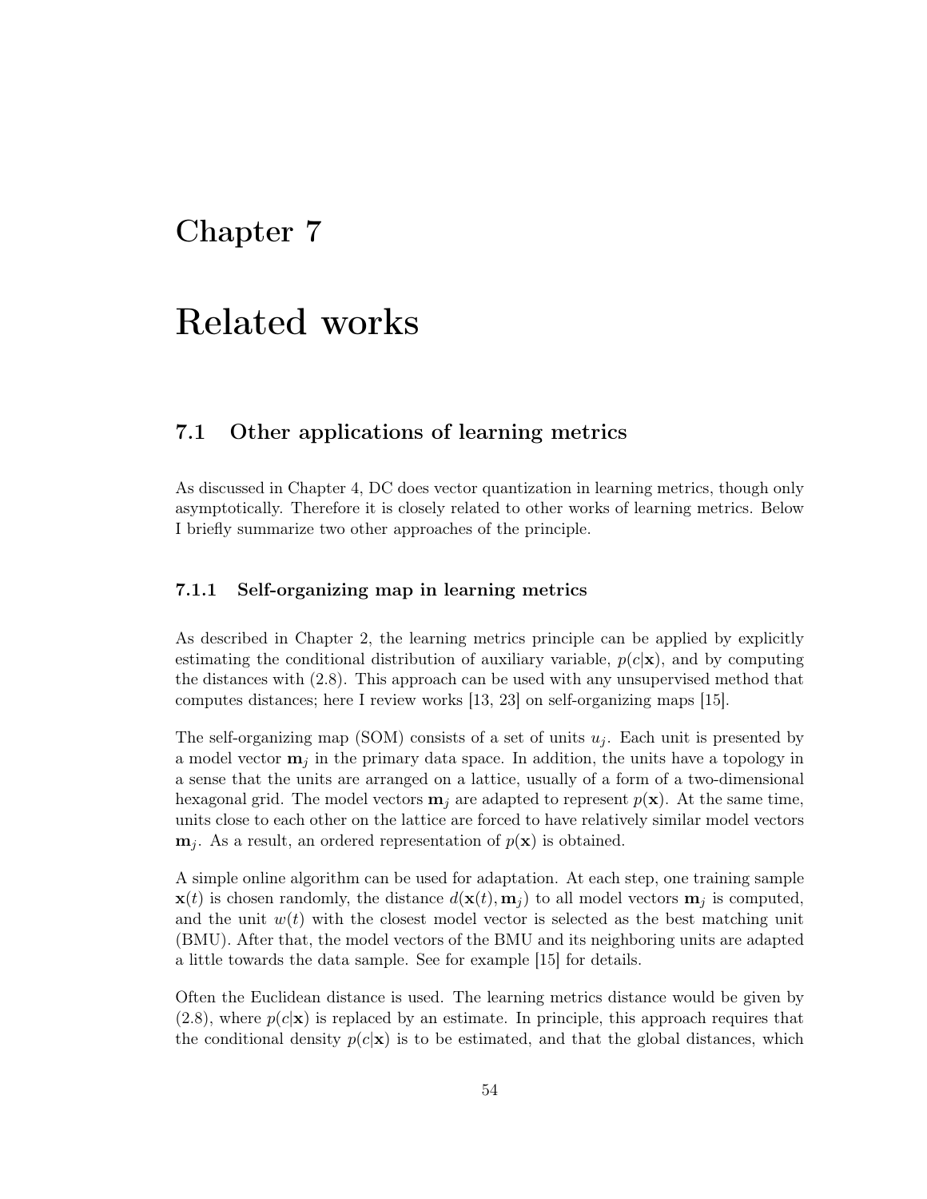// Chapter 7

# Related works

## 7.1 Other applications of learning metrics

As discussed in Chapter 4, DC does vector quantization in learning metrics, though only asymptotically. Therefore it is closely related to other works of learning metrics. Below I briefly summarize two other approaches of the principle.

### 7.1.1 Self-organizing map in learning metrics

As described in Chapter 2, the learning metrics principle can be applied by explicitly estimating the conditional distribution of auxiliary variable, $p(c|\mathbf{x})$, and by computing the distances with (2.8). This approach can be used with any unsupervised method that computes distances; here I review works [13, 23] on self-organizing maps [15].

The self-organizing map (SOM) consists of a set of units $u_j$. Each unit is presented by a model vector $\mathbf{m}_j$ in the primary data space. In addition, the units have a topology in a sense that the units are arranged on a lattice, usually of a form of a two-dimensional hexagonal grid. The model vectors $\mathbf{m}_j$ are adapted to represent $p(\mathbf{x})$. At the same time, units close to each other on the lattice are forced to have relatively similar model vectors $\mathbf{m}_j$. As a result, an ordered representation of $p(\mathbf{x})$ is obtained.

A simple online algorithm can be used for adaptation. At each step, one training sample $\mathbf{x}(t)$ is chosen randomly, the distance $d(\mathbf{x}(t), \mathbf{m}_j)$ to all model vectors $\mathbf{m}_j$ is computed, and the unit $w(t)$ with the closest model vector is selected as the best matching unit (BMU). After that, the model vectors of the BMU and its neighboring units are adapted a little towards the data sample. See for example [15] for details.

Often the Euclidean distance is used. The learning metrics distance would be given by (2.8), where $p(c|\mathbf{x})$ is replaced by an estimate. In principle, this approach requires that the conditional density $p(c|\mathbf{x})$ is to be estimated, and that the global distances, which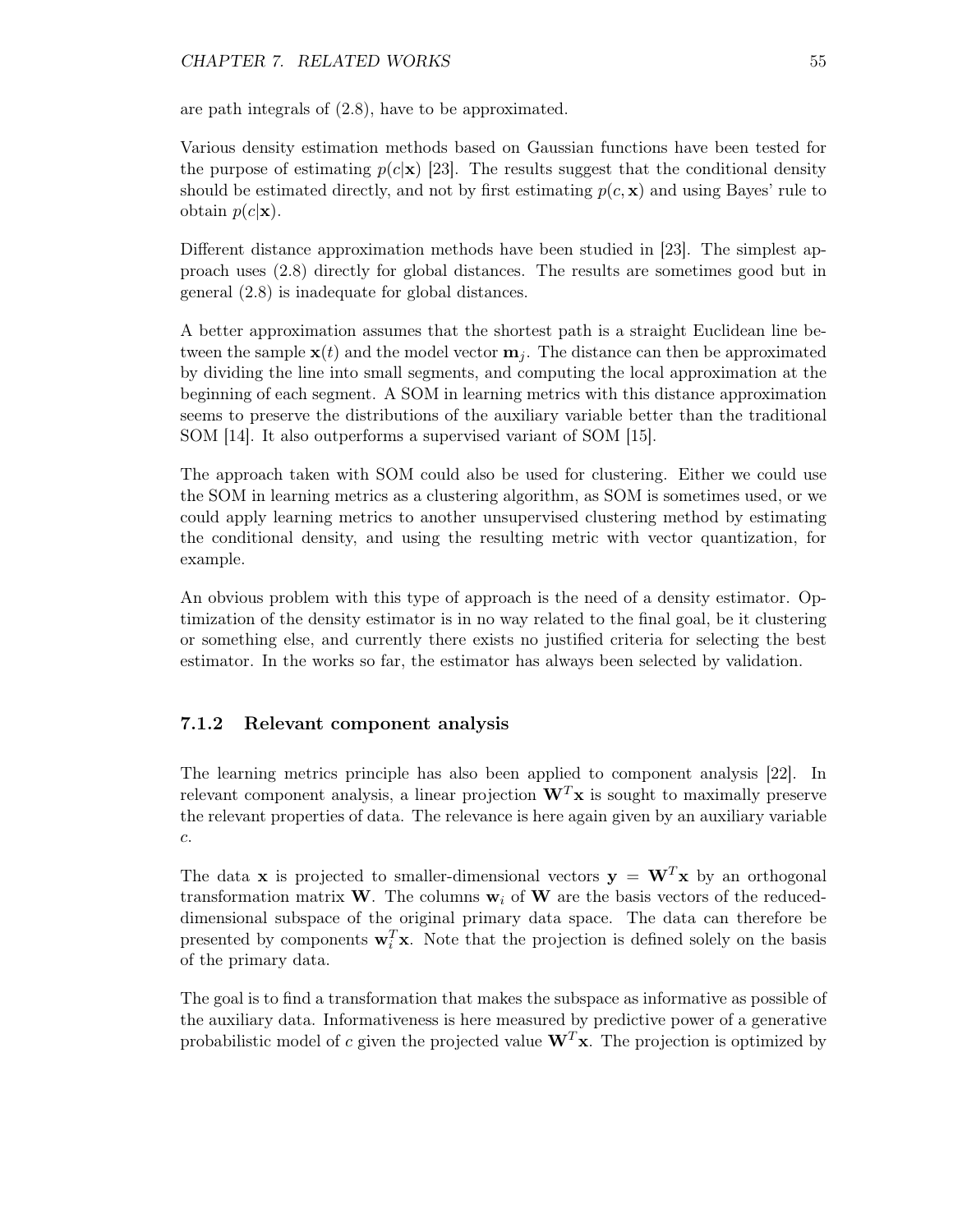are path integrals of (2.8), have to be approximated.

Various density estimation methods based on Gaussian functions have been tested for the purpose of estimating $p(c|\mathbf{x})$ [23]. The results suggest that the conditional density should be estimated directly, and not by first estimating $p(c, \mathbf{x})$ and using Bayes' rule to obtain $p(c|\mathbf{x})$.

Different distance approximation methods have been studied in [23]. The simplest approach uses (2.8) directly for global distances. The results are sometimes good but in general (2.8) is inadequate for global distances.

A better approximation assumes that the shortest path is a straight Euclidean line between the sample $\mathbf{x}(t)$ and the model vector $\mathbf{m}_j$. The distance can then be approximated by dividing the line into small segments, and computing the local approximation at the beginning of each segment. A SOM in learning metrics with this distance approximation seems to preserve the distributions of the auxiliary variable better than the traditional SOM [14]. It also outperforms a supervised variant of SOM [15].

The approach taken with SOM could also be used for clustering. Either we could use the SOM in learning metrics as a clustering algorithm, as SOM is sometimes used, or we could apply learning metrics to another unsupervised clustering method by estimating the conditional density, and using the resulting metric with vector quantization, for example.

An obvious problem with this type of approach is the need of a density estimator. Optimization of the density estimator is in no way related to the final goal, be it clustering or something else, and currently there exists no justified criteria for selecting the best estimator. In the works so far, the estimator has always been selected by validation.

### 7.1.2 Relevant component analysis

The learning metrics principle has also been applied to component analysis [22]. In relevant component analysis, a linear projection $\mathbf{W}^T\mathbf{x}$ is sought to maximally preserve the relevant properties of data. The relevance is here again given by an auxiliary variable $c$.

The data $\mathbf{x}$ is projected to smaller-dimensional vectors $\mathbf{y} = \mathbf{W}^T\mathbf{x}$ by an orthogonal transformation matrix $\mathbf{W}$. The columns $\mathbf{w}_i$ of $\mathbf{W}$ are the basis vectors of the reduced-dimensional subspace of the original primary data space. The data can therefore be presented by components $\mathbf{w}_i^T\mathbf{x}$. Note that the projection is defined solely on the basis of the primary data.

The goal is to find a transformation that makes the subspace as informative as possible of the auxiliary data. Informativeness is here measured by predictive power of a generative probabilistic model of $c$ given the projected value $\mathbf{W}^T\mathbf{x}$. The projection is optimized by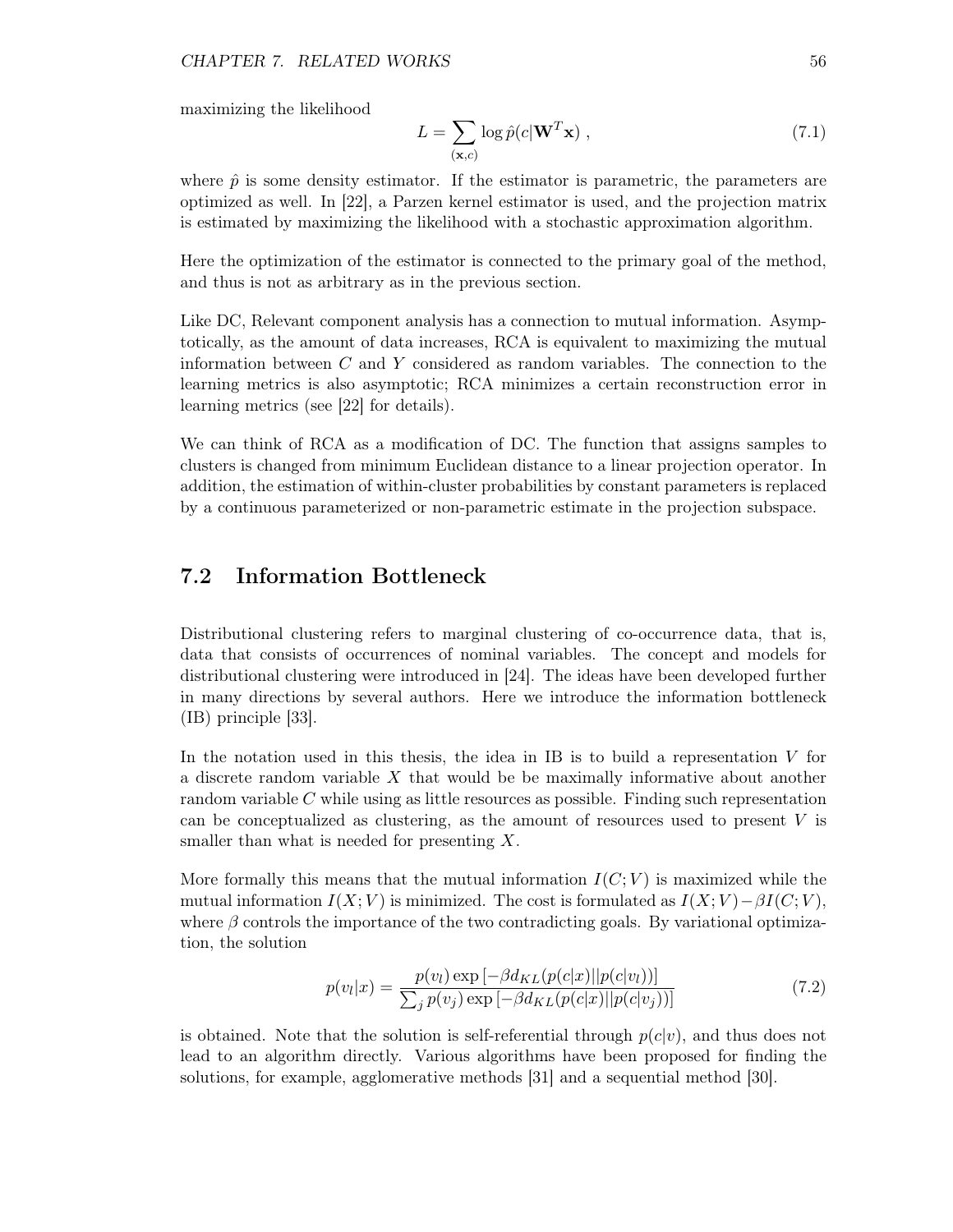maximizing the likelihood

$$L = \sum_{(\mathbf{x},c)} \log \hat{p}(c|\mathbf{W}^T\mathbf{x}) \ , \tag{7.1}$$

where $\hat{p}$ is some density estimator. If the estimator is parametric, the parameters are optimized as well. In [22], a Parzen kernel estimator is used, and the projection matrix is estimated by maximizing the likelihood with a stochastic approximation algorithm.

Here the optimization of the estimator is connected to the primary goal of the method, and thus is not as arbitrary as in the previous section.

Like DC, Relevant component analysis has a connection to mutual information. Asymptotically, as the amount of data increases, RCA is equivalent to maximizing the mutual information between $C$ and $Y$ considered as random variables. The connection to the learning metrics is also asymptotic; RCA minimizes a certain reconstruction error in learning metrics (see [22] for details).

We can think of RCA as a modification of DC. The function that assigns samples to clusters is changed from minimum Euclidean distance to a linear projection operator. In addition, the estimation of within-cluster probabilities by constant parameters is replaced by a continuous parameterized or non-parametric estimate in the projection subspace.

## 7.2 Information Bottleneck

Distributional clustering refers to marginal clustering of co-occurrence data, that is, data that consists of occurrences of nominal variables. The concept and models for distributional clustering were introduced in [24]. The ideas have been developed further in many directions by several authors. Here we introduce the information bottleneck (IB) principle [33].

In the notation used in this thesis, the idea in IB is to build a representation $V$ for a discrete random variable $X$ that would be be maximally informative about another random variable $C$ while using as little resources as possible. Finding such representation can be conceptualized as clustering, as the amount of resources used to present $V$ is smaller than what is needed for presenting $X$.

More formally this means that the mutual information $I(C;V)$ is maximized while the mutual information $I(X;V)$ is minimized. The cost is formulated as $I(X;V) - \beta I(C;V)$, where $\beta$ controls the importance of the two contradicting goals. By variational optimization, the solution

$$p(v_l|x) = \frac{p(v_l)\exp\left[-\beta d_{KL}(p(c|x)||p(c|v_l))\right]}{\sum_j p(v_j)\exp\left[-\beta d_{KL}(p(c|x)||p(c|v_j))\right]} \tag{7.2}$$

is obtained. Note that the solution is self-referential through $p(c|v)$, and thus does not lead to an algorithm directly. Various algorithms have been proposed for finding the solutions, for example, agglomerative methods [31] and a sequential method [30].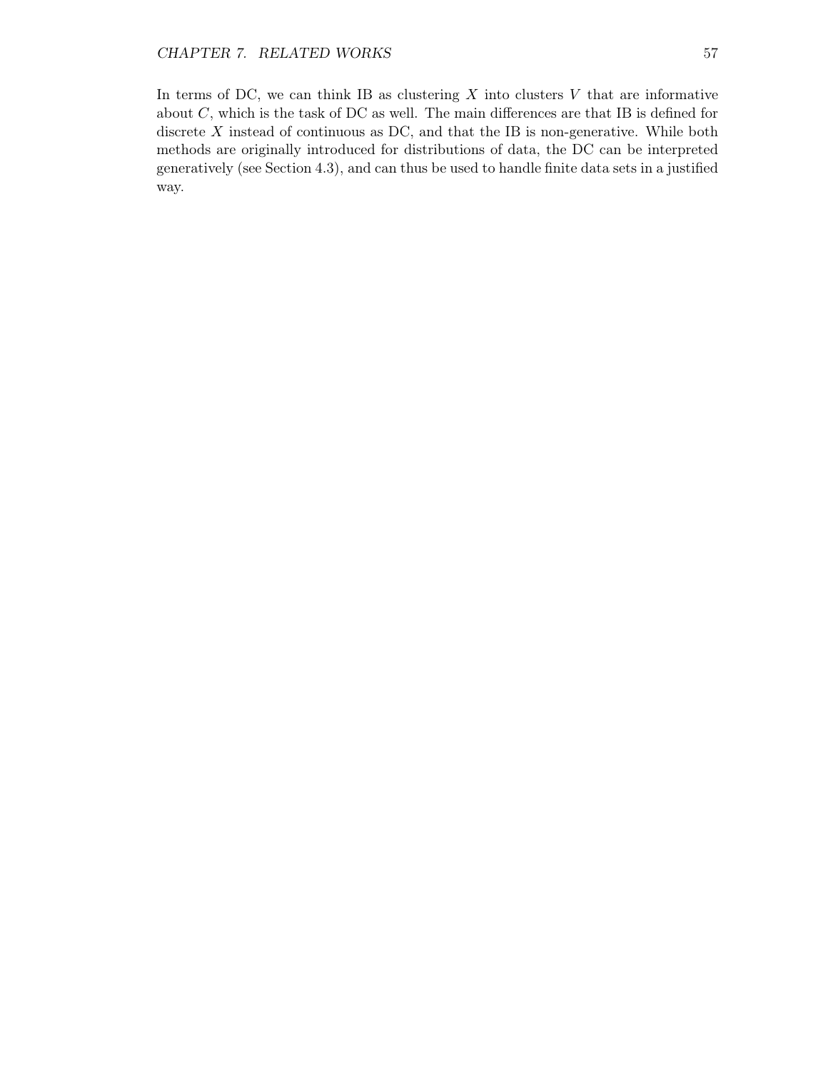In terms of DC, we can think IB as clustering $X$ into clusters $V$ that are informative about $C$, which is the task of DC as well. The main differences are that IB is defined for discrete $X$ instead of continuous as DC, and that the IB is non-generative. While both methods are originally introduced for distributions of data, the DC can be interpreted generatively (see Section 4.3), and can thus be used to handle finite data sets in a justified way.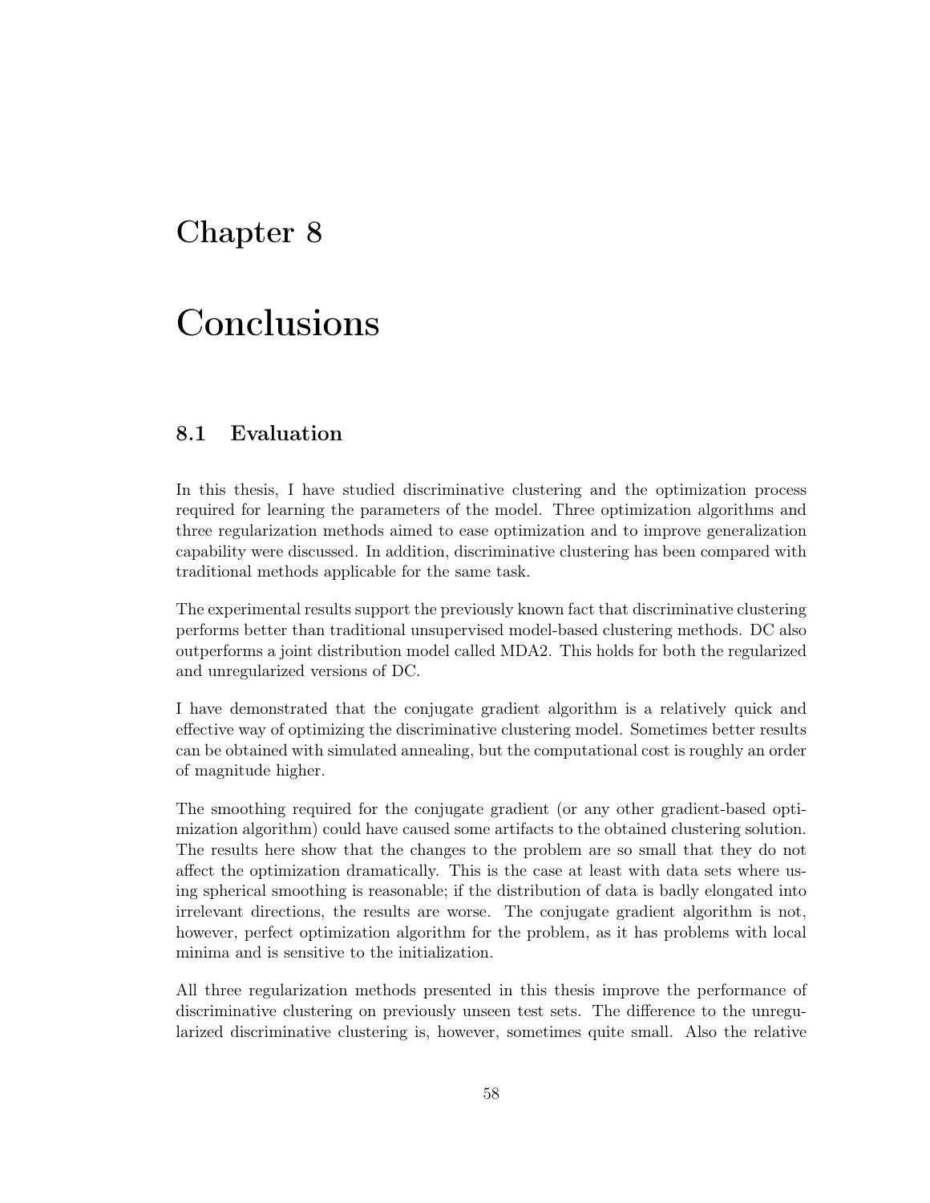# Chapter 8

# Conclusions

## 8.1 Evaluation

In this thesis, I have studied discriminative clustering and the optimization process required for learning the parameters of the model. Three optimization algorithms and three regularization methods aimed to ease optimization and to improve generalization capability were discussed. In addition, discriminative clustering has been compared with traditional methods applicable for the same task.

The experimental results support the previously known fact that discriminative clustering performs better than traditional unsupervised model-based clustering methods. DC also outperforms a joint distribution model called MDA2. This holds for both the regularized and unregularized versions of DC.

I have demonstrated that the conjugate gradient algorithm is a relatively quick and effective way of optimizing the discriminative clustering model. Sometimes better results can be obtained with simulated annealing, but the computational cost is roughly an order of magnitude higher.

The smoothing required for the conjugate gradient (or any other gradient-based optimization algorithm) could have caused some artifacts to the obtained clustering solution. The results here show that the changes to the problem are so small that they do not affect the optimization dramatically. This is the case at least with data sets where using spherical smoothing is reasonable; if the distribution of data is badly elongated into irrelevant directions, the results are worse. The conjugate gradient algorithm is not, however, perfect optimization algorithm for the problem, as it has problems with local minima and is sensitive to the initialization.

All three regularization methods presented in this thesis improve the performance of discriminative clustering on previously unseen test sets. The difference to the unregularized discriminative clustering is, however, sometimes quite small. Also the relative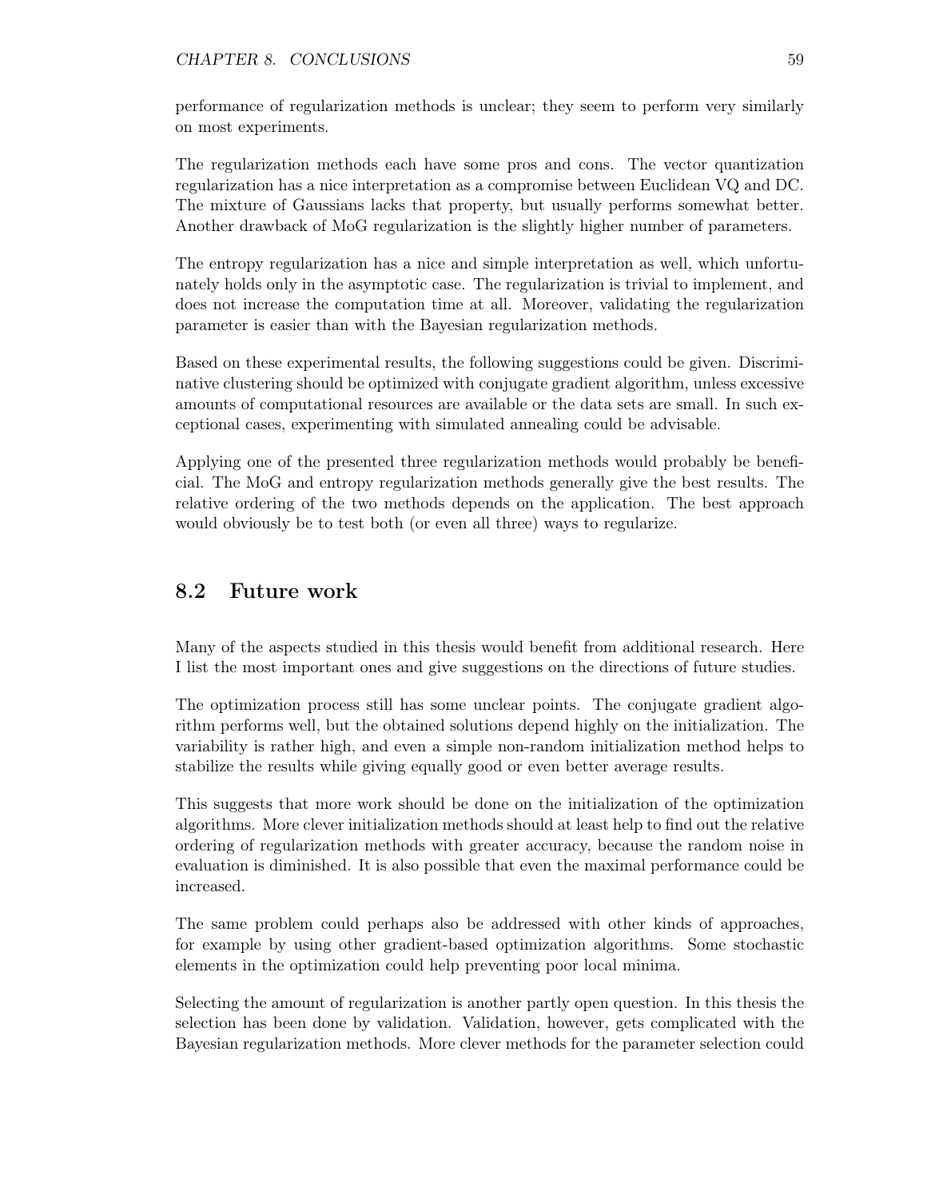performance of regularization methods is unclear; they seem to perform very similarly on most experiments.

The regularization methods each have some pros and cons. The vector quantization regularization has a nice interpretation as a compromise between Euclidean VQ and DC. The mixture of Gaussians lacks that property, but usually performs somewhat better. Another drawback of MoG regularization is the slightly higher number of parameters.

The entropy regularization has a nice and simple interpretation as well, which unfortunately holds only in the asymptotic case. The regularization is trivial to implement, and does not increase the computation time at all. Moreover, validating the regularization parameter is easier than with the Bayesian regularization methods.

Based on these experimental results, the following suggestions could be given. Discriminative clustering should be optimized with conjugate gradient algorithm, unless excessive amounts of computational resources are available or the data sets are small. In such exceptional cases, experimenting with simulated annealing could be advisable.

Applying one of the presented three regularization methods would probably be beneficial. The MoG and entropy regularization methods generally give the best results. The relative ordering of the two methods depends on the application. The best approach would obviously be to test both (or even all three) ways to regularize.

## 8.2 Future work

Many of the aspects studied in this thesis would benefit from additional research. Here I list the most important ones and give suggestions on the directions of future studies.

The optimization process still has some unclear points. The conjugate gradient algorithm performs well, but the obtained solutions depend highly on the initialization. The variability is rather high, and even a simple non-random initialization method helps to stabilize the results while giving equally good or even better average results.

This suggests that more work should be done on the initialization of the optimization algorithms. More clever initialization methods should at least help to find out the relative ordering of regularization methods with greater accuracy, because the random noise in evaluation is diminished. It is also possible that even the maximal performance could be increased.

The same problem could perhaps also be addressed with other kinds of approaches, for example by using other gradient-based optimization algorithms. Some stochastic elements in the optimization could help preventing poor local minima.

Selecting the amount of regularization is another partly open question. In this thesis the selection has been done by validation. Validation, however, gets complicated with the Bayesian regularization methods. More clever methods for the parameter selection could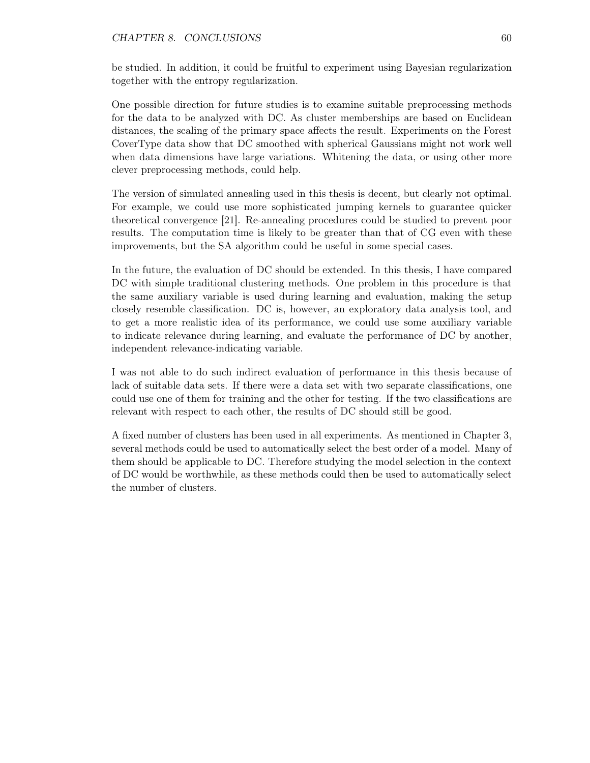be studied. In addition, it could be fruitful to experiment using Bayesian regularization together with the entropy regularization.

One possible direction for future studies is to examine suitable preprocessing methods for the data to be analyzed with DC. As cluster memberships are based on Euclidean distances, the scaling of the primary space affects the result. Experiments on the Forest CoverType data show that DC smoothed with spherical Gaussians might not work well when data dimensions have large variations. Whitening the data, or using other more clever preprocessing methods, could help.

The version of simulated annealing used in this thesis is decent, but clearly not optimal. For example, we could use more sophisticated jumping kernels to guarantee quicker theoretical convergence [21]. Re-annealing procedures could be studied to prevent poor results. The computation time is likely to be greater than that of CG even with these improvements, but the SA algorithm could be useful in some special cases.

In the future, the evaluation of DC should be extended. In this thesis, I have compared DC with simple traditional clustering methods. One problem in this procedure is that the same auxiliary variable is used during learning and evaluation, making the setup closely resemble classification. DC is, however, an exploratory data analysis tool, and to get a more realistic idea of its performance, we could use some auxiliary variable to indicate relevance during learning, and evaluate the performance of DC by another, independent relevance-indicating variable.

I was not able to do such indirect evaluation of performance in this thesis because of lack of suitable data sets. If there were a data set with two separate classifications, one could use one of them for training and the other for testing. If the two classifications are relevant with respect to each other, the results of DC should still be good.

A fixed number of clusters has been used in all experiments. As mentioned in Chapter 3, several methods could be used to automatically select the best order of a model. Many of them should be applicable to DC. Therefore studying the model selection in the context of DC would be worthwhile, as these methods could then be used to automatically select the number of clusters.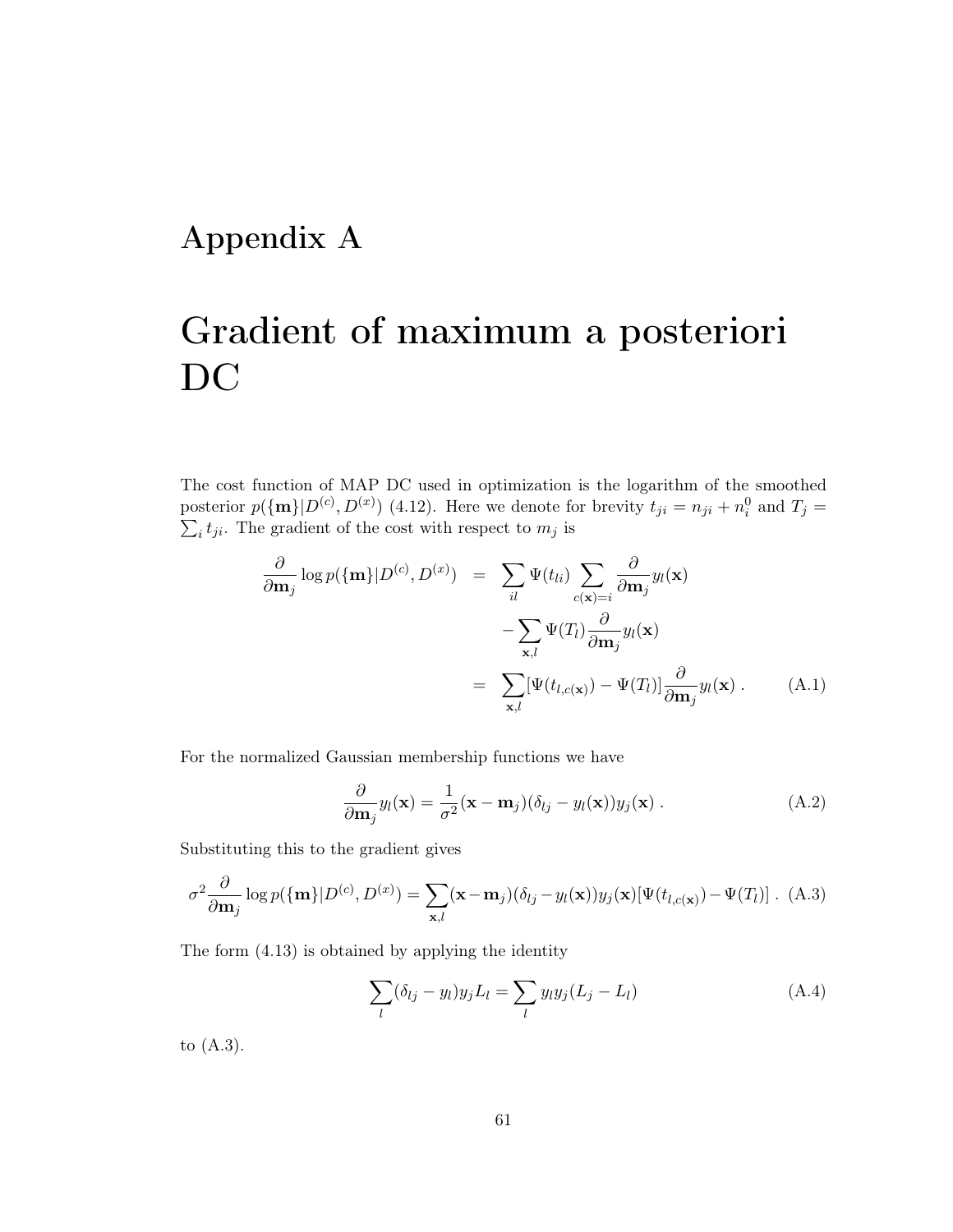# Appendix A

# Gradient of maximum a posteriori DC

The cost function of MAP DC used in optimization is the logarithm of the smoothed posterior $p(\{\mathbf{m}\}|D^{(c)}, D^{(x)})$ (4.12). Here we denote for brevity $t_{ji} = n_{ji} + n_i^0$ and $T_j = \sum_i t_{ji}$. The gradient of the cost with respect to $m_j$ is

$$
\begin{aligned}
\frac{\partial}{\partial \mathbf{m}_j} \log p(\{\mathbf{m}\}|D^{(c)}, D^{(x)}) &= \sum_{il} \Psi(t_{li}) \sum_{c(\mathbf{x})=i} \frac{\partial}{\partial \mathbf{m}_j} y_l(\mathbf{x}) \\
&\quad - \sum_{\mathbf{x},l} \Psi(T_l) \frac{\partial}{\partial \mathbf{m}_j} y_l(\mathbf{x}) \\
&= \sum_{\mathbf{x},l} [\Psi(t_{l,c(\mathbf{x})}) - \Psi(T_l)] \frac{\partial}{\partial \mathbf{m}_j} y_l(\mathbf{x}) \, . \qquad \text{(A.1)}
\end{aligned}
$$

For the normalized Gaussian membership functions we have

$$
\frac{\partial}{\partial \mathbf{m}_j} y_l(\mathbf{x}) = \frac{1}{\sigma^2} (\mathbf{x} - \mathbf{m}_j)(\delta_{lj} - y_l(\mathbf{x})) y_j(\mathbf{x}) \, . \qquad \text{(A.2)}
$$

Substituting this to the gradient gives

$$
\sigma^2 \frac{\partial}{\partial \mathbf{m}_j} \log p(\{\mathbf{m}\}|D^{(c)}, D^{(x)}) = \sum_{\mathbf{x},l} (\mathbf{x} - \mathbf{m}_j)(\delta_{lj} - y_l(\mathbf{x})) y_j(\mathbf{x}) [\Psi(t_{l,c(\mathbf{x})}) - \Psi(T_l)] \, . \qquad \text{(A.3)}
$$

The form (4.13) is obtained by applying the identity

$$
\sum_l (\delta_{lj} - y_l) y_j L_l = \sum_l y_l y_j (L_j - L_l) \qquad \text{(A.4)}
$$

to (A.3).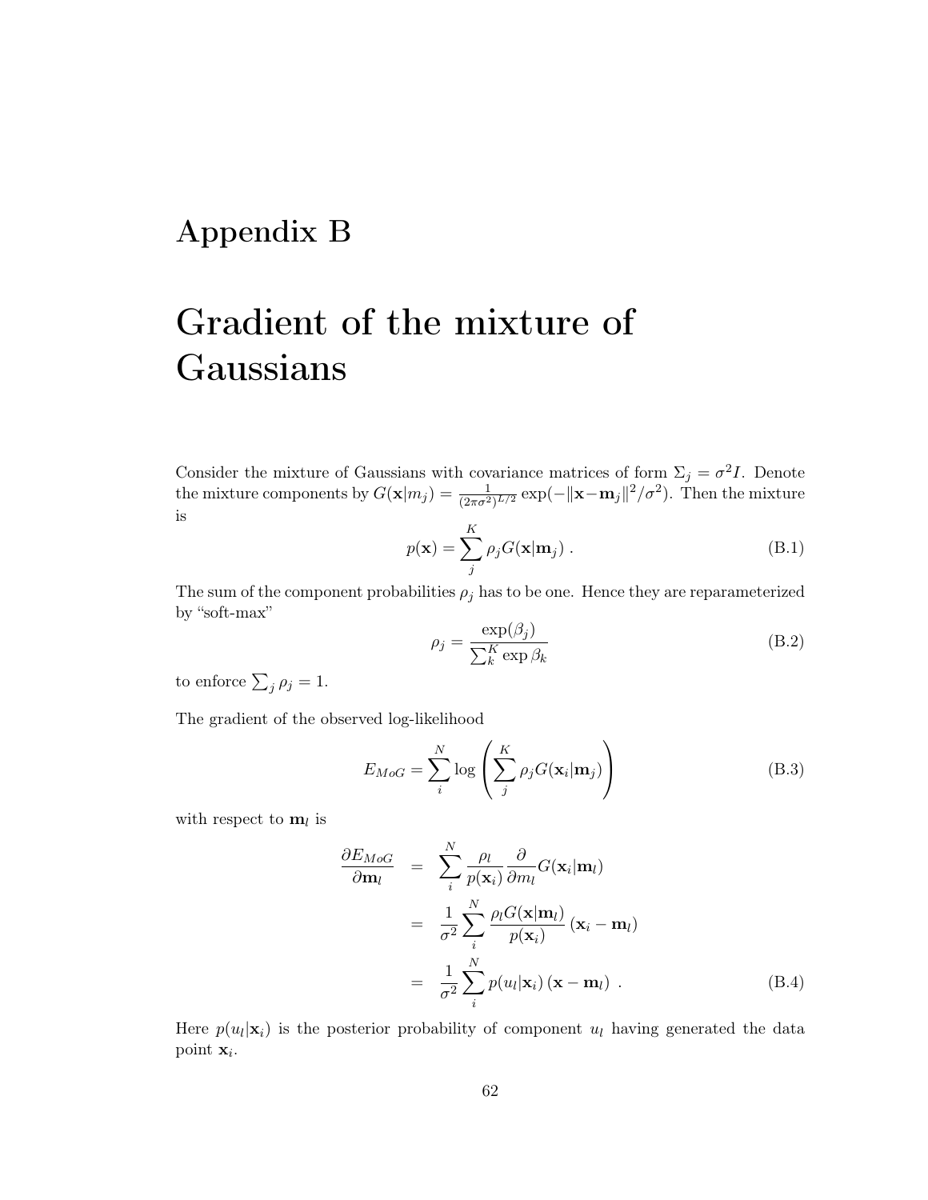# Appendix B

# Gradient of the mixture of Gaussians

Consider the mixture of Gaussians with covariance matrices of form $\Sigma_j = \sigma^2 I$. Denote the mixture components by $G(\mathbf{x}|m_j) = \frac{1}{(2\pi\sigma^2)^{L/2}} \exp(-\|\mathbf{x}-\mathbf{m}_j\|^2/\sigma^2)$. Then the mixture is

$$p(\mathbf{x}) = \sum_j^K \rho_j G(\mathbf{x}|\mathbf{m}_j) \ . \tag{B.1}$$

The sum of the component probabilities $\rho_j$ has to be one. Hence they are reparameterized by "soft-max"

$$\rho_j = \frac{\exp(\beta_j)}{\sum_k^K \exp \beta_k} \tag{B.2}$$

to enforce $\sum_j \rho_j = 1$.

The gradient of the observed log-likelihood

$$E_{MoG} = \sum_i^N \log \left( \sum_j^K \rho_j G(\mathbf{x}_i|\mathbf{m}_j) \right) \tag{B.3}$$

with respect to $\mathbf{m}_l$ is

$$\begin{aligned} \frac{\partial E_{MoG}}{\partial \mathbf{m}_l} &= \sum_i^N \frac{\rho_l}{p(\mathbf{x}_i)} \frac{\partial}{\partial m_l} G(\mathbf{x}_i|\mathbf{m}_l) \\ &= \frac{1}{\sigma^2} \sum_i^N \frac{\rho_l G(\mathbf{x}|\mathbf{m}_l)}{p(\mathbf{x}_i)} (\mathbf{x}_i - \mathbf{m}_l) \\ &= \frac{1}{\sigma^2} \sum_i^N p(u_l|\mathbf{x}_i) (\mathbf{x} - \mathbf{m}_l) \ . \end{aligned} \tag{B.4}$$

Here $p(u_l|\mathbf{x}_i)$ is the posterior probability of component $u_l$ having generated the data point $\mathbf{x}_i$.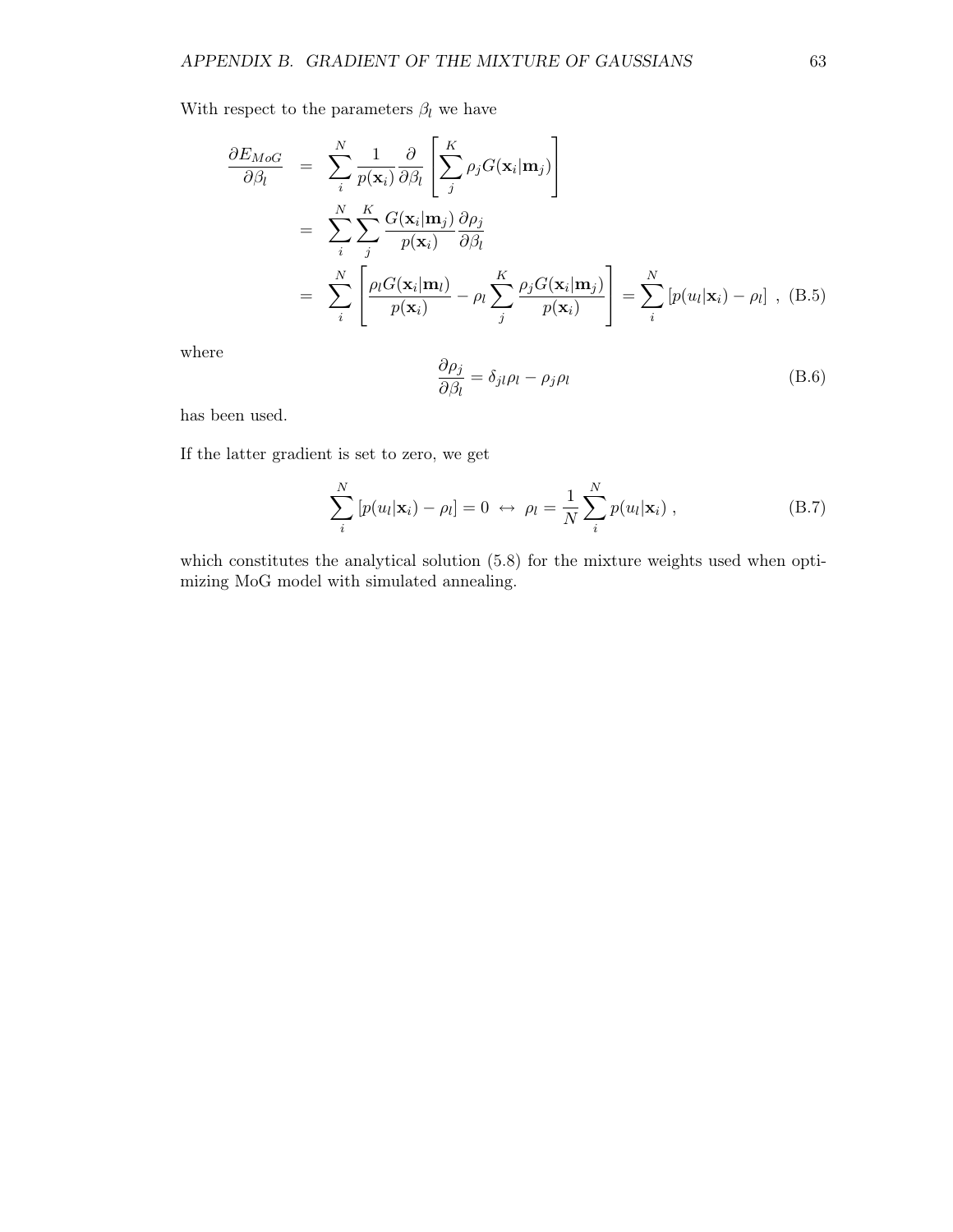With respect to the parameters $\beta_l$ we have

$$
\begin{aligned}
\frac{\partial E_{MoG}}{\partial \beta_l} &= \sum_i^N \frac{1}{p(\mathbf{x}_i)} \frac{\partial}{\partial \beta_l} \left[ \sum_j^K \rho_j G(\mathbf{x}_i|\mathbf{m}_j) \right] \\
&= \sum_i^N \sum_j^K \frac{G(\mathbf{x}_i|\mathbf{m}_j)}{p(\mathbf{x}_i)} \frac{\partial \rho_j}{\partial \beta_l} \\
&= \sum_i^N \left[ \frac{\rho_l G(\mathbf{x}_i|\mathbf{m}_l)}{p(\mathbf{x}_i)} - \rho_l \sum_j^K \frac{\rho_j G(\mathbf{x}_i|\mathbf{m}_j)}{p(\mathbf{x}_i)} \right] = \sum_i^N \left[ p(u_l|\mathbf{x}_i) - \rho_l \right] \ , \quad \text{(B.5)}
\end{aligned}
$$

where

$$
\frac{\partial \rho_j}{\partial \beta_l} = \delta_{jl}\rho_l - \rho_j \rho_l \quad \text{(B.6)}
$$

has been used.

If the latter gradient is set to zero, we get

$$
\sum_i^N \left[ p(u_l|\mathbf{x}_i) - \rho_l \right] = 0 \ \leftrightarrow \ \rho_l = \frac{1}{N} \sum_i^N p(u_l|\mathbf{x}_i) \ , \quad \text{(B.7)}
$$

which constitutes the analytical solution (5.8) for the mixture weights used when optimizing MoG model with simulated annealing.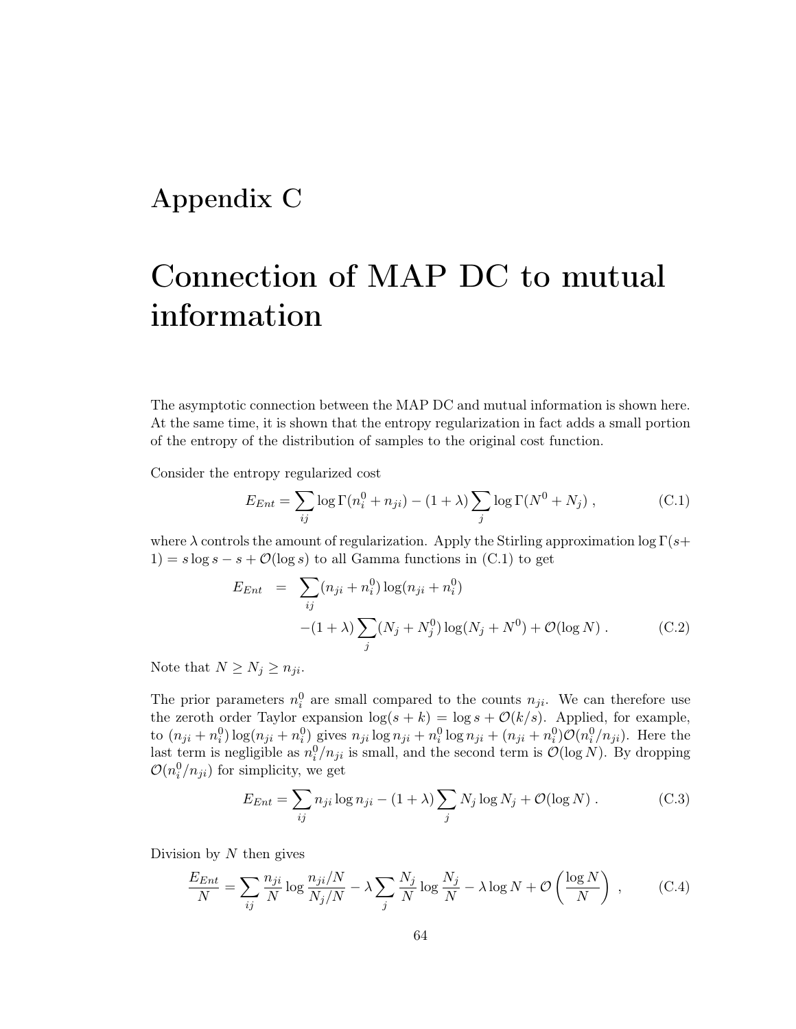# Appendix C

# Connection of MAP DC to mutual information

The asymptotic connection between the MAP DC and mutual information is shown here. At the same time, it is shown that the entropy regularization in fact adds a small portion of the entropy of the distribution of samples to the original cost function.

Consider the entropy regularized cost

$$E_{Ent} = \sum_{ij} \log \Gamma(n_i^0 + n_{ji}) - (1+\lambda) \sum_j \log \Gamma(N^0 + N_j) \, , \tag{C.1}$$

where $\lambda$ controls the amount of regularization. Apply the Stirling approximation $\log \Gamma(s+1) = s \log s - s + \mathcal{O}(\log s)$ to all Gamma functions in (C.1) to get

$$\begin{aligned} E_{Ent} &= \sum_{ij} (n_{ji} + n_i^0) \log(n_{ji} + n_i^0) \\ &\quad -(1+\lambda) \sum_j (N_j + N_j^0) \log(N_j + N^0) + \mathcal{O}(\log N) \, . \end{aligned} \tag{C.2}$$

Note that $N \geq N_j \geq n_{ji}$.

The prior parameters $n_i^0$ are small compared to the counts $n_{ji}$. We can therefore use the zeroth order Taylor expansion $\log(s+k) = \log s + \mathcal{O}(k/s)$. Applied, for example, to $(n_{ji} + n_i^0) \log(n_{ji} + n_i^0)$ gives $n_{ji} \log n_{ji} + n_i^0 \log n_{ji} + (n_{ji} + n_i^0)\mathcal{O}(n_i^0/n_{ji})$. Here the last term is negligible as $n_i^0/n_{ji}$ is small, and the second term is $\mathcal{O}(\log N)$. By dropping $\mathcal{O}(n_i^0/n_{ji})$ for simplicity, we get

$$E_{Ent} = \sum_{ij} n_{ji} \log n_{ji} - (1+\lambda) \sum_j N_j \log N_j + \mathcal{O}(\log N) \, . \tag{C.3}$$

Division by $N$ then gives

$$\frac{E_{Ent}}{N} = \sum_{ij} \frac{n_{ji}}{N} \log \frac{n_{ji}/N}{N_j/N} - \lambda \sum_j \frac{N_j}{N} \log \frac{N_j}{N} - \lambda \log N + \mathcal{O}\left(\frac{\log N}{N}\right) \, , \tag{C.4}$$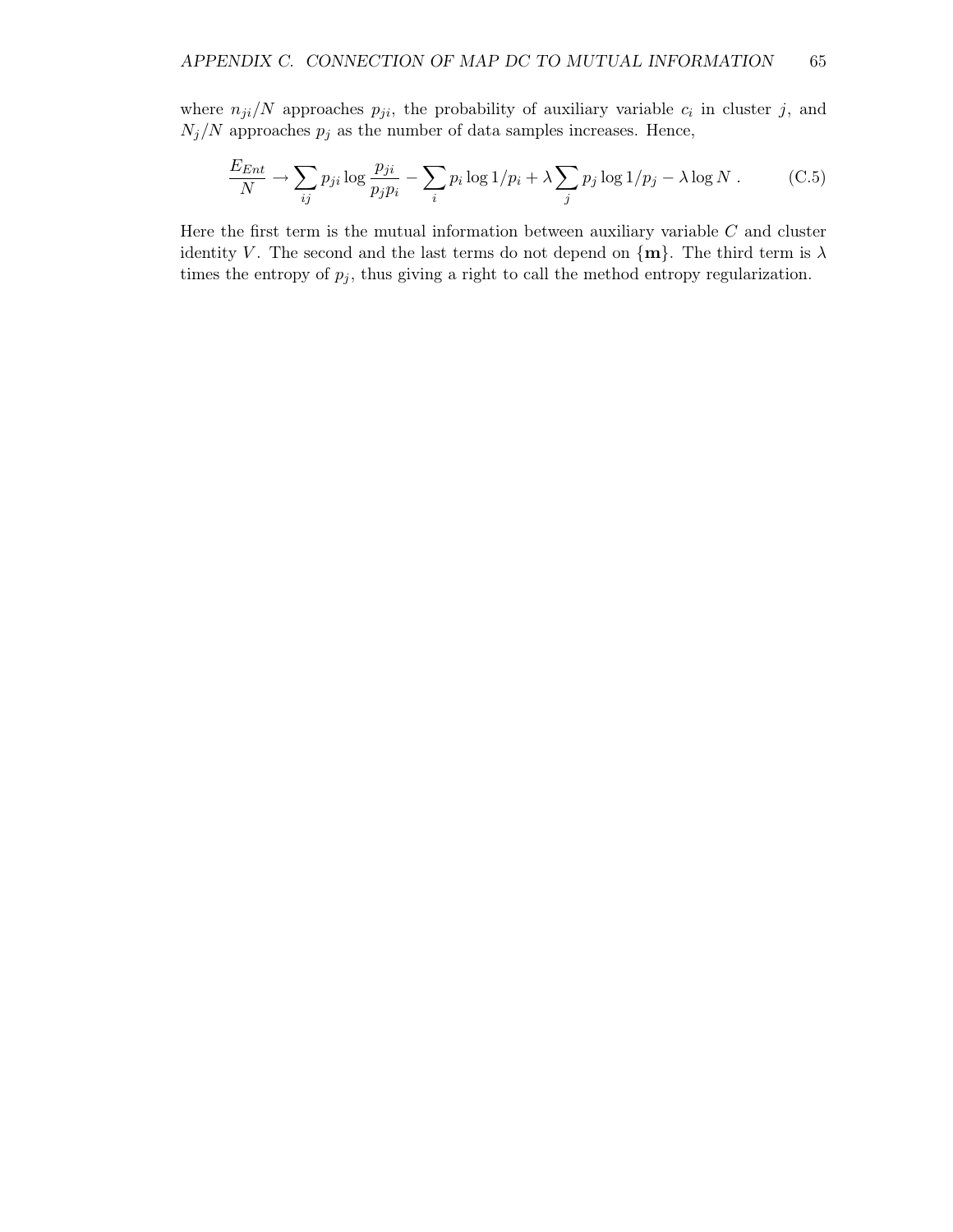where $n_{ji}/N$ approaches $p_{ji}$, the probability of auxiliary variable $c_i$ in cluster $j$, and $N_j/N$ approaches $p_j$ as the number of data samples increases. Hence,

$$\frac{E_{Ent}}{N} \rightarrow \sum_{ij} p_{ji} \log \frac{p_{ji}}{p_j p_i} - \sum_i p_i \log 1/p_i + \lambda \sum_j p_j \log 1/p_j - \lambda \log N \; . \tag{C.5}$$

Here the first term is the mutual information between auxiliary variable $C$ and cluster identity $V$. The second and the last terms do not depend on $\{\mathbf{m}\}$. The third term is $\lambda$ times the entropy of $p_j$, thus giving a right to call the method entropy regularization.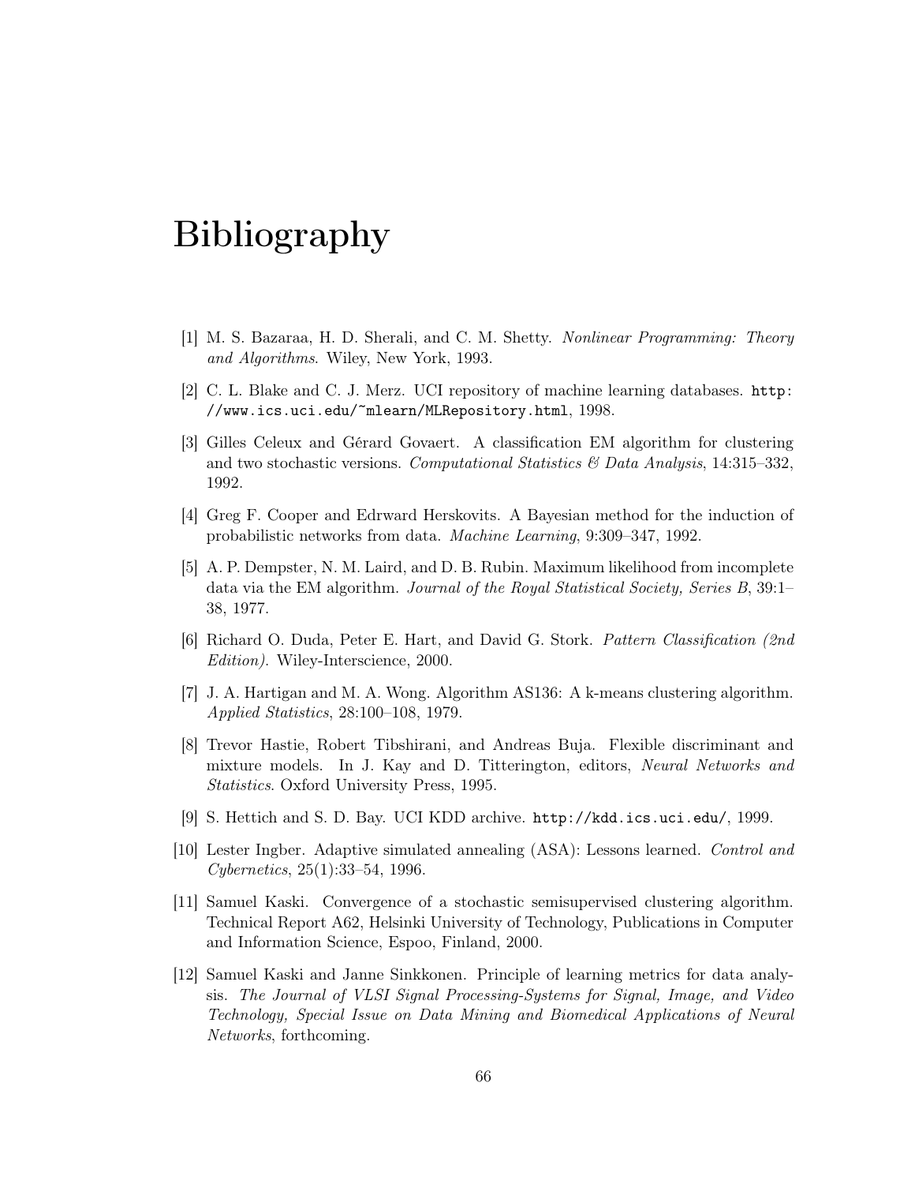# Bibliography

[1] M. S. Bazaraa, H. D. Sherali, and C. M. Shetty. *Nonlinear Programming: Theory and Algorithms*. Wiley, New York, 1993.

[2] C. L. Blake and C. J. Merz. UCI repository of machine learning databases. `http://www.ics.uci.edu/~mlearn/MLRepository.html`, 1998.

[3] Gilles Celeux and Gérard Govaert. A classification EM algorithm for clustering and two stochastic versions. *Computational Statistics & Data Analysis*, 14:315–332, 1992.

[4] Greg F. Cooper and Edrward Herskovits. A Bayesian method for the induction of probabilistic networks from data. *Machine Learning*, 9:309–347, 1992.

[5] A. P. Dempster, N. M. Laird, and D. B. Rubin. Maximum likelihood from incomplete data via the EM algorithm. *Journal of the Royal Statistical Society, Series B*, 39:1–38, 1977.

[6] Richard O. Duda, Peter E. Hart, and David G. Stork. *Pattern Classification (2nd Edition)*. Wiley-Interscience, 2000.

[7] J. A. Hartigan and M. A. Wong. Algorithm AS136: A k-means clustering algorithm. *Applied Statistics*, 28:100–108, 1979.

[8] Trevor Hastie, Robert Tibshirani, and Andreas Buja. Flexible discriminant and mixture models. In J. Kay and D. Titterington, editors, *Neural Networks and Statistics*. Oxford University Press, 1995.

[9] S. Hettich and S. D. Bay. UCI KDD archive. `http://kdd.ics.uci.edu/`, 1999.

[10] Lester Ingber. Adaptive simulated annealing (ASA): Lessons learned. *Control and Cybernetics*, 25(1):33–54, 1996.

[11] Samuel Kaski. Convergence of a stochastic semisupervised clustering algorithm. Technical Report A62, Helsinki University of Technology, Publications in Computer and Information Science, Espoo, Finland, 2000.

[12] Samuel Kaski and Janne Sinkkonen. Principle of learning metrics for data analysis. *The Journal of VLSI Signal Processing-Systems for Signal, Image, and Video Technology, Special Issue on Data Mining and Biomedical Applications of Neural Networks*, forthcoming.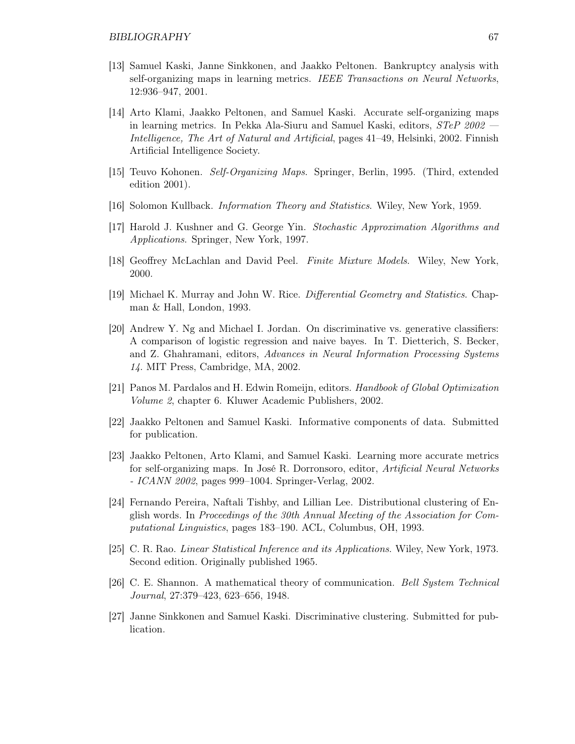[13] Samuel Kaski, Janne Sinkkonen, and Jaakko Peltonen. Bankruptcy analysis with self-organizing maps in learning metrics. *IEEE Transactions on Neural Networks*, 12:936–947, 2001.

[14] Arto Klami, Jaakko Peltonen, and Samuel Kaski. Accurate self-organizing maps in learning metrics. In Pekka Ala-Siuru and Samuel Kaski, editors, *STeP 2002 — Intelligence, The Art of Natural and Artificial*, pages 41–49, Helsinki, 2002. Finnish Artificial Intelligence Society.

[15] Teuvo Kohonen. *Self-Organizing Maps*. Springer, Berlin, 1995. (Third, extended edition 2001).

[16] Solomon Kullback. *Information Theory and Statistics*. Wiley, New York, 1959.

[17] Harold J. Kushner and G. George Yin. *Stochastic Approximation Algorithms and Applications*. Springer, New York, 1997.

[18] Geoffrey McLachlan and David Peel. *Finite Mixture Models*. Wiley, New York, 2000.

[19] Michael K. Murray and John W. Rice. *Differential Geometry and Statistics*. Chapman & Hall, London, 1993.

[20] Andrew Y. Ng and Michael I. Jordan. On discriminative vs. generative classifiers: A comparison of logistic regression and naive bayes. In T. Dietterich, S. Becker, and Z. Ghahramani, editors, *Advances in Neural Information Processing Systems 14*. MIT Press, Cambridge, MA, 2002.

[21] Panos M. Pardalos and H. Edwin Romeijn, editors. *Handbook of Global Optimization Volume 2*, chapter 6. Kluwer Academic Publishers, 2002.

[22] Jaakko Peltonen and Samuel Kaski. Informative components of data. Submitted for publication.

[23] Jaakko Peltonen, Arto Klami, and Samuel Kaski. Learning more accurate metrics for self-organizing maps. In José R. Dorronsoro, editor, *Artificial Neural Networks - ICANN 2002*, pages 999–1004. Springer-Verlag, 2002.

[24] Fernando Pereira, Naftali Tishby, and Lillian Lee. Distributional clustering of English words. In *Proceedings of the 30th Annual Meeting of the Association for Computational Linguistics*, pages 183–190. ACL, Columbus, OH, 1993.

[25] C. R. Rao. *Linear Statistical Inference and its Applications*. Wiley, New York, 1973. Second edition. Originally published 1965.

[26] C. E. Shannon. A mathematical theory of communication. *Bell System Technical Journal*, 27:379–423, 623–656, 1948.

[27] Janne Sinkkonen and Samuel Kaski. Discriminative clustering. Submitted for publication.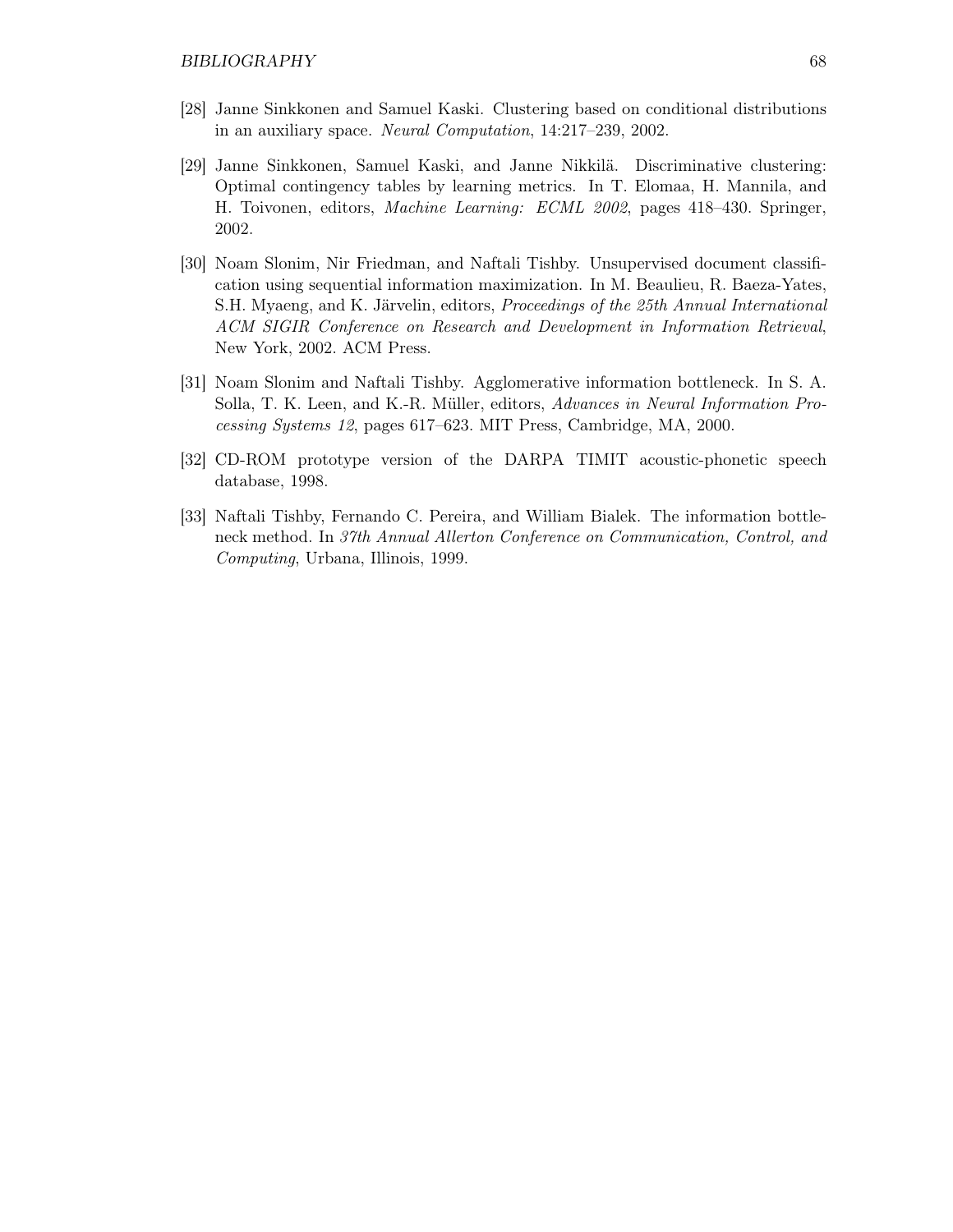[28] Janne Sinkkonen and Samuel Kaski. Clustering based on conditional distributions in an auxiliary space. *Neural Computation*, 14:217–239, 2002.

[29] Janne Sinkkonen, Samuel Kaski, and Janne Nikkilä. Discriminative clustering: Optimal contingency tables by learning metrics. In T. Elomaa, H. Mannila, and H. Toivonen, editors, *Machine Learning: ECML 2002*, pages 418–430. Springer, 2002.

[30] Noam Slonim, Nir Friedman, and Naftali Tishby. Unsupervised document classification using sequential information maximization. In M. Beaulieu, R. Baeza-Yates, S.H. Myaeng, and K. Järvelin, editors, *Proceedings of the 25th Annual International ACM SIGIR Conference on Research and Development in Information Retrieval*, New York, 2002. ACM Press.

[31] Noam Slonim and Naftali Tishby. Agglomerative information bottleneck. In S. A. Solla, T. K. Leen, and K.-R. Müller, editors, *Advances in Neural Information Processing Systems 12*, pages 617–623. MIT Press, Cambridge, MA, 2000.

[32] CD-ROM prototype version of the DARPA TIMIT acoustic-phonetic speech database, 1998.

[33] Naftali Tishby, Fernando C. Pereira, and William Bialek. The information bottleneck method. In *37th Annual Allerton Conference on Communication, Control, and Computing*, Urbana, Illinois, 1999.